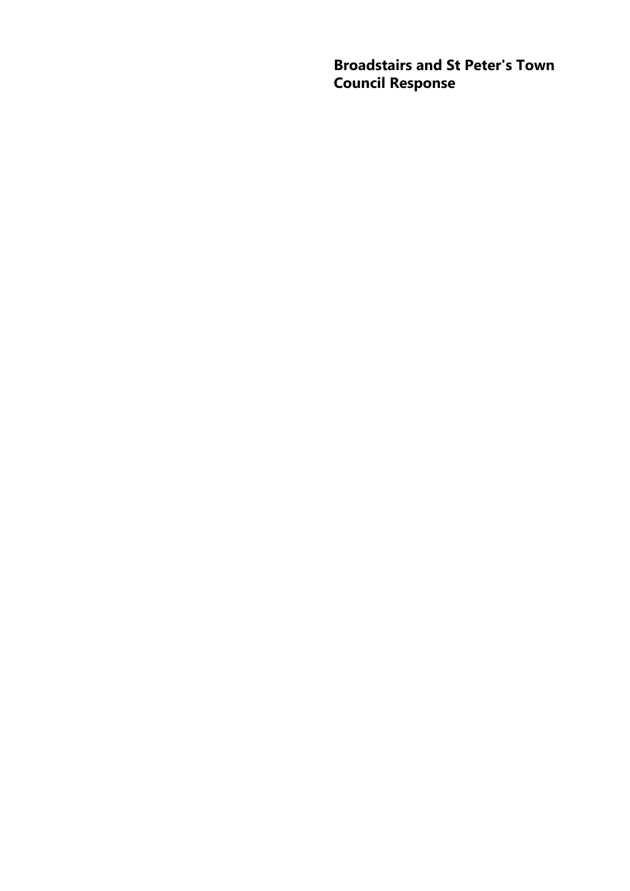# Broadstairs and St Peter's Town Council Response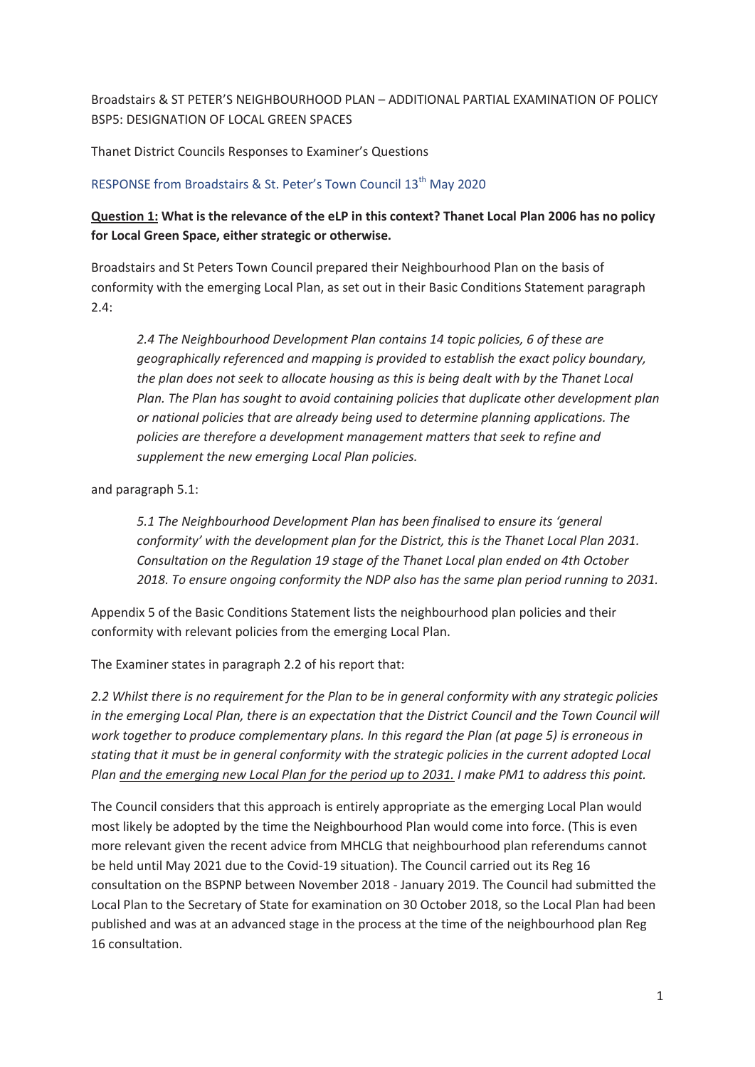Broadstairs & ST PETER'S NEIGHBOURHOOD PLAN – ADDITIONAL PARTIAL EXAMINATION OF POLICY BSP5: DESIGNATION OF LOCAL GREEN SPACES

Thanet District Councils Responses to Examiner's Questions

RESPONSE from Broadstairs & St. Peter's Town Council 13th May 2020

**Question 1: What is the relevance of the eLP in this context? Thanet Local Plan 2006 has no policy for Local Green Space, either strategic or otherwise.**

Broadstairs and St Peters Town Council prepared their Neighbourhood Plan on the basis of conformity with the emerging Local Plan, as set out in their Basic Conditions Statement paragraph 2.4:

> *2.4 The Neighbourhood Development Plan contains 14 topic policies, 6 of these are geographically referenced and mapping is provided to establish the exact policy boundary, the plan does not seek to allocate housing as this is being dealt with by the Thanet Local Plan. The Plan has sought to avoid containing policies that duplicate other development plan or national policies that are already being used to determine planning applications. The policies are therefore a development management matters that seek to refine and supplement the new emerging Local Plan policies.*

and paragraph 5.1:

> *5.1 The Neighbourhood Development Plan has been finalised to ensure its 'general conformity' with the development plan for the District, this is the Thanet Local Plan 2031. Consultation on the Regulation 19 stage of the Thanet Local plan ended on 4th October 2018. To ensure ongoing conformity the NDP also has the same plan period running to 2031.*

Appendix 5 of the Basic Conditions Statement lists the neighbourhood plan policies and their conformity with relevant policies from the emerging Local Plan.

The Examiner states in paragraph 2.2 of his report that:

*2.2 Whilst there is no requirement for the Plan to be in general conformity with any strategic policies in the emerging Local Plan, there is an expectation that the District Council and the Town Council will work together to produce complementary plans. In this regard the Plan (at page 5) is erroneous in stating that it must be in general conformity with the strategic policies in the current adopted Local Plan <u>and the emerging new Local Plan for the period up to 2031.</u> I make PM1 to address this point.*

The Council considers that this approach is entirely appropriate as the emerging Local Plan would most likely be adopted by the time the Neighbourhood Plan would come into force. (This is even more relevant given the recent advice from MHCLG that neighbourhood plan referendums cannot be held until May 2021 due to the Covid-19 situation). The Council carried out its Reg 16 consultation on the BSPNP between November 2018 - January 2019. The Council had submitted the Local Plan to the Secretary of State for examination on 30 October 2018, so the Local Plan had been published and was at an advanced stage in the process at the time of the neighbourhood plan Reg 16 consultation.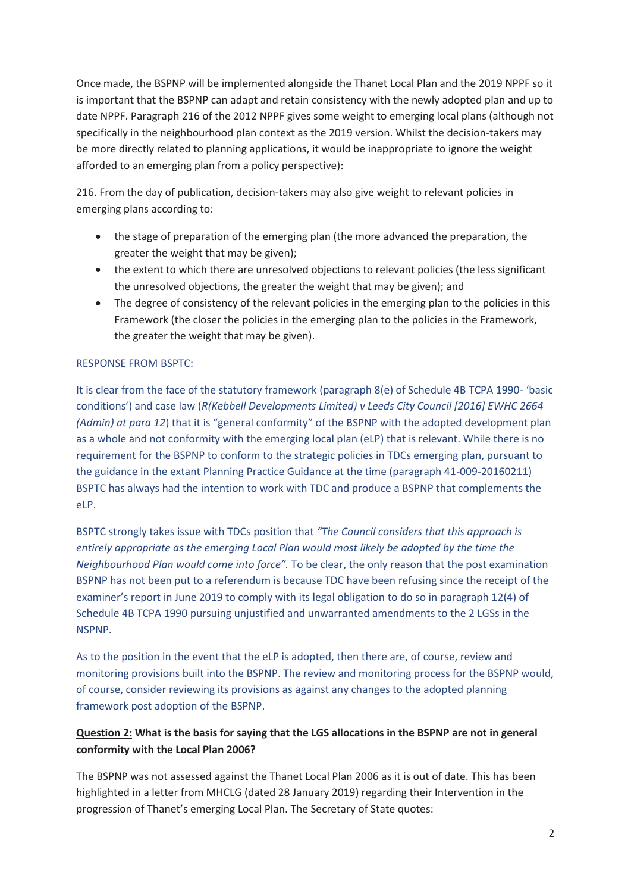Once made, the BSPNP will be implemented alongside the Thanet Local Plan and the 2019 NPPF so it is important that the BSPNP can adapt and retain consistency with the newly adopted plan and up to date NPPF. Paragraph 216 of the 2012 NPPF gives some weight to emerging local plans (although not specifically in the neighbourhood plan context as the 2019 version. Whilst the decision-takers may be more directly related to planning applications, it would be inappropriate to ignore the weight afforded to an emerging plan from a policy perspective):

216. From the day of publication, decision-takers may also give weight to relevant policies in emerging plans according to:

- the stage of preparation of the emerging plan (the more advanced the preparation, the greater the weight that may be given);
- the extent to which there are unresolved objections to relevant policies (the less significant the unresolved objections, the greater the weight that may be given); and
- The degree of consistency of the relevant policies in the emerging plan to the policies in this Framework (the closer the policies in the emerging plan to the policies in the Framework, the greater the weight that may be given).

RESPONSE FROM BSPTC:

It is clear from the face of the statutory framework (paragraph 8(e) of Schedule 4B TCPA 1990- 'basic conditions') and case law (*R(Kebbell Developments Limited) v Leeds City Council [2016] EWHC 2664 (Admin) at para 12*) that it is "general conformity" of the BSPNP with the adopted development plan as a whole and not conformity with the emerging local plan (eLP) that is relevant. While there is no requirement for the BSPNP to conform to the strategic policies in TDCs emerging plan, pursuant to the guidance in the extant Planning Practice Guidance at the time (paragraph 41-009-20160211) BSPTC has always had the intention to work with TDC and produce a BSPNP that complements the eLP.

BSPTC strongly takes issue with TDCs position that *"The Council considers that this approach is entirely appropriate as the emerging Local Plan would most likely be adopted by the time the Neighbourhood Plan would come into force".* To be clear, the only reason that the post examination BSPNP has not been put to a referendum is because TDC have been refusing since the receipt of the examiner's report in June 2019 to comply with its legal obligation to do so in paragraph 12(4) of Schedule 4B TCPA 1990 pursuing unjustified and unwarranted amendments to the 2 LGSs in the NSPNP.

As to the position in the event that the eLP is adopted, then there are, of course, review and monitoring provisions built into the BSPNP. The review and monitoring process for the BSPNP would, of course, consider reviewing its provisions as against any changes to the adopted planning framework post adoption of the BSPNP.

**<u>Question 2:</u> What is the basis for saying that the LGS allocations in the BSPNP are not in general conformity with the Local Plan 2006?**

The BSPNP was not assessed against the Thanet Local Plan 2006 as it is out of date. This has been highlighted in a letter from MHCLG (dated 28 January 2019) regarding their Intervention in the progression of Thanet's emerging Local Plan. The Secretary of State quotes: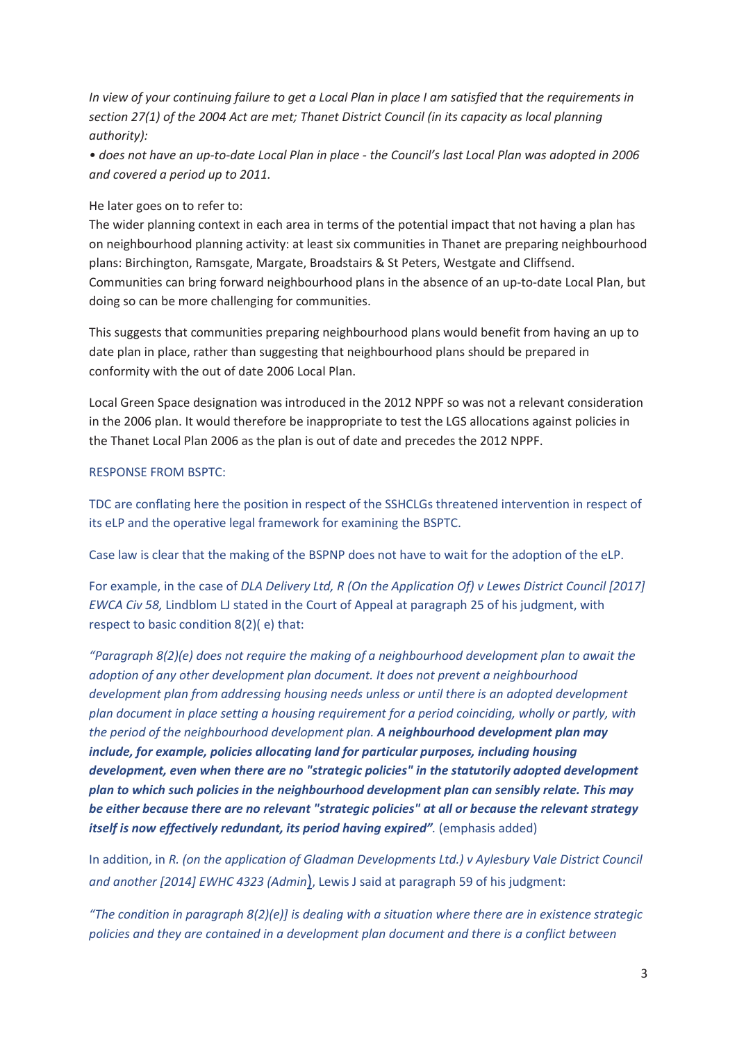*In view of your continuing failure to get a Local Plan in place I am satisfied that the requirements in section 27(1) of the 2004 Act are met; Thanet District Council (in its capacity as local planning authority):*

*• does not have an up-to-date Local Plan in place - the Council's last Local Plan was adopted in 2006 and covered a period up to 2011.*

He later goes on to refer to:
The wider planning context in each area in terms of the potential impact that not having a plan has on neighbourhood planning activity: at least six communities in Thanet are preparing neighbourhood plans: Birchington, Ramsgate, Margate, Broadstairs & St Peters, Westgate and Cliffsend. Communities can bring forward neighbourhood plans in the absence of an up-to-date Local Plan, but doing so can be more challenging for communities.

This suggests that communities preparing neighbourhood plans would benefit from having an up to date plan in place, rather than suggesting that neighbourhood plans should be prepared in conformity with the out of date 2006 Local Plan.

Local Green Space designation was introduced in the 2012 NPPF so was not a relevant consideration in the 2006 plan. It would therefore be inappropriate to test the LGS allocations against policies in the Thanet Local Plan 2006 as the plan is out of date and precedes the 2012 NPPF.

RESPONSE FROM BSPTC:

TDC are conflating here the position in respect of the SSHCLGs threatened intervention in respect of its eLP and the operative legal framework for examining the BSPTC.

Case law is clear that the making of the BSPNP does not have to wait for the adoption of the eLP.

For example, in the case of *DLA Delivery Ltd, R (On the Application Of) v Lewes District Council [2017] EWCA Civ 58,* Lindblom LJ stated in the Court of Appeal at paragraph 25 of his judgment, with respect to basic condition 8(2)( e) that:

*"Paragraph 8(2)(e) does not require the making of a neighbourhood development plan to await the adoption of any other development plan document. It does not prevent a neighbourhood development plan from addressing housing needs unless or until there is an adopted development plan document in place setting a housing requirement for a period coinciding, wholly or partly, with the period of the neighbourhood development plan.* ***A neighbourhood development plan may include, for example, policies allocating land for particular purposes, including housing development, even when there are no "strategic policies" in the statutorily adopted development plan to which such policies in the neighbourhood development plan can sensibly relate. This may be either because there are no relevant "strategic policies" at all or because the relevant strategy itself is now effectively redundant, its period having expired"****.* (emphasis added)

In addition, in *R. (on the application of Gladman Developments Ltd.) v Aylesbury Vale District Council and another [2014] EWHC 4323 (Admin*), Lewis J said at paragraph 59 of his judgment:

*"The condition in paragraph 8(2)(e)] is dealing with a situation where there are in existence strategic policies and they are contained in a development plan document and there is a conflict between*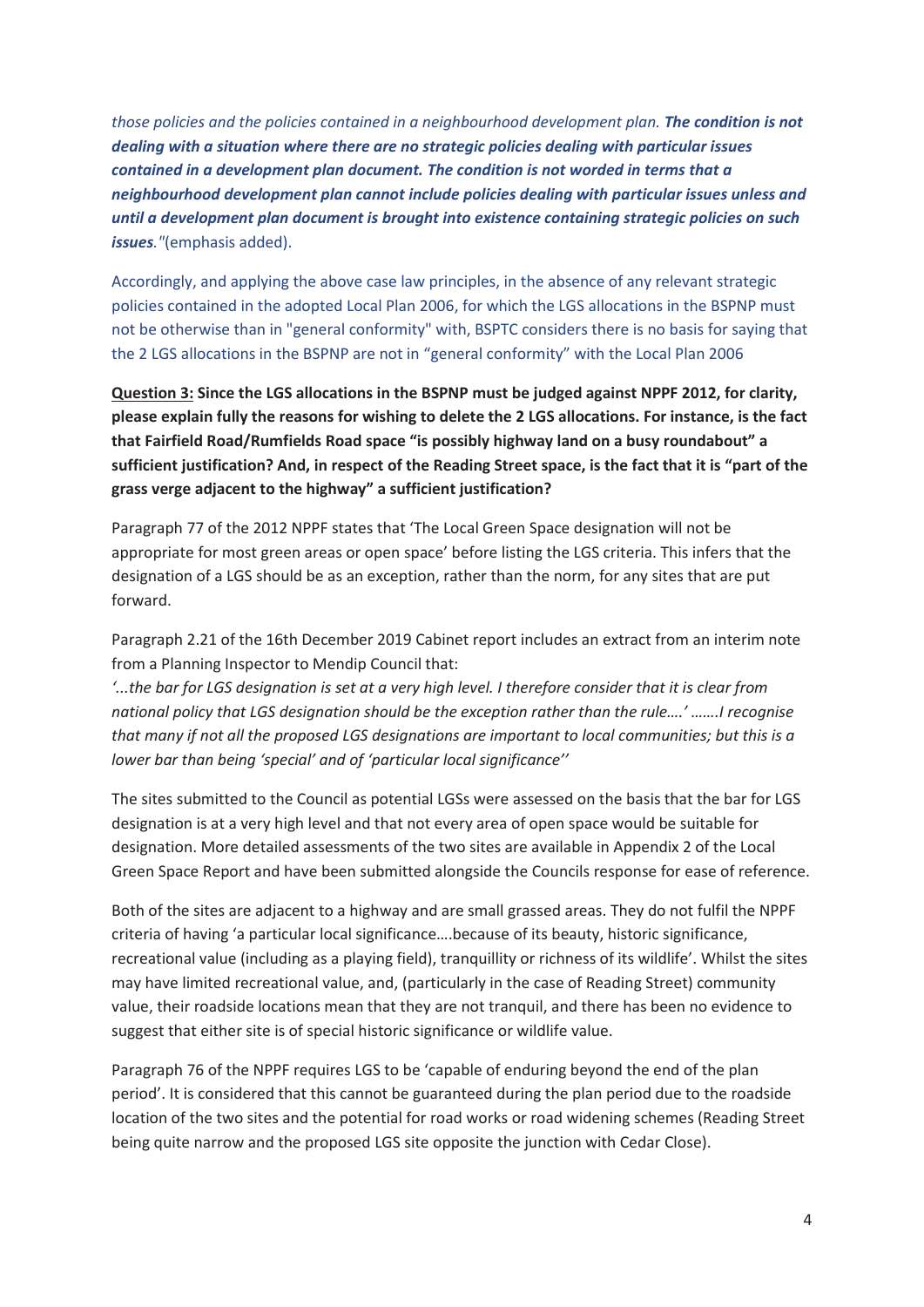*those policies and the policies contained in a neighbourhood development plan.* ***The condition is not dealing with a situation where there are no strategic policies dealing with particular issues contained in a development plan document. The condition is not worded in terms that a neighbourhood development plan cannot include policies dealing with particular issues unless and until a development plan document is brought into existence containing strategic policies on such issues****."*(emphasis added).

Accordingly, and applying the above case law principles, in the absence of any relevant strategic policies contained in the adopted Local Plan 2006, for which the LGS allocations in the BSPNP must not be otherwise than in "general conformity" with, BSPTC considers there is no basis for saying that the 2 LGS allocations in the BSPNP are not in "general conformity" with the Local Plan 2006

**<u>Question 3:</u> Since the LGS allocations in the BSPNP must be judged against NPPF 2012, for clarity, please explain fully the reasons for wishing to delete the 2 LGS allocations. For instance, is the fact that Fairfield Road/Rumfields Road space "is possibly highway land on a busy roundabout" a sufficient justification? And, in respect of the Reading Street space, is the fact that it is "part of the grass verge adjacent to the highway" a sufficient justification?**

Paragraph 77 of the 2012 NPPF states that 'The Local Green Space designation will not be appropriate for most green areas or open space' before listing the LGS criteria. This infers that the designation of a LGS should be as an exception, rather than the norm, for any sites that are put forward.

Paragraph 2.21 of the 16th December 2019 Cabinet report includes an extract from an interim note from a Planning Inspector to Mendip Council that:
*'...the bar for LGS designation is set at a very high level. I therefore consider that it is clear from national policy that LGS designation should be the exception rather than the rule….' …….I recognise that many if not all the proposed LGS designations are important to local communities; but this is a lower bar than being 'special' and of 'particular local significance''*

The sites submitted to the Council as potential LGSs were assessed on the basis that the bar for LGS designation is at a very high level and that not every area of open space would be suitable for designation. More detailed assessments of the two sites are available in Appendix 2 of the Local Green Space Report and have been submitted alongside the Councils response for ease of reference.

Both of the sites are adjacent to a highway and are small grassed areas. They do not fulfil the NPPF criteria of having 'a particular local significance….because of its beauty, historic significance, recreational value (including as a playing field), tranquillity or richness of its wildlife'. Whilst the sites may have limited recreational value, and, (particularly in the case of Reading Street) community value, their roadside locations mean that they are not tranquil, and there has been no evidence to suggest that either site is of special historic significance or wildlife value.

Paragraph 76 of the NPPF requires LGS to be 'capable of enduring beyond the end of the plan period'. It is considered that this cannot be guaranteed during the plan period due to the roadside location of the two sites and the potential for road works or road widening schemes (Reading Street being quite narrow and the proposed LGS site opposite the junction with Cedar Close).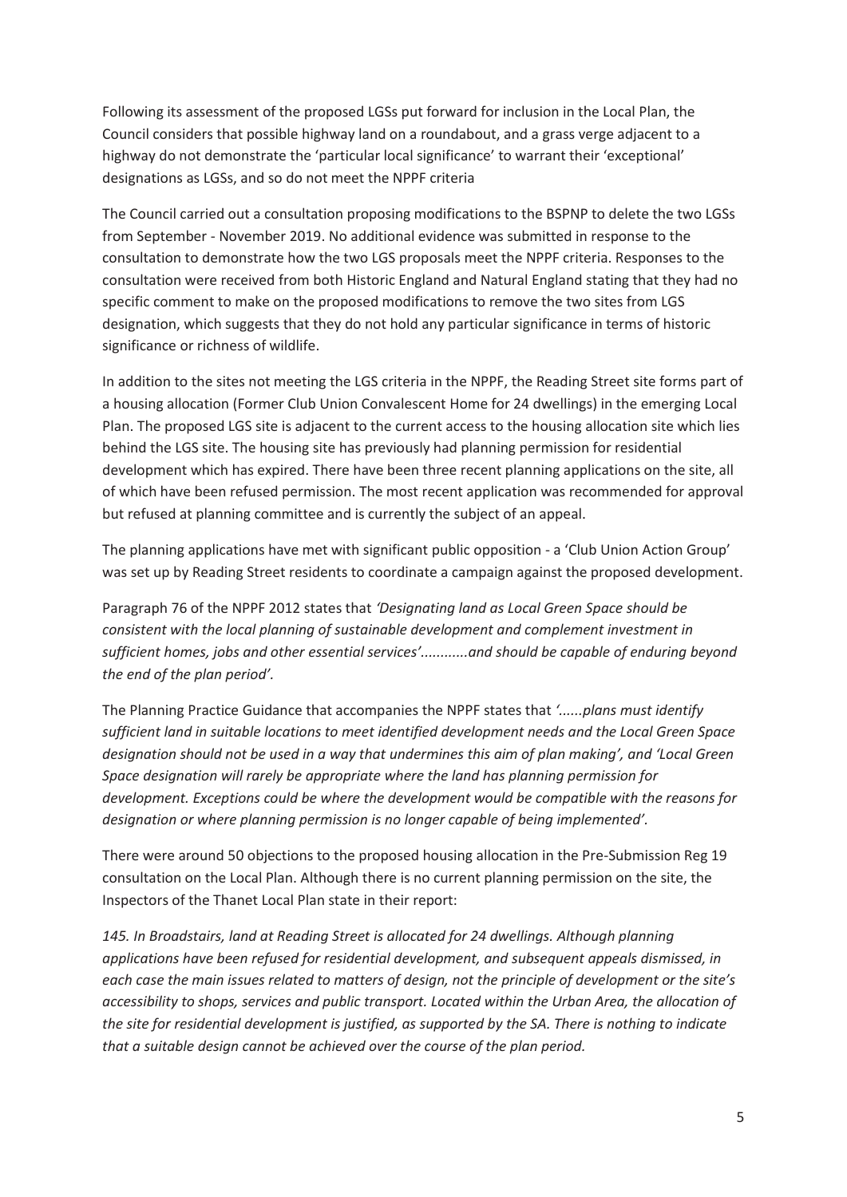Following its assessment of the proposed LGSs put forward for inclusion in the Local Plan, the Council considers that possible highway land on a roundabout, and a grass verge adjacent to a highway do not demonstrate the 'particular local significance' to warrant their 'exceptional' designations as LGSs, and so do not meet the NPPF criteria

The Council carried out a consultation proposing modifications to the BSPNP to delete the two LGSs from September - November 2019. No additional evidence was submitted in response to the consultation to demonstrate how the two LGS proposals meet the NPPF criteria. Responses to the consultation were received from both Historic England and Natural England stating that they had no specific comment to make on the proposed modifications to remove the two sites from LGS designation, which suggests that they do not hold any particular significance in terms of historic significance or richness of wildlife.

In addition to the sites not meeting the LGS criteria in the NPPF, the Reading Street site forms part of a housing allocation (Former Club Union Convalescent Home for 24 dwellings) in the emerging Local Plan. The proposed LGS site is adjacent to the current access to the housing allocation site which lies behind the LGS site. The housing site has previously had planning permission for residential development which has expired. There have been three recent planning applications on the site, all of which have been refused permission. The most recent application was recommended for approval but refused at planning committee and is currently the subject of an appeal.

The planning applications have met with significant public opposition - a 'Club Union Action Group' was set up by Reading Street residents to coordinate a campaign against the proposed development.

Paragraph 76 of the NPPF 2012 states that *'Designating land as Local Green Space should be consistent with the local planning of sustainable development and complement investment in sufficient homes, jobs and other essential services'............and should be capable of enduring beyond the end of the plan period'.*

The Planning Practice Guidance that accompanies the NPPF states that *'......plans must identify sufficient land in suitable locations to meet identified development needs and the Local Green Space designation should not be used in a way that undermines this aim of plan making', and 'Local Green Space designation will rarely be appropriate where the land has planning permission for development. Exceptions could be where the development would be compatible with the reasons for designation or where planning permission is no longer capable of being implemented'.*

There were around 50 objections to the proposed housing allocation in the Pre-Submission Reg 19 consultation on the Local Plan. Although there is no current planning permission on the site, the Inspectors of the Thanet Local Plan state in their report:

*145. In Broadstairs, land at Reading Street is allocated for 24 dwellings. Although planning applications have been refused for residential development, and subsequent appeals dismissed, in each case the main issues related to matters of design, not the principle of development or the site's accessibility to shops, services and public transport. Located within the Urban Area, the allocation of the site for residential development is justified, as supported by the SA. There is nothing to indicate that a suitable design cannot be achieved over the course of the plan period.*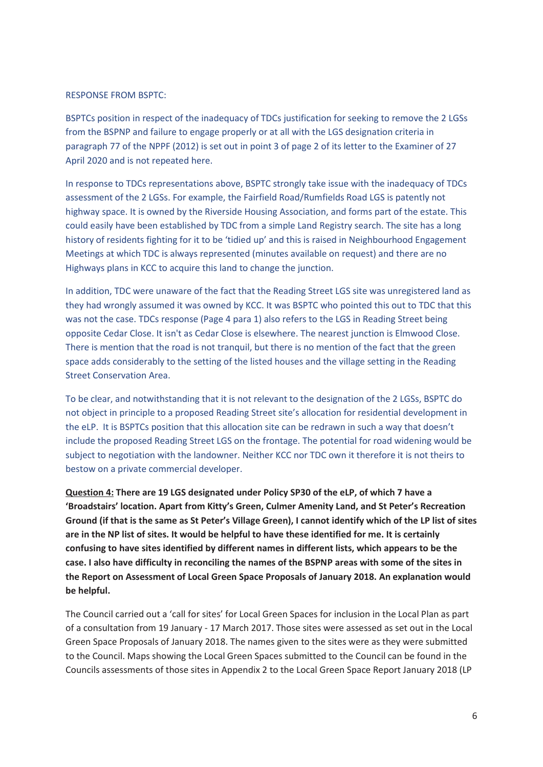RESPONSE FROM BSPTC:

BSPTCs position in respect of the inadequacy of TDCs justification for seeking to remove the 2 LGSs from the BSPNP and failure to engage properly or at all with the LGS designation criteria in paragraph 77 of the NPPF (2012) is set out in point 3 of page 2 of its letter to the Examiner of 27 April 2020 and is not repeated here.

In response to TDCs representations above, BSPTC strongly take issue with the inadequacy of TDCs assessment of the 2 LGSs. For example, the Fairfield Road/Rumfields Road LGS is patently not highway space. It is owned by the Riverside Housing Association, and forms part of the estate. This could easily have been established by TDC from a simple Land Registry search. The site has a long history of residents fighting for it to be 'tidied up' and this is raised in Neighbourhood Engagement Meetings at which TDC is always represented (minutes available on request) and there are no Highways plans in KCC to acquire this land to change the junction.

In addition, TDC were unaware of the fact that the Reading Street LGS site was unregistered land as they had wrongly assumed it was owned by KCC. It was BSPTC who pointed this out to TDC that this was not the case. TDCs response (Page 4 para 1) also refers to the LGS in Reading Street being opposite Cedar Close. It isn't as Cedar Close is elsewhere. The nearest junction is Elmwood Close. There is mention that the road is not tranquil, but there is no mention of the fact that the green space adds considerably to the setting of the listed houses and the village setting in the Reading Street Conservation Area.

To be clear, and notwithstanding that it is not relevant to the designation of the 2 LGSs, BSPTC do not object in principle to a proposed Reading Street site's allocation for residential development in the eLP. It is BSPTCs position that this allocation site can be redrawn in such a way that doesn't include the proposed Reading Street LGS on the frontage. The potential for road widening would be subject to negotiation with the landowner. Neither KCC nor TDC own it therefore it is not theirs to bestow on a private commercial developer.

**<u>Question 4:</u> There are 19 LGS designated under Policy SP30 of the eLP, of which 7 have a 'Broadstairs' location. Apart from Kitty's Green, Culmer Amenity Land, and St Peter's Recreation Ground (if that is the same as St Peter's Village Green), I cannot identify which of the LP list of sites are in the NP list of sites. It would be helpful to have these identified for me. It is certainly confusing to have sites identified by different names in different lists, which appears to be the case. I also have difficulty in reconciling the names of the BSPNP areas with some of the sites in the Report on Assessment of Local Green Space Proposals of January 2018. An explanation would be helpful.**

The Council carried out a 'call for sites' for Local Green Spaces for inclusion in the Local Plan as part of a consultation from 19 January - 17 March 2017. Those sites were assessed as set out in the Local Green Space Proposals of January 2018. The names given to the sites were as they were submitted to the Council. Maps showing the Local Green Spaces submitted to the Council can be found in the Councils assessments of those sites in Appendix 2 to the Local Green Space Report January 2018 (LP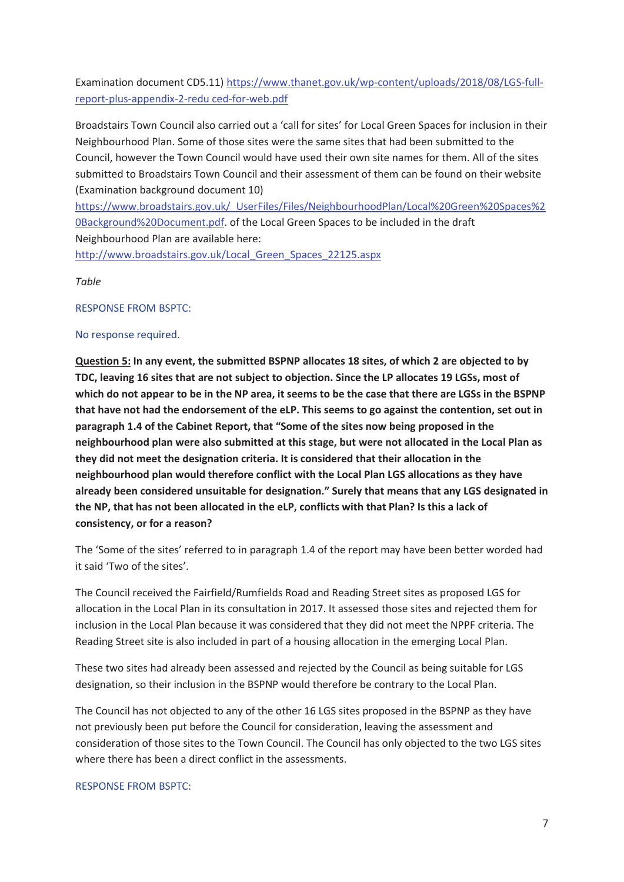Examination document CD5.11) https://www.thanet.gov.uk/wp-content/uploads/2018/08/LGS-full-report-plus-appendix-2-redu ced-for-web.pdf

Broadstairs Town Council also carried out a 'call for sites' for Local Green Spaces for inclusion in their Neighbourhood Plan. Some of those sites were the same sites that had been submitted to the Council, however the Town Council would have used their own site names for them. All of the sites submitted to Broadstairs Town Council and their assessment of them can be found on their website (Examination background document 10) https://www.broadstairs.gov.uk/_UserFiles/Files/NeighbourhoodPlan/Local%20Green%20Spaces%20Background%20Document.pdf. of the Local Green Spaces to be included in the draft Neighbourhood Plan are available here: http://www.broadstairs.gov.uk/Local_Green_Spaces_22125.aspx

*Table*

RESPONSE FROM BSPTC:

No response required.

**Question 5: In any event, the submitted BSPNP allocates 18 sites, of which 2 are objected to by TDC, leaving 16 sites that are not subject to objection. Since the LP allocates 19 LGSs, most of which do not appear to be in the NP area, it seems to be the case that there are LGSs in the BSPNP that have not had the endorsement of the eLP. This seems to go against the contention, set out in paragraph 1.4 of the Cabinet Report, that "Some of the sites now being proposed in the neighbourhood plan were also submitted at this stage, but were not allocated in the Local Plan as they did not meet the designation criteria. It is considered that their allocation in the neighbourhood plan would therefore conflict with the Local Plan LGS allocations as they have already been considered unsuitable for designation." Surely that means that any LGS designated in the NP, that has not been allocated in the eLP, conflicts with that Plan? Is this a lack of consistency, or for a reason?**

The 'Some of the sites' referred to in paragraph 1.4 of the report may have been better worded had it said 'Two of the sites'.

The Council received the Fairfield/Rumfields Road and Reading Street sites as proposed LGS for allocation in the Local Plan in its consultation in 2017. It assessed those sites and rejected them for inclusion in the Local Plan because it was considered that they did not meet the NPPF criteria. The Reading Street site is also included in part of a housing allocation in the emerging Local Plan.

These two sites had already been assessed and rejected by the Council as being suitable for LGS designation, so their inclusion in the BSPNP would therefore be contrary to the Local Plan.

The Council has not objected to any of the other 16 LGS sites proposed in the BSPNP as they have not previously been put before the Council for consideration, leaving the assessment and consideration of those sites to the Town Council. The Council has only objected to the two LGS sites where there has been a direct conflict in the assessments.

RESPONSE FROM BSPTC: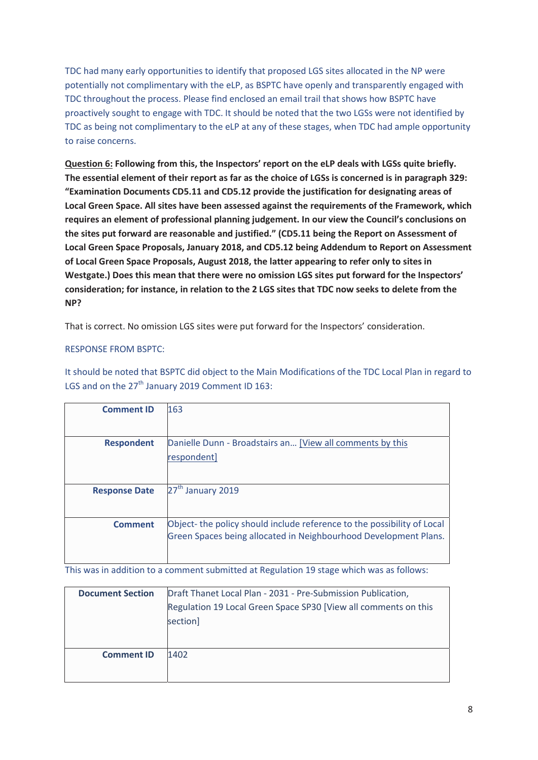TDC had many early opportunities to identify that proposed LGS sites allocated in the NP were potentially not complimentary with the eLP, as BSPTC have openly and transparently engaged with TDC throughout the process. Please find enclosed an email trail that shows how BSPTC have proactively sought to engage with TDC. It should be noted that the two LGSs were not identified by TDC as being not complimentary to the eLP at any of these stages, when TDC had ample opportunity to raise concerns.

**<u>Question 6:</u> Following from this, the Inspectors' report on the eLP deals with LGSs quite briefly. The essential element of their report as far as the choice of LGSs is concerned is in paragraph 329: "Examination Documents CD5.11 and CD5.12 provide the justification for designating areas of Local Green Space. All sites have been assessed against the requirements of the Framework, which requires an element of professional planning judgement. In our view the Council's conclusions on the sites put forward are reasonable and justified." (CD5.11 being the Report on Assessment of Local Green Space Proposals, January 2018, and CD5.12 being Addendum to Report on Assessment of Local Green Space Proposals, August 2018, the latter appearing to refer only to sites in Westgate.) Does this mean that there were no omission LGS sites put forward for the Inspectors' consideration; for instance, in relation to the 2 LGS sites that TDC now seeks to delete from the NP?**

That is correct. No omission LGS sites were put forward for the Inspectors' consideration.

RESPONSE FROM BSPTC:

It should be noted that BSPTC did object to the Main Modifications of the TDC Local Plan in regard to LGS and on the 27th January 2019 Comment ID 163:

| | |
|---|---|
| **Comment ID** | 163 |
| **Respondent** | Danielle Dunn - Broadstairs an... [View all comments by this respondent] |
| **Response Date** | 27th January 2019 |
| **Comment** | Object- the policy should include reference to the possibility of Local Green Spaces being allocated in Neighbourhood Development Plans. |

This was in addition to a comment submitted at Regulation 19 stage which was as follows:

| | |
|---|---|
| **Document Section** | Draft Thanet Local Plan - 2031 - Pre-Submission Publication, Regulation 19 Local Green Space SP30 [View all comments on this section] |
| **Comment ID** | 1402 |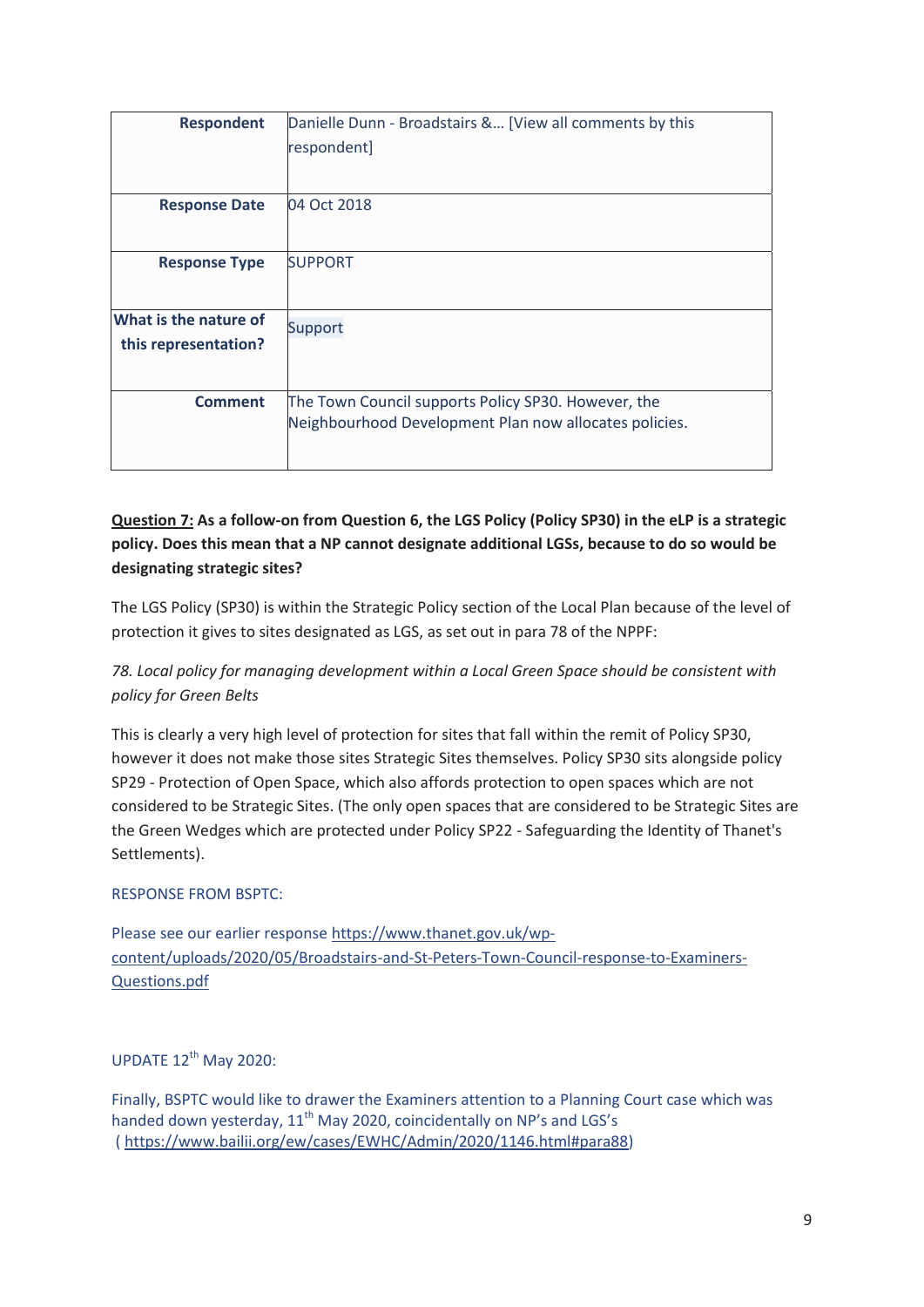| Respondent | Danielle Dunn - Broadstairs &... [View all comments by this respondent] |
|---|---|
| Response Date | 04 Oct 2018 |
| Response Type | SUPPORT |
| What is the nature of this representation? | Support |
| Comment | The Town Council supports Policy SP30. However, the Neighbourhood Development Plan now allocates policies. |

**Question 7: As a follow-on from Question 6, the LGS Policy (Policy SP30) in the eLP is a strategic policy. Does this mean that a NP cannot designate additional LGSs, because to do so would be designating strategic sites?**

The LGS Policy (SP30) is within the Strategic Policy section of the Local Plan because of the level of protection it gives to sites designated as LGS, as set out in para 78 of the NPPF:

*78. Local policy for managing development within a Local Green Space should be consistent with policy for Green Belts*

This is clearly a very high level of protection for sites that fall within the remit of Policy SP30, however it does not make those sites Strategic Sites themselves. Policy SP30 sits alongside policy SP29 - Protection of Open Space, which also affords protection to open spaces which are not considered to be Strategic Sites. (The only open spaces that are considered to be Strategic Sites are the Green Wedges which are protected under Policy SP22 - Safeguarding the Identity of Thanet's Settlements).

RESPONSE FROM BSPTC:

Please see our earlier response https://www.thanet.gov.uk/wp-content/uploads/2020/05/Broadstairs-and-St-Peters-Town-Council-response-to-Examiners-Questions.pdf

UPDATE 12th May 2020:

Finally, BSPTC would like to drawer the Examiners attention to a Planning Court case which was handed down yesterday, 11th May 2020, coincidentally on NP's and LGS's ( https://www.bailii.org/ew/cases/EWHC/Admin/2020/1146.html#para88)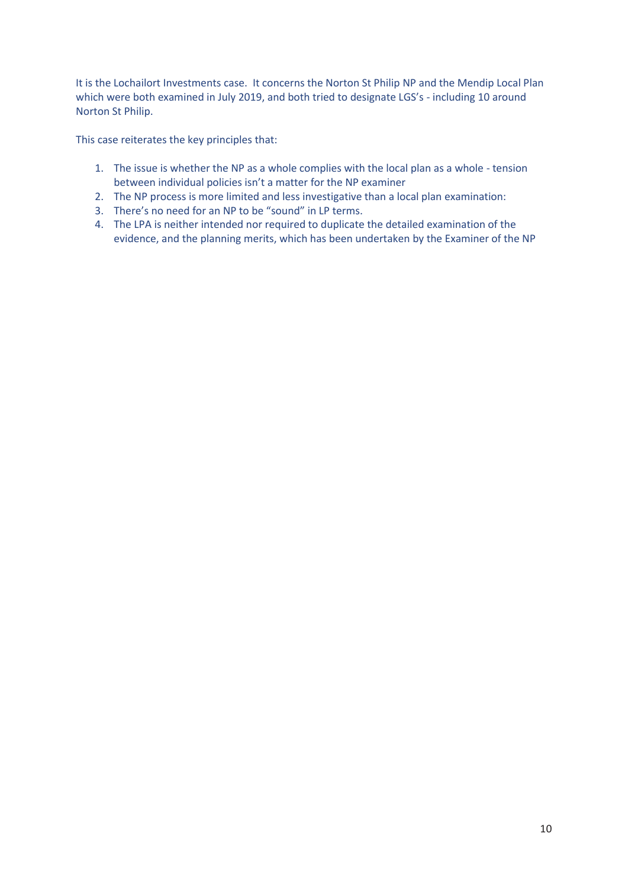It is the Lochailort Investments case. It concerns the Norton St Philip NP and the Mendip Local Plan which were both examined in July 2019, and both tried to designate LGS's - including 10 around Norton St Philip.

This case reiterates the key principles that:

1. The issue is whether the NP as a whole complies with the local plan as a whole - tension between individual policies isn't a matter for the NP examiner
2. The NP process is more limited and less investigative than a local plan examination:
3. There's no need for an NP to be "sound" in LP terms.
4. The LPA is neither intended nor required to duplicate the detailed examination of the evidence, and the planning merits, which has been undertaken by the Examiner of the NP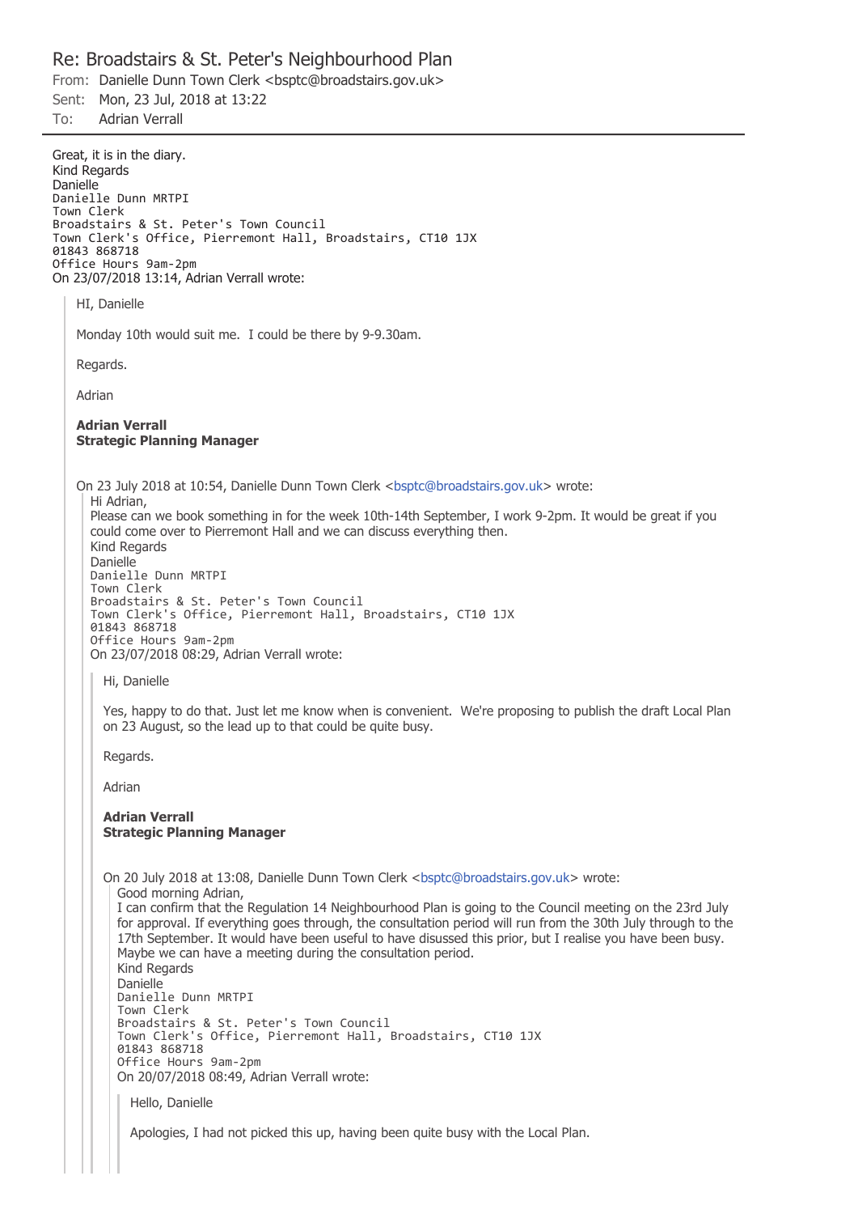## Re: Broadstairs & St. Peter's Neighbourhood Plan

From: Danielle Dunn Town Clerk <bsptc@broadstairs.gov.uk>
Sent: Mon, 23 Jul, 2018 at 13:22
To: Adrian Verrall

---

Great, it is in the diary.
Kind Regards
Danielle
Danielle Dunn MRTPI
Town Clerk
Broadstairs & St. Peter's Town Council
Town Clerk's Office, Pierremont Hall, Broadstairs, CT10 1JX
01843 868718
Office Hours 9am-2pm
On 23/07/2018 13:14, Adrian Verrall wrote:

> HI, Danielle
>
> Monday 10th would suit me. I could be there by 9-9.30am.
>
> Regards.
>
> Adrian
>
> **Adrian Verrall**
> **Strategic Planning Manager**
>
> On 23 July 2018 at 10:54, Danielle Dunn Town Clerk <bsptc@broadstairs.gov.uk> wrote:
>
>> Hi Adrian,
>> Please can we book something in for the week 10th-14th September, I work 9-2pm. It would be great if you could come over to Pierremont Hall and we can discuss everything then.
>> Kind Regards
>> Danielle
>> Danielle Dunn MRTPI
>> Town Clerk
>> Broadstairs & St. Peter's Town Council
>> Town Clerk's Office, Pierremont Hall, Broadstairs, CT10 1JX
>> 01843 868718
>> Office Hours 9am-2pm
>> On 23/07/2018 08:29, Adrian Verrall wrote:
>>
>>> Hi, Danielle
>>>
>>> Yes, happy to do that. Just let me know when is convenient. We're proposing to publish the draft Local Plan on 23 August, so the lead up to that could be quite busy.
>>>
>>> Regards.
>>>
>>> Adrian
>>>
>>> **Adrian Verrall**
>>> **Strategic Planning Manager**
>>>
>>> On 20 July 2018 at 13:08, Danielle Dunn Town Clerk <bsptc@broadstairs.gov.uk> wrote:
>>>
>>>> Good morning Adrian,
>>>> I can confirm that the Regulation 14 Neighbourhood Plan is going to the Council meeting on the 23rd July for approval. If everything goes through, the consultation period will run from the 30th July through to the 17th September. It would have been useful to have disussed this prior, but I realise you have been busy. Maybe we can have a meeting during the consultation period.
>>>> Kind Regards
>>>> Danielle
>>>> Danielle Dunn MRTPI
>>>> Town Clerk
>>>> Broadstairs & St. Peter's Town Council
>>>> Town Clerk's Office, Pierremont Hall, Broadstairs, CT10 1JX
>>>> 01843 868718
>>>> Office Hours 9am-2pm
>>>> On 20/07/2018 08:49, Adrian Verrall wrote:
>>>>
>>>>> Hello, Danielle
>>>>>
>>>>> Apologies, I had not picked this up, having been quite busy with the Local Plan.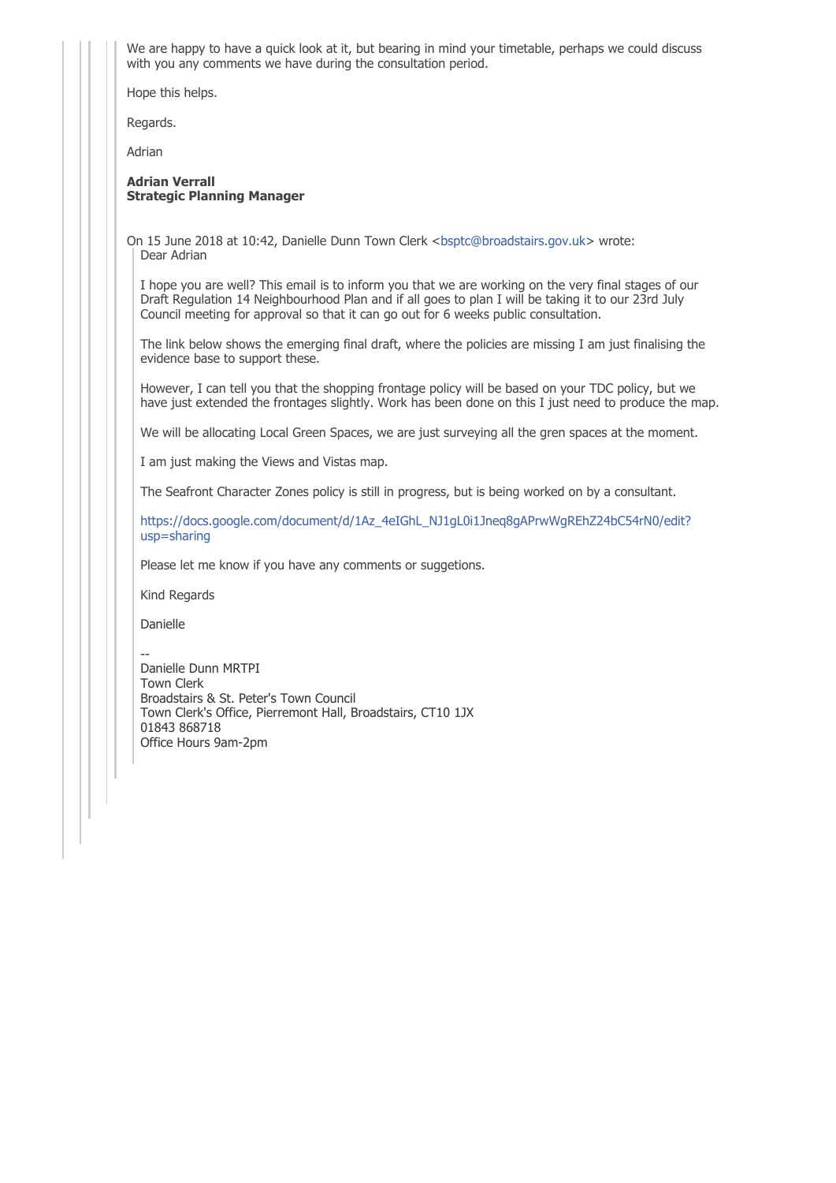We are happy to have a quick look at it, but bearing in mind your timetable, perhaps we could discuss with you any comments we have during the consultation period.

Hope this helps.

Regards.

Adrian

**Adrian Verrall**
**Strategic Planning Manager**

On 15 June 2018 at 10:42, Danielle Dunn Town Clerk <bsptc@broadstairs.gov.uk> wrote:

> Dear Adrian
>
> I hope you are well? This email is to inform you that we are working on the very final stages of our Draft Regulation 14 Neighbourhood Plan and if all goes to plan I will be taking it to our 23rd July Council meeting for approval so that it can go out for 6 weeks public consultation.
>
> The link below shows the emerging final draft, where the policies are missing I am just finalising the evidence base to support these.
>
> However, I can tell you that the shopping frontage policy will be based on your TDC policy, but we have just extended the frontages slightly. Work has been done on this I just need to produce the map.
>
> We will be allocating Local Green Spaces, we are just surveying all the gren spaces at the moment.
>
> I am just making the Views and Vistas map.
>
> The Seafront Character Zones policy is still in progress, but is being worked on by a consultant.
>
> https://docs.google.com/document/d/1Az_4eIGhL_NJ1gL0i1Jneq8gAPrwWgREhZ24bC54rN0/edit?usp=sharing
>
> Please let me know if you have any comments or suggetions.
>
> Kind Regards
>
> Danielle
>
> --
> Danielle Dunn MRTPI
> Town Clerk
> Broadstairs & St. Peter's Town Council
> Town Clerk's Office, Pierremont Hall, Broadstairs, CT10 1JX
> 01843 868718
> Office Hours 9am-2pm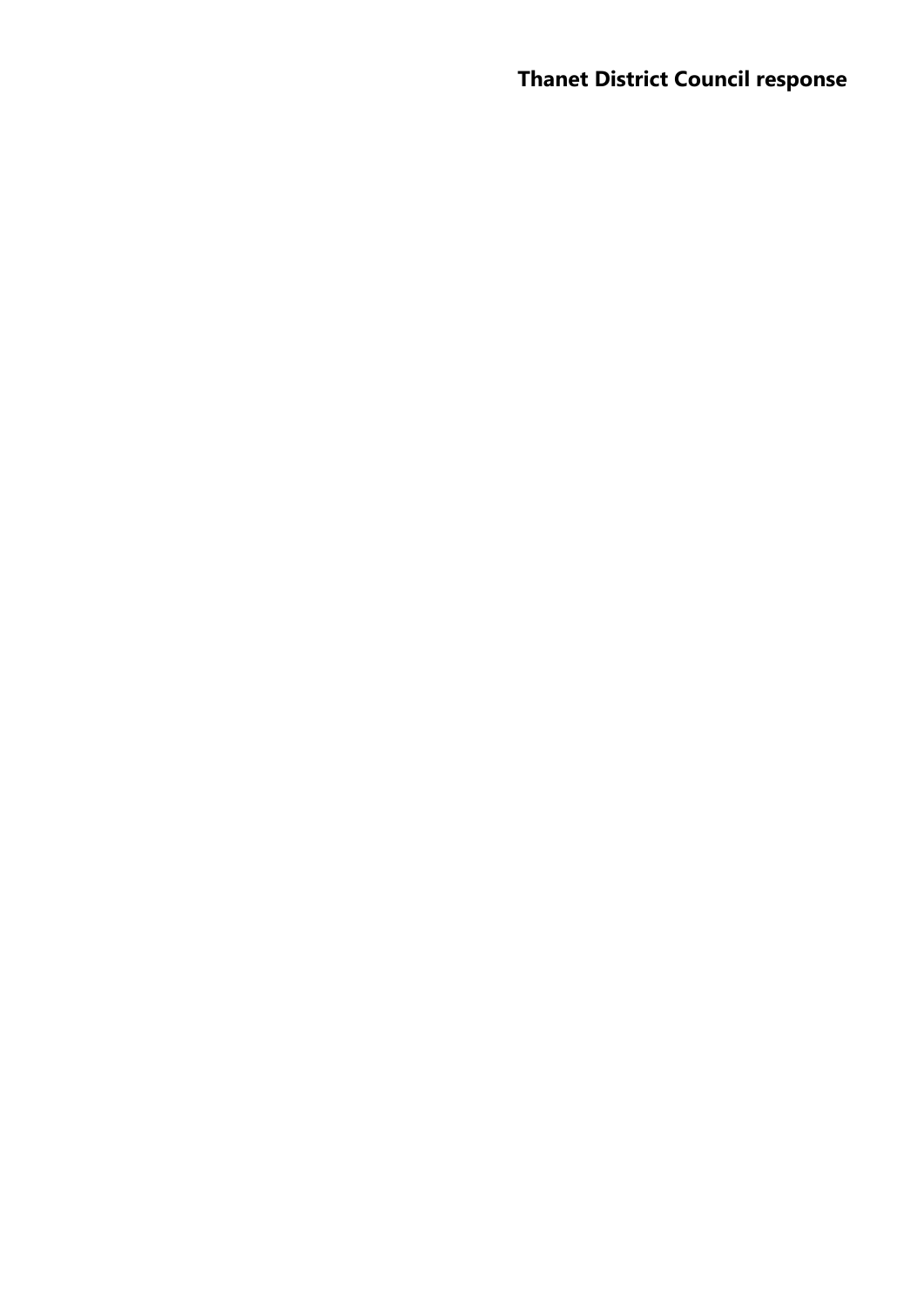## Thanet District Council response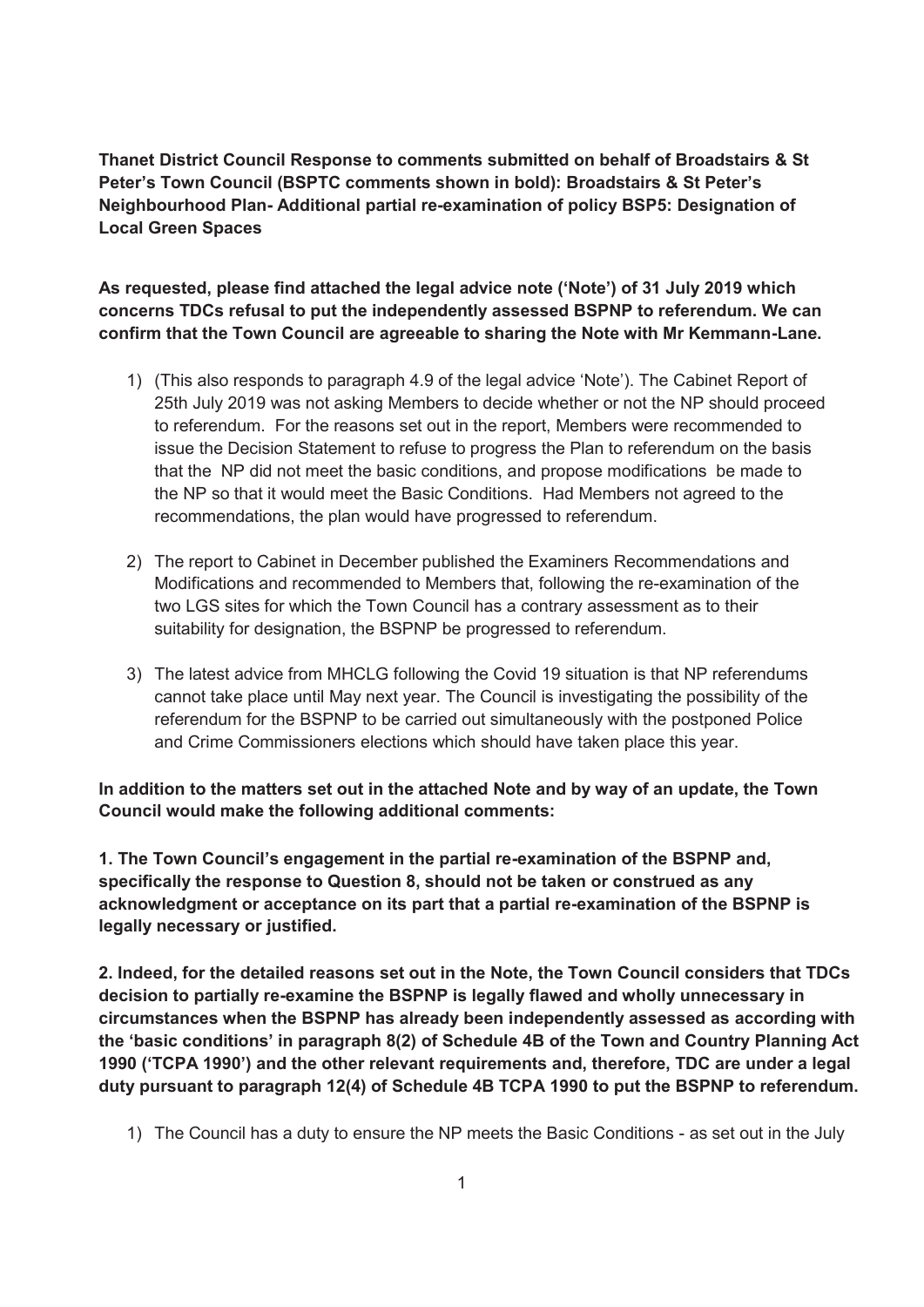**Thanet District Council Response to comments submitted on behalf of Broadstairs & St Peter's Town Council (BSPTC comments shown in bold): Broadstairs & St Peter's Neighbourhood Plan- Additional partial re-examination of policy BSP5: Designation of Local Green Spaces**

**As requested, please find attached the legal advice note ('Note') of 31 July 2019 which concerns TDCs refusal to put the independently assessed BSPNP to referendum. We can confirm that the Town Council are agreeable to sharing the Note with Mr Kemmann-Lane.**

1) (This also responds to paragraph 4.9 of the legal advice 'Note'). The Cabinet Report of 25th July 2019 was not asking Members to decide whether or not the NP should proceed to referendum. For the reasons set out in the report, Members were recommended to issue the Decision Statement to refuse to progress the Plan to referendum on the basis that the NP did not meet the basic conditions, and propose modifications be made to the NP so that it would meet the Basic Conditions. Had Members not agreed to the recommendations, the plan would have progressed to referendum.

2) The report to Cabinet in December published the Examiners Recommendations and Modifications and recommended to Members that, following the re-examination of the two LGS sites for which the Town Council has a contrary assessment as to their suitability for designation, the BSPNP be progressed to referendum.

3) The latest advice from MHCLG following the Covid 19 situation is that NP referendums cannot take place until May next year. The Council is investigating the possibility of the referendum for the BSPNP to be carried out simultaneously with the postponed Police and Crime Commissioners elections which should have taken place this year.

**In addition to the matters set out in the attached Note and by way of an update, the Town Council would make the following additional comments:**

**1. The Town Council's engagement in the partial re-examination of the BSPNP and, specifically the response to Question 8, should not be taken or construed as any acknowledgment or acceptance on its part that a partial re-examination of the BSPNP is legally necessary or justified.**

**2. Indeed, for the detailed reasons set out in the Note, the Town Council considers that TDCs decision to partially re-examine the BSPNP is legally flawed and wholly unnecessary in circumstances when the BSPNP has already been independently assessed as according with the 'basic conditions' in paragraph 8(2) of Schedule 4B of the Town and Country Planning Act 1990 ('TCPA 1990') and the other relevant requirements and, therefore, TDC are under a legal duty pursuant to paragraph 12(4) of Schedule 4B TCPA 1990 to put the BSPNP to referendum.**

1) The Council has a duty to ensure the NP meets the Basic Conditions - as set out in the July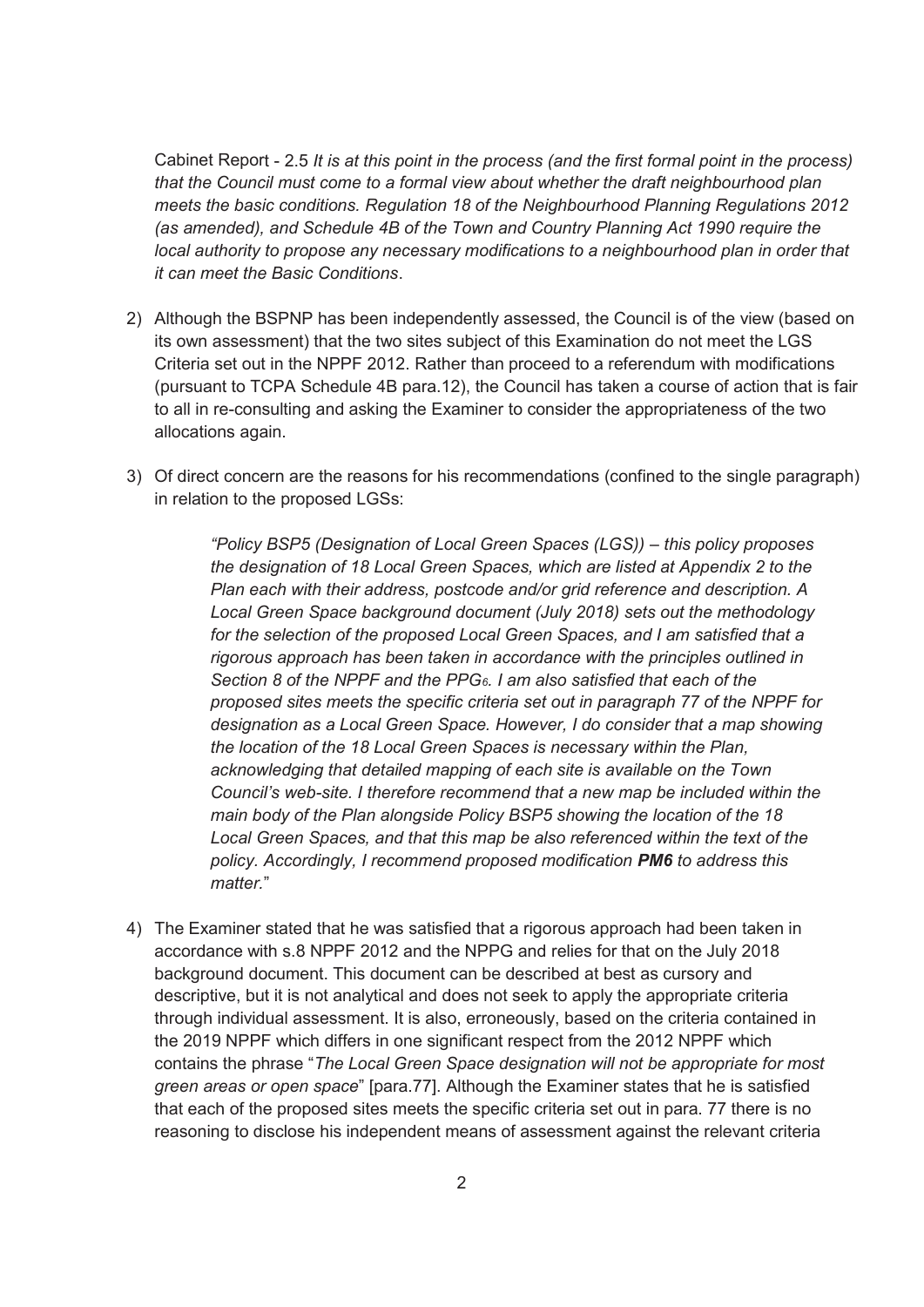Cabinet Report - 2.5 *It is at this point in the process (and the first formal point in the process) that the Council must come to a formal view about whether the draft neighbourhood plan meets the basic conditions. Regulation 18 of the Neighbourhood Planning Regulations 2012 (as amended), and Schedule 4B of the Town and Country Planning Act 1990 require the local authority to propose any necessary modifications to a neighbourhood plan in order that it can meet the Basic Conditions*.

2) Although the BSPNP has been independently assessed, the Council is of the view (based on its own assessment) that the two sites subject of this Examination do not meet the LGS Criteria set out in the NPPF 2012. Rather than proceed to a referendum with modifications (pursuant to TCPA Schedule 4B para.12), the Council has taken a course of action that is fair to all in re-consulting and asking the Examiner to consider the appropriateness of the two allocations again.

3) Of direct concern are the reasons for his recommendations (confined to the single paragraph) in relation to the proposed LGSs:

> *"Policy BSP5 (Designation of Local Green Spaces (LGS)) – this policy proposes the designation of 18 Local Green Spaces, which are listed at Appendix 2 to the Plan each with their address, postcode and/or grid reference and description. A Local Green Space background document (July 2018) sets out the methodology for the selection of the proposed Local Green Spaces, and I am satisfied that a rigorous approach has been taken in accordance with the principles outlined in Section 8 of the NPPF and the PPG[6]. I am also satisfied that each of the proposed sites meets the specific criteria set out in paragraph 77 of the NPPF for designation as a Local Green Space. However, I do consider that a map showing the location of the 18 Local Green Spaces is necessary within the Plan, acknowledging that detailed mapping of each site is available on the Town Council's web-site. I therefore recommend that a new map be included within the main body of the Plan alongside Policy BSP5 showing the location of the 18 Local Green Spaces, and that this map be also referenced within the text of the policy. Accordingly, I recommend proposed modification **PM6** to address this matter.*"

4) The Examiner stated that he was satisfied that a rigorous approach had been taken in accordance with s.8 NPPF 2012 and the NPPG and relies for that on the July 2018 background document. This document can be described at best as cursory and descriptive, but it is not analytical and does not seek to apply the appropriate criteria through individual assessment. It is also, erroneously, based on the criteria contained in the 2019 NPPF which differs in one significant respect from the 2012 NPPF which contains the phrase "*The Local Green Space designation will not be appropriate for most green areas or open space*" [para.77]. Although the Examiner states that he is satisfied that each of the proposed sites meets the specific criteria set out in para. 77 there is no reasoning to disclose his independent means of assessment against the relevant criteria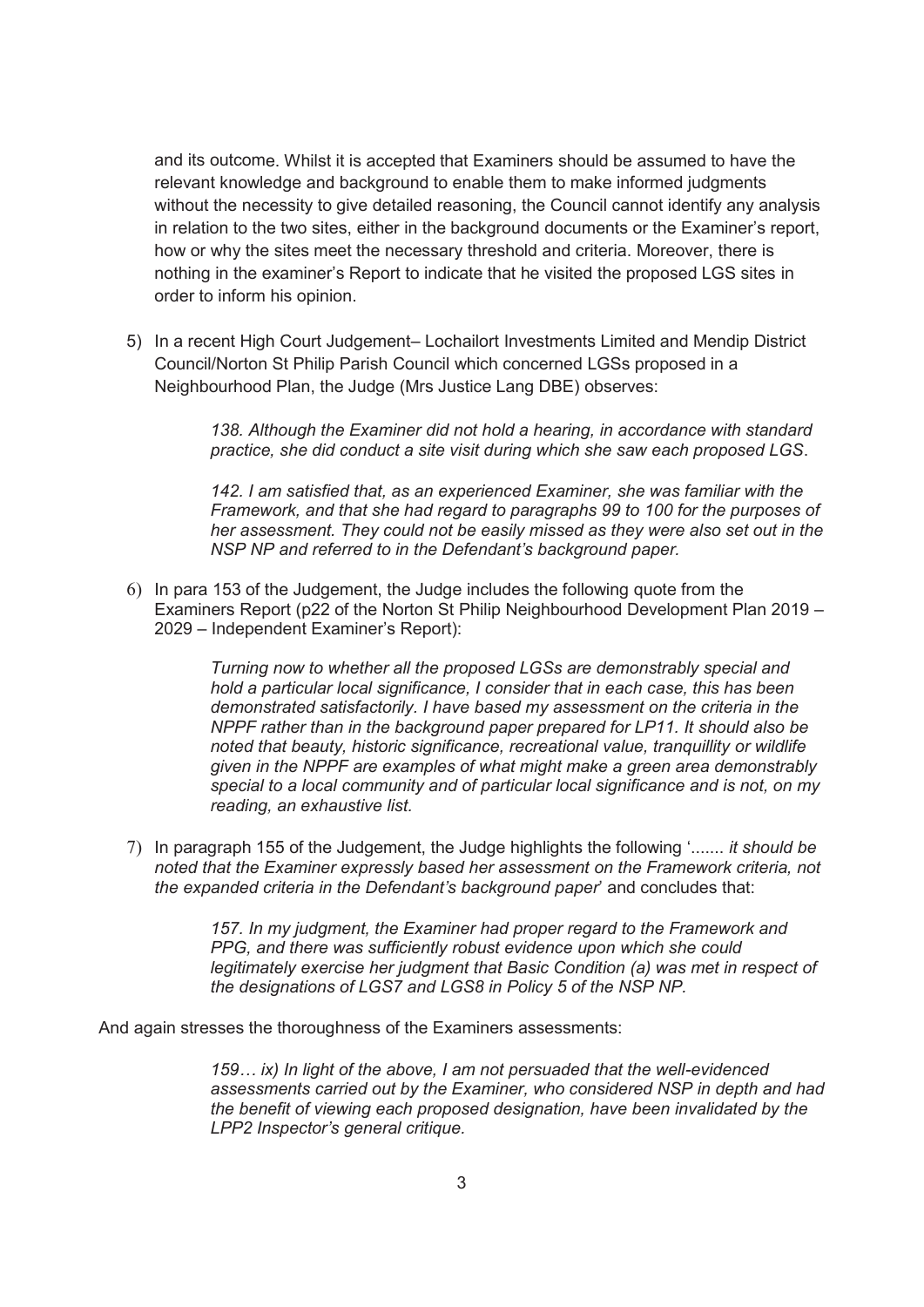and its outcome. Whilst it is accepted that Examiners should be assumed to have the relevant knowledge and background to enable them to make informed judgments without the necessity to give detailed reasoning, the Council cannot identify any analysis in relation to the two sites, either in the background documents or the Examiner's report, how or why the sites meet the necessary threshold and criteria. Moreover, there is nothing in the examiner's Report to indicate that he visited the proposed LGS sites in order to inform his opinion.

5) In a recent High Court Judgement– Lochailort Investments Limited and Mendip District Council/Norton St Philip Parish Council which concerned LGSs proposed in a Neighbourhood Plan, the Judge (Mrs Justice Lang DBE) observes:

   > *138. Although the Examiner did not hold a hearing, in accordance with standard practice, she did conduct a site visit during which she saw each proposed LGS.*
   >
   > *142. I am satisfied that, as an experienced Examiner, she was familiar with the Framework, and that she had regard to paragraphs 99 to 100 for the purposes of her assessment. They could not be easily missed as they were also set out in the NSP NP and referred to in the Defendant's background paper.*

6) In para 153 of the Judgement, the Judge includes the following quote from the Examiners Report (p22 of the Norton St Philip Neighbourhood Development Plan 2019 – 2029 – Independent Examiner's Report):

   > *Turning now to whether all the proposed LGSs are demonstrably special and hold a particular local significance, I consider that in each case, this has been demonstrated satisfactorily. I have based my assessment on the criteria in the NPPF rather than in the background paper prepared for LP11. It should also be noted that beauty, historic significance, recreational value, tranquillity or wildlife given in the NPPF are examples of what might make a green area demonstrably special to a local community and of particular local significance and is not, on my reading, an exhaustive list.*

7) In paragraph 155 of the Judgement, the Judge highlights the following '....... *it should be noted that the Examiner expressly based her assessment on the Framework criteria, not the expanded criteria in the Defendant's background paper*' and concludes that:

   > *157. In my judgment, the Examiner had proper regard to the Framework and PPG, and there was sufficiently robust evidence upon which she could legitimately exercise her judgment that Basic Condition (a) was met in respect of the designations of LGS7 and LGS8 in Policy 5 of the NSP NP.*

And again stresses the thoroughness of the Examiners assessments:

> *159… ix) In light of the above, I am not persuaded that the well-evidenced assessments carried out by the Examiner, who considered NSP in depth and had the benefit of viewing each proposed designation, have been invalidated by the LPP2 Inspector's general critique.*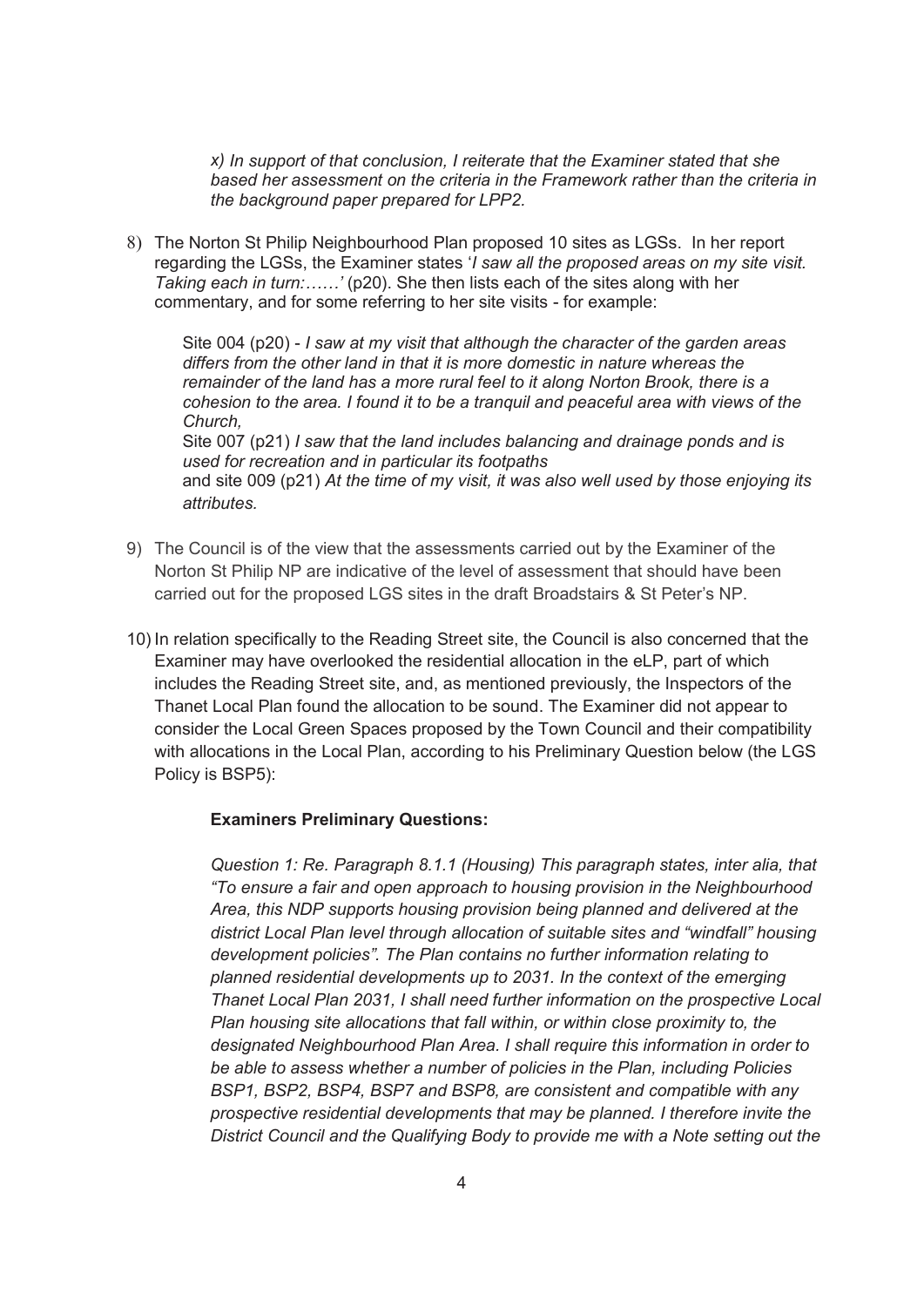*x) In support of that conclusion, I reiterate that the Examiner stated that she based her assessment on the criteria in the Framework rather than the criteria in the background paper prepared for LPP2.*

8) The Norton St Philip Neighbourhood Plan proposed 10 sites as LGSs. In her report regarding the LGSs, the Examiner states '*I saw all the proposed areas on my site visit. Taking each in turn:……*' (p20). She then lists each of the sites along with her commentary, and for some referring to her site visits - for example:

   Site 004 (p20) - *I saw at my visit that although the character of the garden areas differs from the other land in that it is more domestic in nature whereas the remainder of the land has a more rural feel to it along Norton Brook, there is a cohesion to the area. I found it to be a tranquil and peaceful area with views of the Church,*
   Site 007 (p21) *I saw that the land includes balancing and drainage ponds and is used for recreation and in particular its footpaths*
   and site 009 (p21) *At the time of my visit, it was also well used by those enjoying its attributes.*

9) The Council is of the view that the assessments carried out by the Examiner of the Norton St Philip NP are indicative of the level of assessment that should have been carried out for the proposed LGS sites in the draft Broadstairs & St Peter's NP.

10) In relation specifically to the Reading Street site, the Council is also concerned that the Examiner may have overlooked the residential allocation in the eLP, part of which includes the Reading Street site, and, as mentioned previously, the Inspectors of the Thanet Local Plan found the allocation to be sound. The Examiner did not appear to consider the Local Green Spaces proposed by the Town Council and their compatibility with allocations in the Local Plan, according to his Preliminary Question below (the LGS Policy is BSP5):

   **Examiners Preliminary Questions:**

   *Question 1: Re. Paragraph 8.1.1 (Housing) This paragraph states, inter alia, that "To ensure a fair and open approach to housing provision in the Neighbourhood Area, this NDP supports housing provision being planned and delivered at the district Local Plan level through allocation of suitable sites and "windfall" housing development policies". The Plan contains no further information relating to planned residential developments up to 2031. In the context of the emerging Thanet Local Plan 2031, I shall need further information on the prospective Local Plan housing site allocations that fall within, or within close proximity to, the designated Neighbourhood Plan Area. I shall require this information in order to be able to assess whether a number of policies in the Plan, including Policies BSP1, BSP2, BSP4, BSP7 and BSP8, are consistent and compatible with any prospective residential developments that may be planned. I therefore invite the District Council and the Qualifying Body to provide me with a Note setting out the*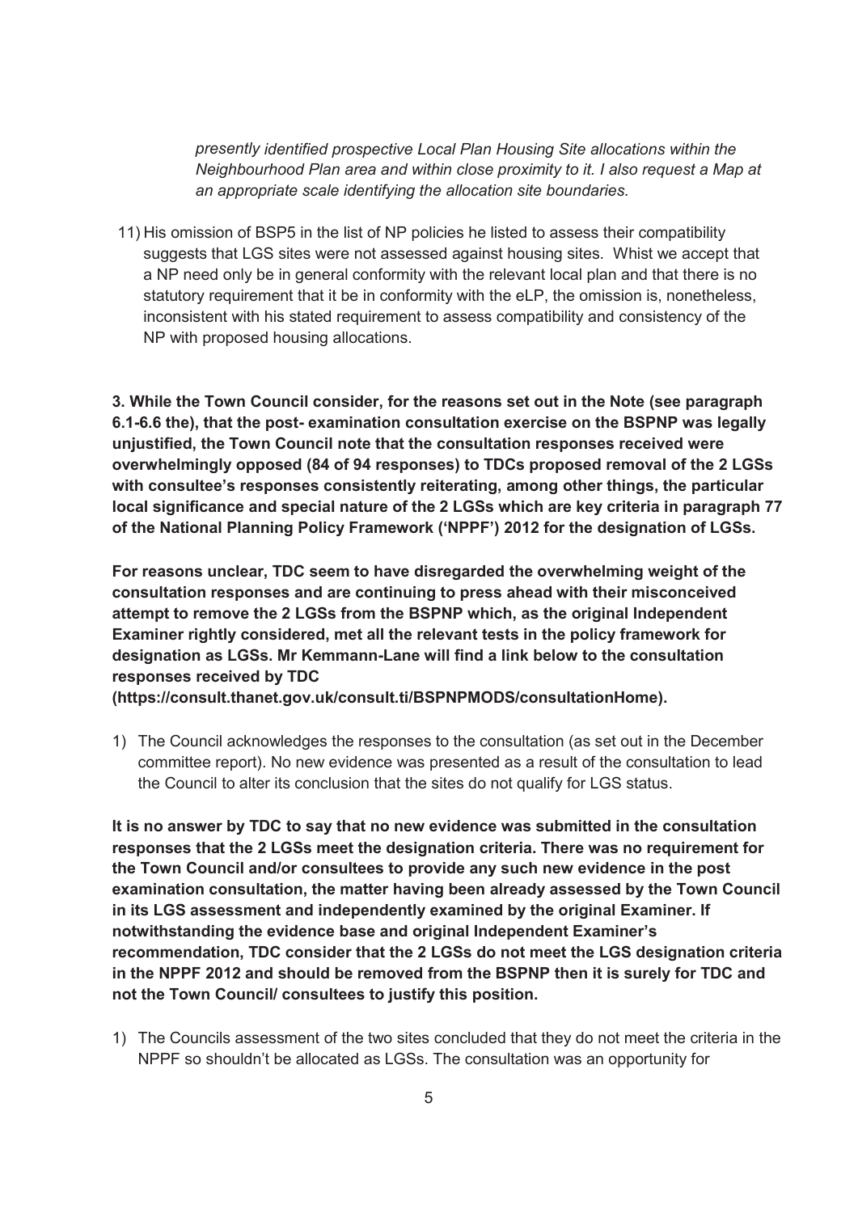*presently identified prospective Local Plan Housing Site allocations within the Neighbourhood Plan area and within close proximity to it. I also request a Map at an appropriate scale identifying the allocation site boundaries.*

11) His omission of BSP5 in the list of NP policies he listed to assess their compatibility suggests that LGS sites were not assessed against housing sites. Whist we accept that a NP need only be in general conformity with the relevant local plan and that there is no statutory requirement that it be in conformity with the eLP, the omission is, nonetheless, inconsistent with his stated requirement to assess compatibility and consistency of the NP with proposed housing allocations.

**3. While the Town Council consider, for the reasons set out in the Note (see paragraph 6.1-6.6 the), that the post- examination consultation exercise on the BSPNP was legally unjustified, the Town Council note that the consultation responses received were overwhelmingly opposed (84 of 94 responses) to TDCs proposed removal of the 2 LGSs with consultee's responses consistently reiterating, among other things, the particular local significance and special nature of the 2 LGSs which are key criteria in paragraph 77 of the National Planning Policy Framework ('NPPF') 2012 for the designation of LGSs.**

**For reasons unclear, TDC seem to have disregarded the overwhelming weight of the consultation responses and are continuing to press ahead with their misconceived attempt to remove the 2 LGSs from the BSPNP which, as the original Independent Examiner rightly considered, met all the relevant tests in the policy framework for designation as LGSs. Mr Kemmann-Lane will find a link below to the consultation responses received by TDC (https://consult.thanet.gov.uk/consult.ti/BSPNPMODS/consultationHome).**

1) The Council acknowledges the responses to the consultation (as set out in the December committee report). No new evidence was presented as a result of the consultation to lead the Council to alter its conclusion that the sites do not qualify for LGS status.

**It is no answer by TDC to say that no new evidence was submitted in the consultation responses that the 2 LGSs meet the designation criteria. There was no requirement for the Town Council and/or consultees to provide any such new evidence in the post examination consultation, the matter having been already assessed by the Town Council in its LGS assessment and independently examined by the original Examiner. If notwithstanding the evidence base and original Independent Examiner's recommendation, TDC consider that the 2 LGSs do not meet the LGS designation criteria in the NPPF 2012 and should be removed from the BSPNP then it is surely for TDC and not the Town Council/ consultees to justify this position.**

1) The Councils assessment of the two sites concluded that they do not meet the criteria in the NPPF so shouldn't be allocated as LGSs. The consultation was an opportunity for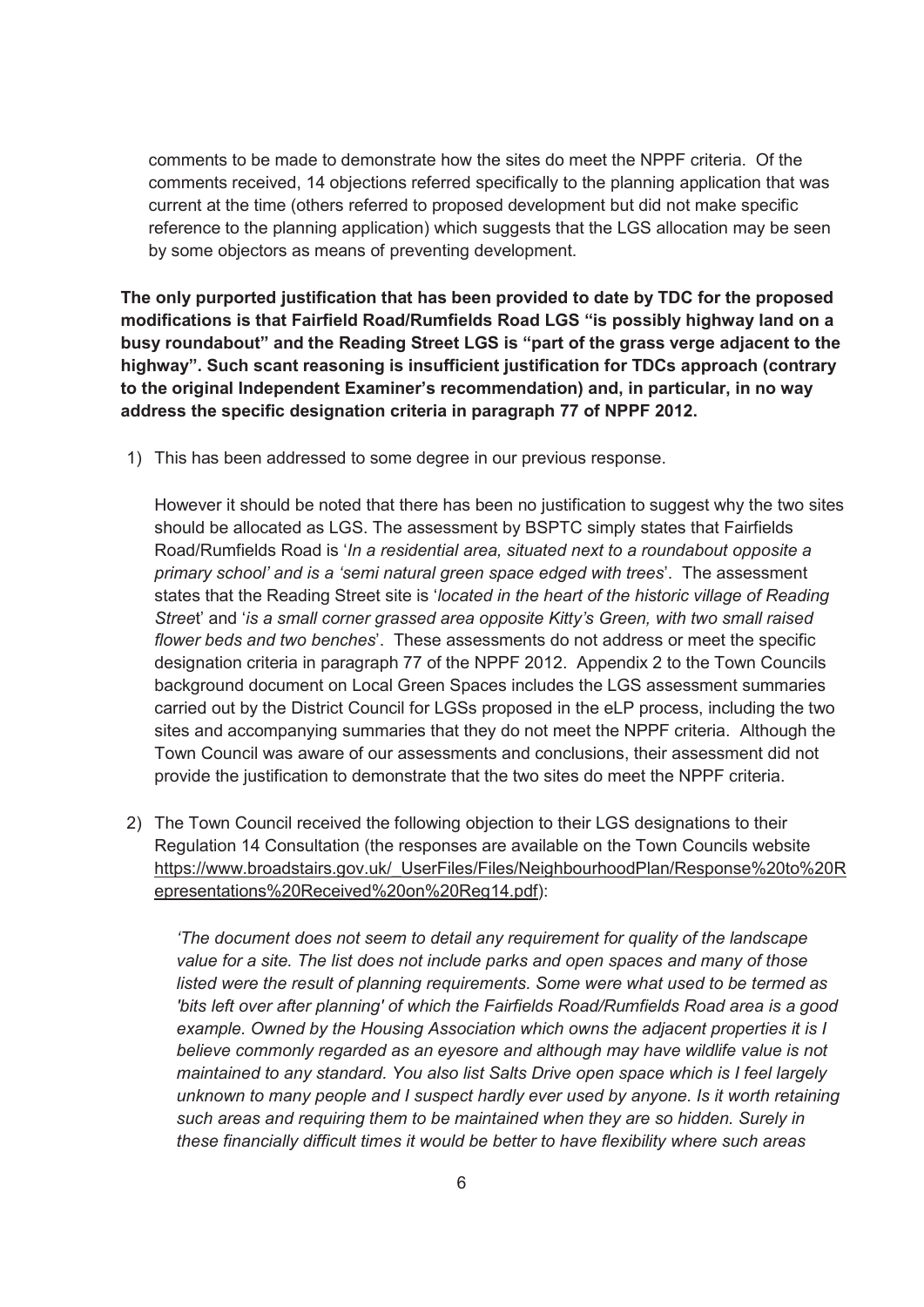comments to be made to demonstrate how the sites do meet the NPPF criteria. Of the comments received, 14 objections referred specifically to the planning application that was current at the time (others referred to proposed development but did not make specific reference to the planning application) which suggests that the LGS allocation may be seen by some objectors as means of preventing development.

**The only purported justification that has been provided to date by TDC for the proposed modifications is that Fairfield Road/Rumfields Road LGS "is possibly highway land on a busy roundabout" and the Reading Street LGS is "part of the grass verge adjacent to the highway". Such scant reasoning is insufficient justification for TDCs approach (contrary to the original Independent Examiner's recommendation) and, in particular, in no way address the specific designation criteria in paragraph 77 of NPPF 2012.**

1) This has been addressed to some degree in our previous response.

   However it should be noted that there has been no justification to suggest why the two sites should be allocated as LGS. The assessment by BSPTC simply states that Fairfields Road/Rumfields Road is '*In a residential area, situated next to a roundabout opposite a primary school' and is a 'semi natural green space edged with trees*'. The assessment states that the Reading Street site is '*located in the heart of the historic village of Reading Stree*t' and '*is a small corner grassed area opposite Kitty's Green, with two small raised flower beds and two benches*'. These assessments do not address or meet the specific designation criteria in paragraph 77 of the NPPF 2012. Appendix 2 to the Town Councils background document on Local Green Spaces includes the LGS assessment summaries carried out by the District Council for LGSs proposed in the eLP process, including the two sites and accompanying summaries that they do not meet the NPPF criteria. Although the Town Council was aware of our assessments and conclusions, their assessment did not provide the justification to demonstrate that the two sites do meet the NPPF criteria.

2) The Town Council received the following objection to their LGS designations to their Regulation 14 Consultation (the responses are available on the Town Councils website https://www.broadstairs.gov.uk/_UserFiles/Files/NeighbourhoodPlan/Response%20to%20Representations%20Received%20on%20Reg14.pdf):

   *'The document does not seem to detail any requirement for quality of the landscape value for a site. The list does not include parks and open spaces and many of those listed were the result of planning requirements. Some were what used to be termed as 'bits left over after planning' of which the Fairfields Road/Rumfields Road area is a good example. Owned by the Housing Association which owns the adjacent properties it is I believe commonly regarded as an eyesore and although may have wildlife value is not maintained to any standard. You also list Salts Drive open space which is I feel largely unknown to many people and I suspect hardly ever used by anyone. Is it worth retaining such areas and requiring them to be maintained when they are so hidden. Surely in these financially difficult times it would be better to have flexibility where such areas*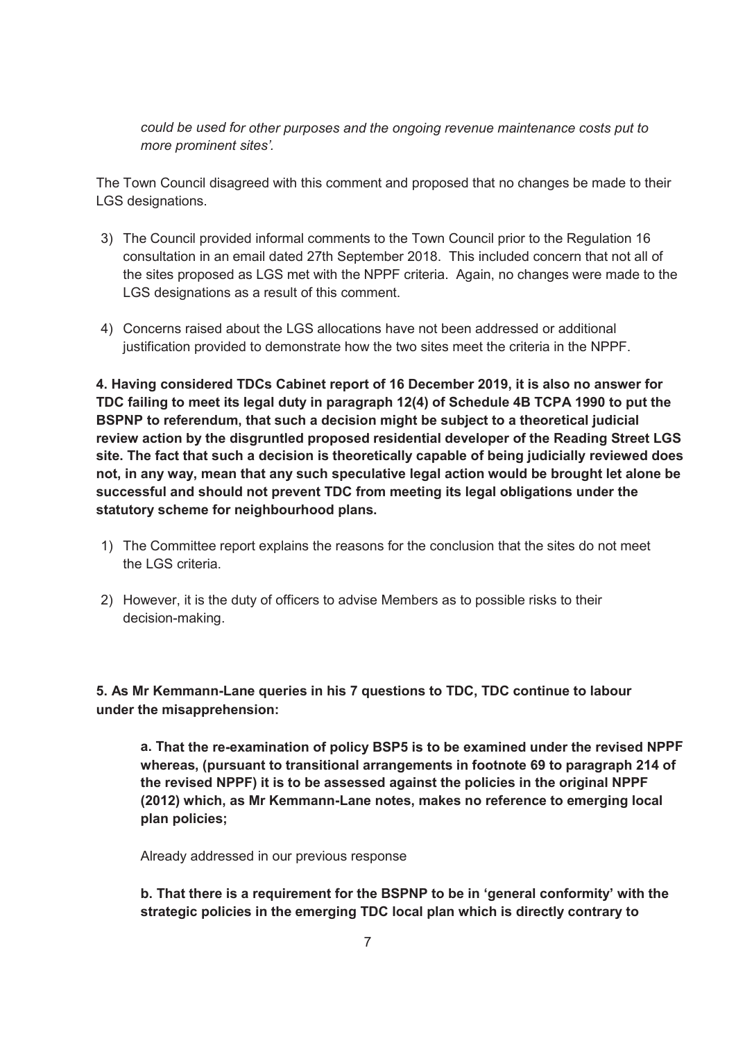*could be used for other purposes and the ongoing revenue maintenance costs put to more prominent sites'.*

The Town Council disagreed with this comment and proposed that no changes be made to their LGS designations.

3) The Council provided informal comments to the Town Council prior to the Regulation 16 consultation in an email dated 27th September 2018. This included concern that not all of the sites proposed as LGS met with the NPPF criteria. Again, no changes were made to the LGS designations as a result of this comment.

4) Concerns raised about the LGS allocations have not been addressed or additional justification provided to demonstrate how the two sites meet the criteria in the NPPF.

**4. Having considered TDCs Cabinet report of 16 December 2019, it is also no answer for TDC failing to meet its legal duty in paragraph 12(4) of Schedule 4B TCPA 1990 to put the BSPNP to referendum, that such a decision might be subject to a theoretical judicial review action by the disgruntled proposed residential developer of the Reading Street LGS site. The fact that such a decision is theoretically capable of being judicially reviewed does not, in any way, mean that any such speculative legal action would be brought let alone be successful and should not prevent TDC from meeting its legal obligations under the statutory scheme for neighbourhood plans.**

1) The Committee report explains the reasons for the conclusion that the sites do not meet the LGS criteria.

2) However, it is the duty of officers to advise Members as to possible risks to their decision-making.

**5. As Mr Kemmann-Lane queries in his 7 questions to TDC, TDC continue to labour under the misapprehension:**

> **a. That the re-examination of policy BSP5 is to be examined under the revised NPPF whereas, (pursuant to transitional arrangements in footnote 69 to paragraph 214 of the revised NPPF) it is to be assessed against the policies in the original NPPF (2012) which, as Mr Kemmann-Lane notes, makes no reference to emerging local plan policies;**
>
> Already addressed in our previous response
>
> **b. That there is a requirement for the BSPNP to be in 'general conformity' with the strategic policies in the emerging TDC local plan which is directly contrary to**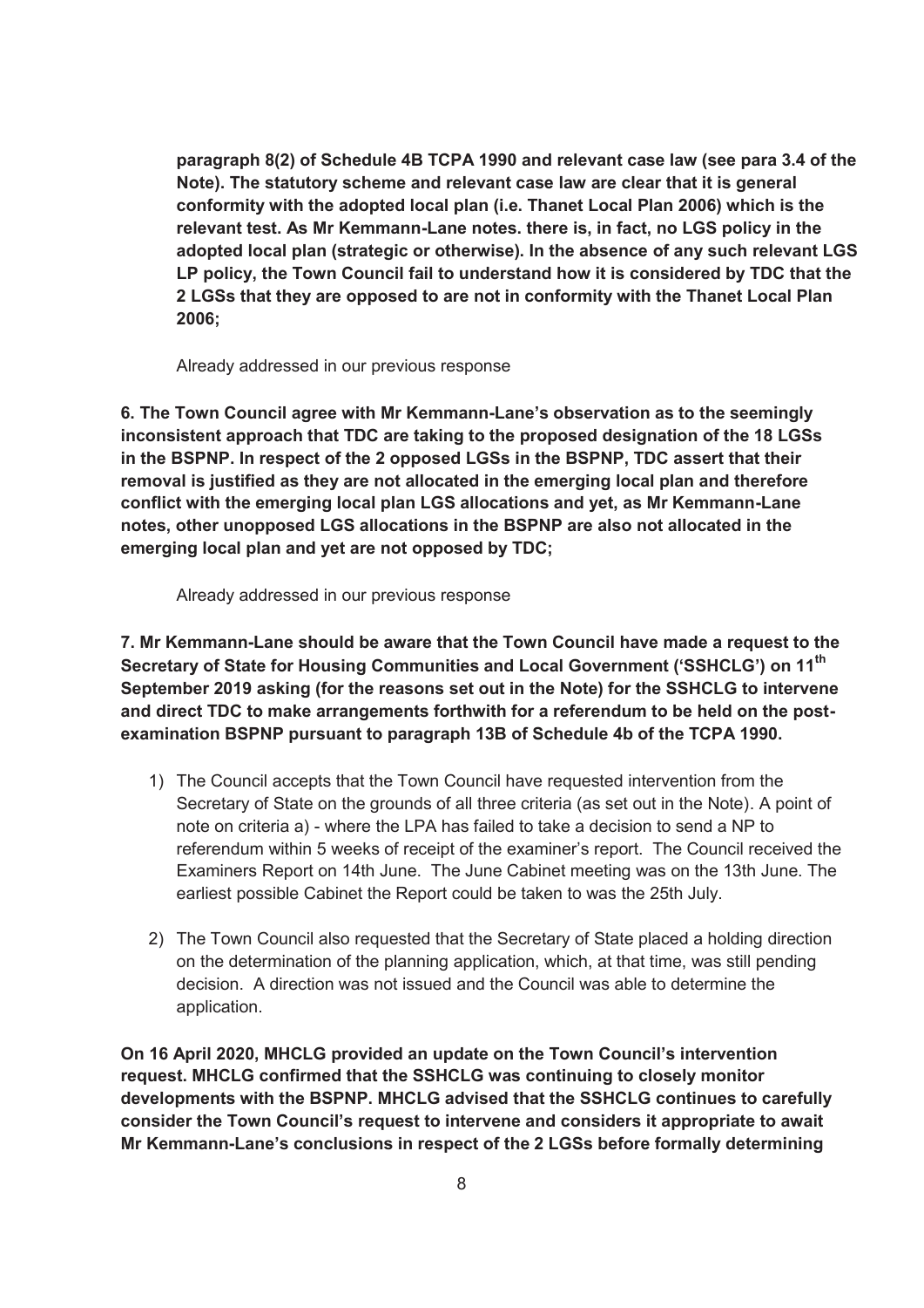**paragraph 8(2) of Schedule 4B TCPA 1990 and relevant case law (see para 3.4 of the Note). The statutory scheme and relevant case law are clear that it is general conformity with the adopted local plan (i.e. Thanet Local Plan 2006) which is the relevant test. As Mr Kemmann-Lane notes. there is, in fact, no LGS policy in the adopted local plan (strategic or otherwise). In the absence of any such relevant LGS LP policy, the Town Council fail to understand how it is considered by TDC that the 2 LGSs that they are opposed to are not in conformity with the Thanet Local Plan 2006;**

Already addressed in our previous response

**6. The Town Council agree with Mr Kemmann-Lane's observation as to the seemingly inconsistent approach that TDC are taking to the proposed designation of the 18 LGSs in the BSPNP. In respect of the 2 opposed LGSs in the BSPNP, TDC assert that their removal is justified as they are not allocated in the emerging local plan and therefore conflict with the emerging local plan LGS allocations and yet, as Mr Kemmann-Lane notes, other unopposed LGS allocations in the BSPNP are also not allocated in the emerging local plan and yet are not opposed by TDC;**

Already addressed in our previous response

**7. Mr Kemmann-Lane should be aware that the Town Council have made a request to the Secretary of State for Housing Communities and Local Government ('SSHCLG') on 11th September 2019 asking (for the reasons set out in the Note) for the SSHCLG to intervene and direct TDC to make arrangements forthwith for a referendum to be held on the post-examination BSPNP pursuant to paragraph 13B of Schedule 4b of the TCPA 1990.**

1) The Council accepts that the Town Council have requested intervention from the Secretary of State on the grounds of all three criteria (as set out in the Note). A point of note on criteria a) - where the LPA has failed to take a decision to send a NP to referendum within 5 weeks of receipt of the examiner's report. The Council received the Examiners Report on 14th June. The June Cabinet meeting was on the 13th June. The earliest possible Cabinet the Report could be taken to was the 25th July.

2) The Town Council also requested that the Secretary of State placed a holding direction on the determination of the planning application, which, at that time, was still pending decision. A direction was not issued and the Council was able to determine the application.

**On 16 April 2020, MHCLG provided an update on the Town Council's intervention request. MHCLG confirmed that the SSHCLG was continuing to closely monitor developments with the BSPNP. MHCLG advised that the SSHCLG continues to carefully consider the Town Council's request to intervene and considers it appropriate to await Mr Kemmann-Lane's conclusions in respect of the 2 LGSs before formally determining**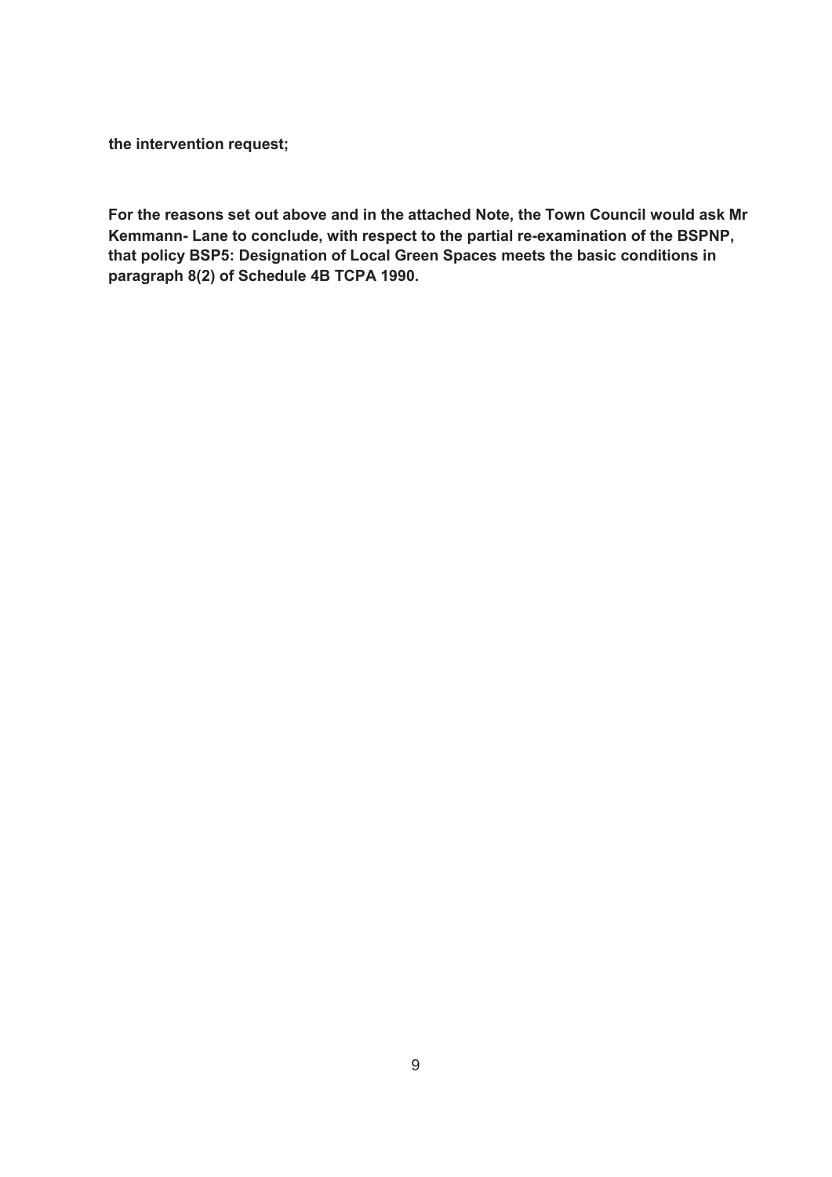**the intervention request;**

**For the reasons set out above and in the attached Note, the Town Council would ask Mr Kemmann- Lane to conclude, with respect to the partial re-examination of the BSPNP, that policy BSP5: Designation of Local Green Spaces meets the basic conditions in paragraph 8(2) of Schedule 4B TCPA 1990.**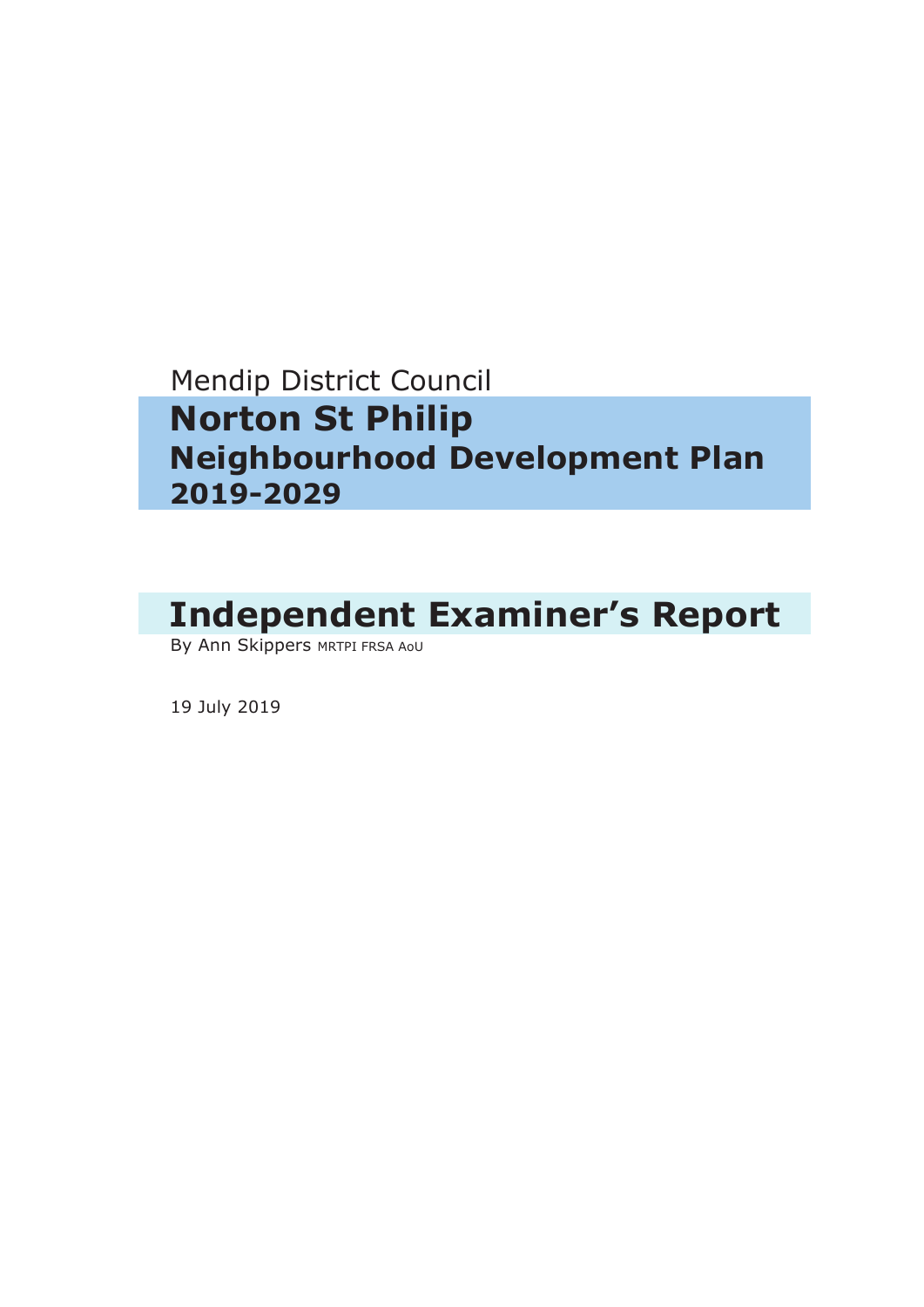Mendip District Council

# Norton St Philip Neighbourhood Development Plan 2019-2029

# Independent Examiner's Report

By Ann Skippers MRTPI FRSA AoU

19 July 2019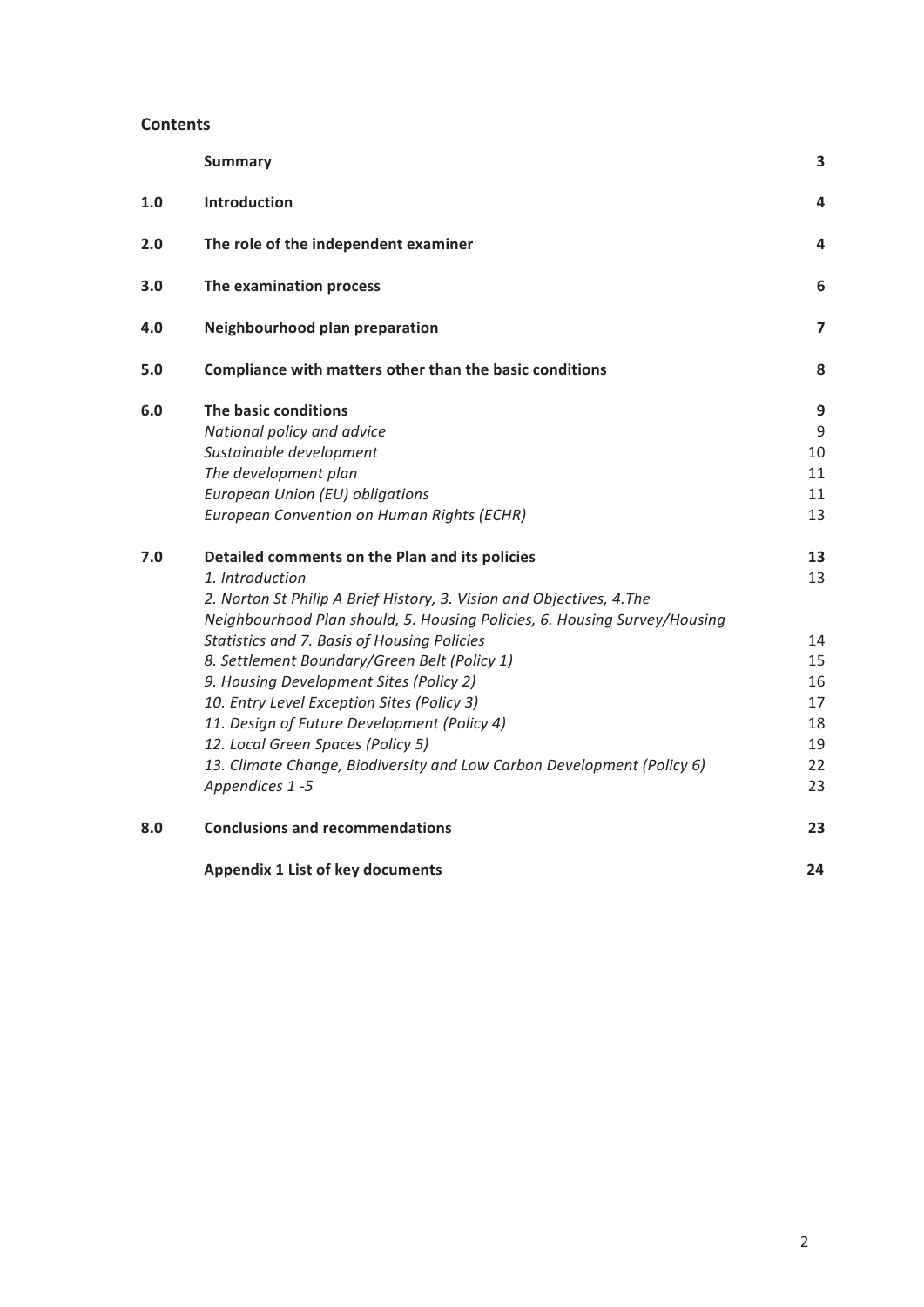## Contents

| | | |
|---|---|---|
| | **Summary** | **3** |
| **1.0** | **Introduction** | **4** |
| **2.0** | **The role of the independent examiner** | **4** |
| **3.0** | **The examination process** | **6** |
| **4.0** | **Neighbourhood plan preparation** | **7** |
| **5.0** | **Compliance with matters other than the basic conditions** | **8** |
| **6.0** | **The basic conditions** | **9** |
| | *National policy and advice* | 9 |
| | *Sustainable development* | 10 |
| | *The development plan* | 11 |
| | *European Union (EU) obligations* | 11 |
| | *European Convention on Human Rights (ECHR)* | 13 |
| **7.0** | **Detailed comments on the Plan and its policies** | **13** |
| | *1. Introduction* | 13 |
| | *2. Norton St Philip A Brief History, 3. Vision and Objectives, 4.The Neighbourhood Plan should, 5. Housing Policies, 6. Housing Survey/Housing Statistics and 7. Basis of Housing Policies* | 14 |
| | *8. Settlement Boundary/Green Belt (Policy 1)* | 15 |
| | *9. Housing Development Sites (Policy 2)* | 16 |
| | *10. Entry Level Exception Sites (Policy 3)* | 17 |
| | *11. Design of Future Development (Policy 4)* | 18 |
| | *12. Local Green Spaces (Policy 5)* | 19 |
| | *13. Climate Change, Biodiversity and Low Carbon Development (Policy 6)* | 22 |
| | *Appendices 1 -5* | 23 |
| **8.0** | **Conclusions and recommendations** | **23** |
| | **Appendix 1 List of key documents** | **24** |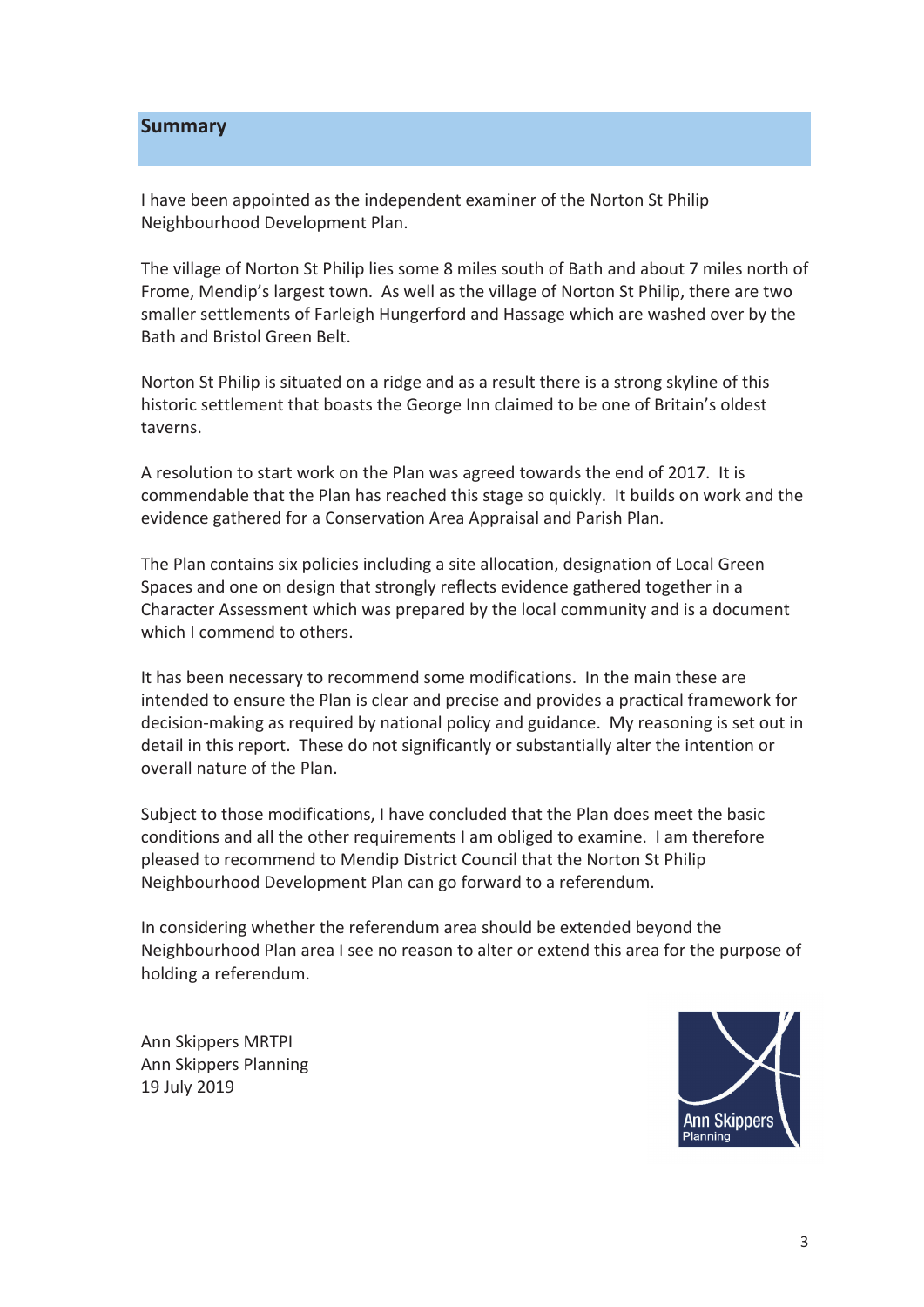## Summary

I have been appointed as the independent examiner of the Norton St Philip Neighbourhood Development Plan.

The village of Norton St Philip lies some 8 miles south of Bath and about 7 miles north of Frome, Mendip's largest town. As well as the village of Norton St Philip, there are two smaller settlements of Farleigh Hungerford and Hassage which are washed over by the Bath and Bristol Green Belt.

Norton St Philip is situated on a ridge and as a result there is a strong skyline of this historic settlement that boasts the George Inn claimed to be one of Britain's oldest taverns.

A resolution to start work on the Plan was agreed towards the end of 2017. It is commendable that the Plan has reached this stage so quickly. It builds on work and the evidence gathered for a Conservation Area Appraisal and Parish Plan.

The Plan contains six policies including a site allocation, designation of Local Green Spaces and one on design that strongly reflects evidence gathered together in a Character Assessment which was prepared by the local community and is a document which I commend to others.

It has been necessary to recommend some modifications. In the main these are intended to ensure the Plan is clear and precise and provides a practical framework for decision-making as required by national policy and guidance. My reasoning is set out in detail in this report. These do not significantly or substantially alter the intention or overall nature of the Plan.

Subject to those modifications, I have concluded that the Plan does meet the basic conditions and all the other requirements I am obliged to examine. I am therefore pleased to recommend to Mendip District Council that the Norton St Philip Neighbourhood Development Plan can go forward to a referendum.

In considering whether the referendum area should be extended beyond the Neighbourhood Plan area I see no reason to alter or extend this area for the purpose of holding a referendum.

Ann Skippers MRTPI
Ann Skippers Planning
19 July 2019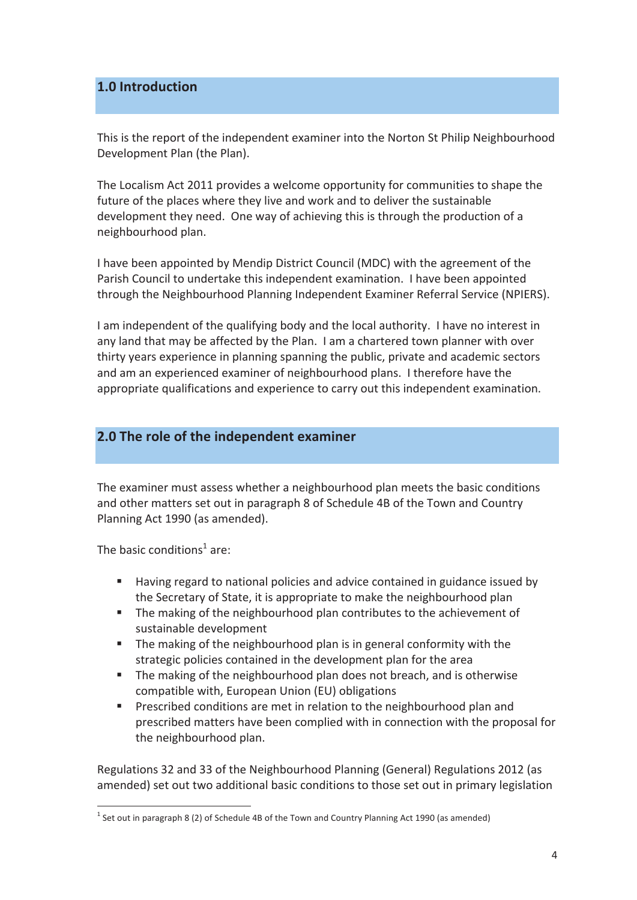## 1.0 Introduction

This is the report of the independent examiner into the Norton St Philip Neighbourhood Development Plan (the Plan).

The Localism Act 2011 provides a welcome opportunity for communities to shape the future of the places where they live and work and to deliver the sustainable development they need. One way of achieving this is through the production of a neighbourhood plan.

I have been appointed by Mendip District Council (MDC) with the agreement of the Parish Council to undertake this independent examination. I have been appointed through the Neighbourhood Planning Independent Examiner Referral Service (NPIERS).

I am independent of the qualifying body and the local authority. I have no interest in any land that may be affected by the Plan. I am a chartered town planner with over thirty years experience in planning spanning the public, private and academic sectors and am an experienced examiner of neighbourhood plans. I therefore have the appropriate qualifications and experience to carry out this independent examination.

## 2.0 The role of the independent examiner

The examiner must assess whether a neighbourhood plan meets the basic conditions and other matters set out in paragraph 8 of Schedule 4B of the Town and Country Planning Act 1990 (as amended).

The basic conditions[1] are:

- Having regard to national policies and advice contained in guidance issued by the Secretary of State, it is appropriate to make the neighbourhood plan
- The making of the neighbourhood plan contributes to the achievement of sustainable development
- The making of the neighbourhood plan is in general conformity with the strategic policies contained in the development plan for the area
- The making of the neighbourhood plan does not breach, and is otherwise compatible with, European Union (EU) obligations
- Prescribed conditions are met in relation to the neighbourhood plan and prescribed matters have been complied with in connection with the proposal for the neighbourhood plan.

Regulations 32 and 33 of the Neighbourhood Planning (General) Regulations 2012 (as amended) set out two additional basic conditions to those set out in primary legislation

[1] Set out in paragraph 8 (2) of Schedule 4B of the Town and Country Planning Act 1990 (as amended)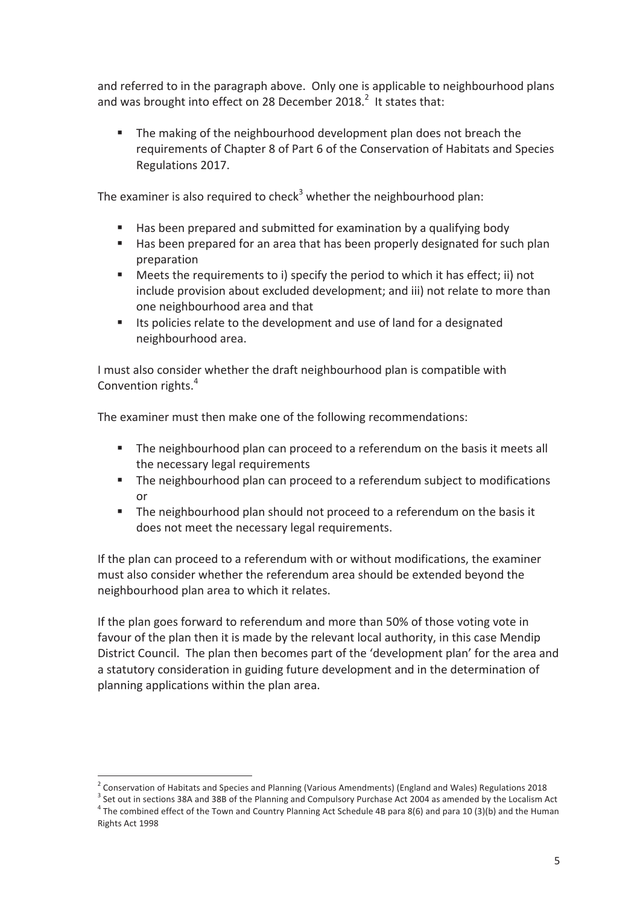and referred to in the paragraph above. Only one is applicable to neighbourhood plans and was brought into effect on 28 December 2018.[2] It states that:

- The making of the neighbourhood development plan does not breach the requirements of Chapter 8 of Part 6 of the Conservation of Habitats and Species Regulations 2017.

The examiner is also required to check[3] whether the neighbourhood plan:

- Has been prepared and submitted for examination by a qualifying body
- Has been prepared for an area that has been properly designated for such plan preparation
- Meets the requirements to i) specify the period to which it has effect; ii) not include provision about excluded development; and iii) not relate to more than one neighbourhood area and that
- Its policies relate to the development and use of land for a designated neighbourhood area.

I must also consider whether the draft neighbourhood plan is compatible with Convention rights.[4]

The examiner must then make one of the following recommendations:

- The neighbourhood plan can proceed to a referendum on the basis it meets all the necessary legal requirements
- The neighbourhood plan can proceed to a referendum subject to modifications or
- The neighbourhood plan should not proceed to a referendum on the basis it does not meet the necessary legal requirements.

If the plan can proceed to a referendum with or without modifications, the examiner must also consider whether the referendum area should be extended beyond the neighbourhood plan area to which it relates.

If the plan goes forward to referendum and more than 50% of those voting vote in favour of the plan then it is made by the relevant local authority, in this case Mendip District Council. The plan then becomes part of the 'development plan' for the area and a statutory consideration in guiding future development and in the determination of planning applications within the plan area.

---

[2] Conservation of Habitats and Species and Planning (Various Amendments) (England and Wales) Regulations 2018

[3] Set out in sections 38A and 38B of the Planning and Compulsory Purchase Act 2004 as amended by the Localism Act

[4] The combined effect of the Town and Country Planning Act Schedule 4B para 8(6) and para 10 (3)(b) and the Human Rights Act 1998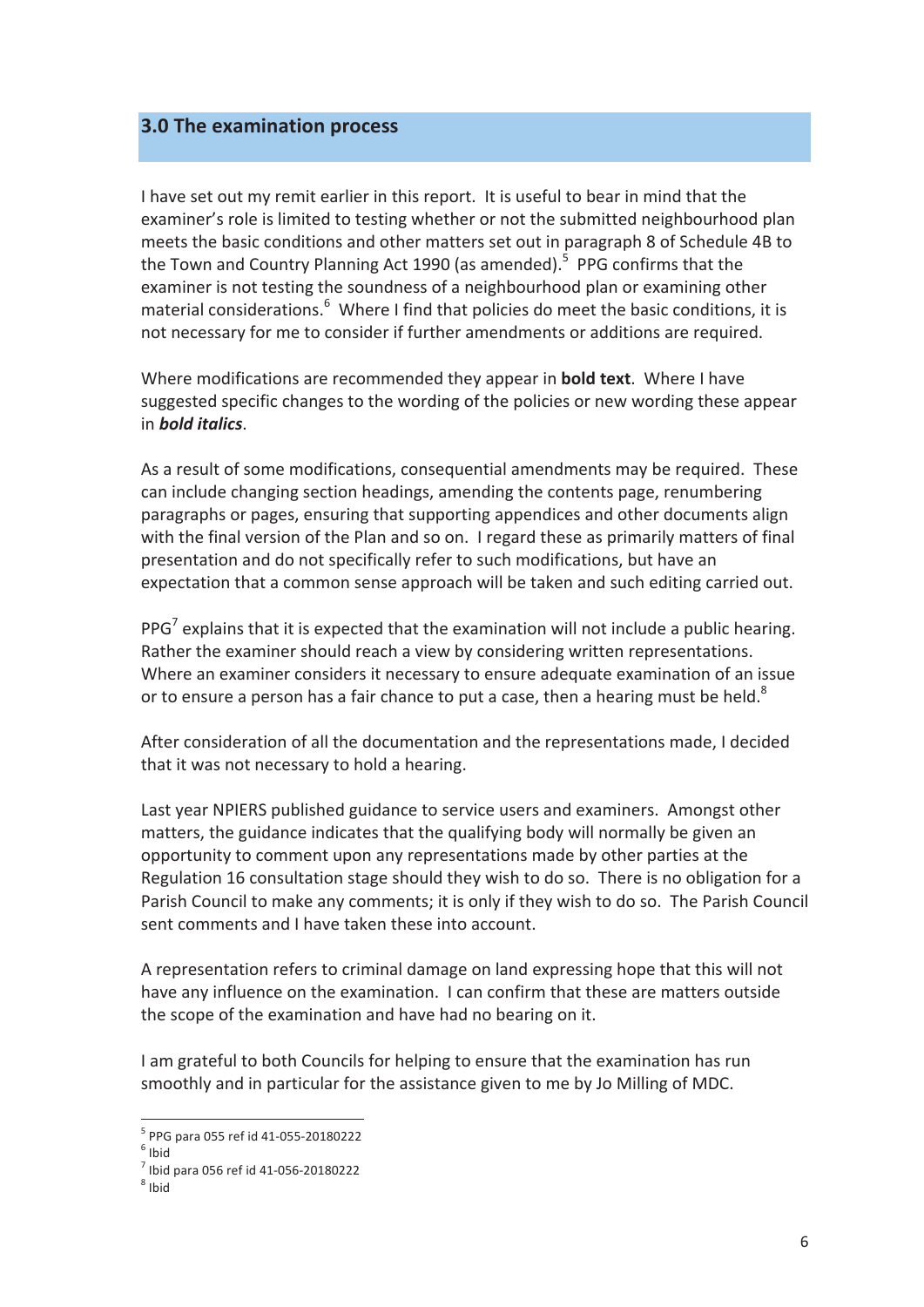## 3.0 The examination process

I have set out my remit earlier in this report. It is useful to bear in mind that the examiner's role is limited to testing whether or not the submitted neighbourhood plan meets the basic conditions and other matters set out in paragraph 8 of Schedule 4B to the Town and Country Planning Act 1990 (as amended).[5] PPG confirms that the examiner is not testing the soundness of a neighbourhood plan or examining other material considerations.[6] Where I find that policies do meet the basic conditions, it is not necessary for me to consider if further amendments or additions are required.

Where modifications are recommended they appear in **bold text**. Where I have suggested specific changes to the wording of the policies or new wording these appear in ***bold italics***.

As a result of some modifications, consequential amendments may be required. These can include changing section headings, amending the contents page, renumbering paragraphs or pages, ensuring that supporting appendices and other documents align with the final version of the Plan and so on. I regard these as primarily matters of final presentation and do not specifically refer to such modifications, but have an expectation that a common sense approach will be taken and such editing carried out.

PPG[7] explains that it is expected that the examination will not include a public hearing. Rather the examiner should reach a view by considering written representations. Where an examiner considers it necessary to ensure adequate examination of an issue or to ensure a person has a fair chance to put a case, then a hearing must be held.[8]

After consideration of all the documentation and the representations made, I decided that it was not necessary to hold a hearing.

Last year NPIERS published guidance to service users and examiners. Amongst other matters, the guidance indicates that the qualifying body will normally be given an opportunity to comment upon any representations made by other parties at the Regulation 16 consultation stage should they wish to do so. There is no obligation for a Parish Council to make any comments; it is only if they wish to do so. The Parish Council sent comments and I have taken these into account.

A representation refers to criminal damage on land expressing hope that this will not have any influence on the examination. I can confirm that these are matters outside the scope of the examination and have had no bearing on it.

I am grateful to both Councils for helping to ensure that the examination has run smoothly and in particular for the assistance given to me by Jo Milling of MDC.

---

[5] PPG para 055 ref id 41-055-20180222

[6] Ibid

[7] Ibid para 056 ref id 41-056-20180222

[8] Ibid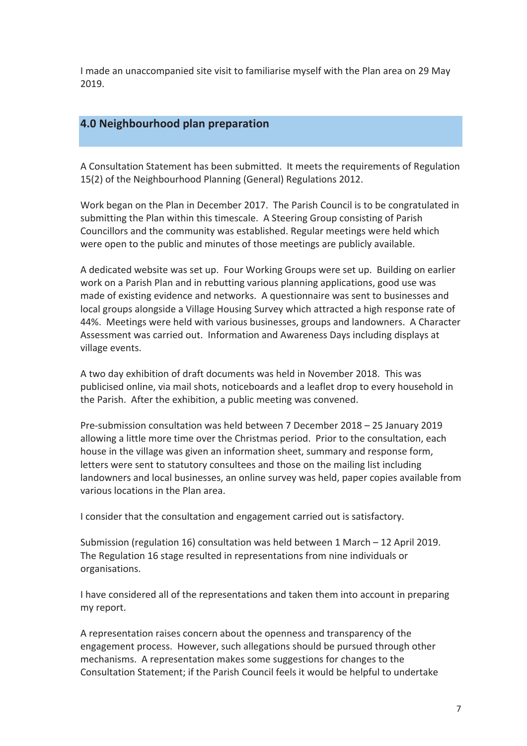I made an unaccompanied site visit to familiarise myself with the Plan area on 29 May 2019.

## 4.0 Neighbourhood plan preparation

A Consultation Statement has been submitted. It meets the requirements of Regulation 15(2) of the Neighbourhood Planning (General) Regulations 2012.

Work began on the Plan in December 2017. The Parish Council is to be congratulated in submitting the Plan within this timescale. A Steering Group consisting of Parish Councillors and the community was established. Regular meetings were held which were open to the public and minutes of those meetings are publicly available.

A dedicated website was set up. Four Working Groups were set up. Building on earlier work on a Parish Plan and in rebutting various planning applications, good use was made of existing evidence and networks. A questionnaire was sent to businesses and local groups alongside a Village Housing Survey which attracted a high response rate of 44%. Meetings were held with various businesses, groups and landowners. A Character Assessment was carried out. Information and Awareness Days including displays at village events.

A two day exhibition of draft documents was held in November 2018. This was publicised online, via mail shots, noticeboards and a leaflet drop to every household in the Parish. After the exhibition, a public meeting was convened.

Pre-submission consultation was held between 7 December 2018 – 25 January 2019 allowing a little more time over the Christmas period. Prior to the consultation, each house in the village was given an information sheet, summary and response form, letters were sent to statutory consultees and those on the mailing list including landowners and local businesses, an online survey was held, paper copies available from various locations in the Plan area.

I consider that the consultation and engagement carried out is satisfactory.

Submission (regulation 16) consultation was held between 1 March – 12 April 2019. The Regulation 16 stage resulted in representations from nine individuals or organisations.

I have considered all of the representations and taken them into account in preparing my report.

A representation raises concern about the openness and transparency of the engagement process. However, such allegations should be pursued through other mechanisms. A representation makes some suggestions for changes to the Consultation Statement; if the Parish Council feels it would be helpful to undertake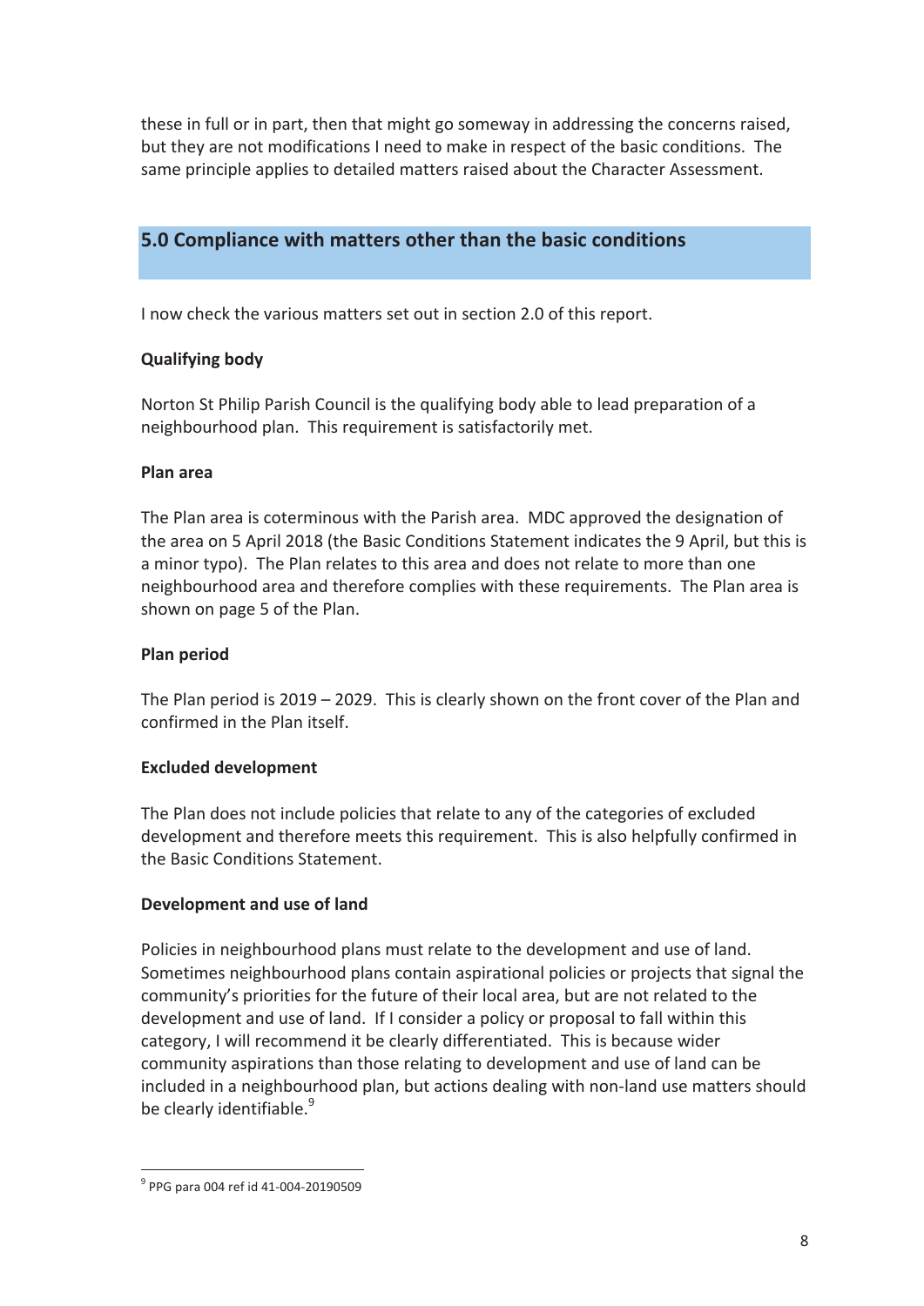these in full or in part, then that might go someway in addressing the concerns raised, but they are not modifications I need to make in respect of the basic conditions. The same principle applies to detailed matters raised about the Character Assessment.

## 5.0 Compliance with matters other than the basic conditions

I now check the various matters set out in section 2.0 of this report.

**Qualifying body**

Norton St Philip Parish Council is the qualifying body able to lead preparation of a neighbourhood plan. This requirement is satisfactorily met.

**Plan area**

The Plan area is coterminous with the Parish area. MDC approved the designation of the area on 5 April 2018 (the Basic Conditions Statement indicates the 9 April, but this is a minor typo). The Plan relates to this area and does not relate to more than one neighbourhood area and therefore complies with these requirements. The Plan area is shown on page 5 of the Plan.

**Plan period**

The Plan period is 2019 – 2029. This is clearly shown on the front cover of the Plan and confirmed in the Plan itself.

**Excluded development**

The Plan does not include policies that relate to any of the categories of excluded development and therefore meets this requirement. This is also helpfully confirmed in the Basic Conditions Statement.

**Development and use of land**

Policies in neighbourhood plans must relate to the development and use of land. Sometimes neighbourhood plans contain aspirational policies or projects that signal the community's priorities for the future of their local area, but are not related to the development and use of land. If I consider a policy or proposal to fall within this category, I will recommend it be clearly differentiated. This is because wider community aspirations than those relating to development and use of land can be included in a neighbourhood plan, but actions dealing with non-land use matters should be clearly identifiable.[9]

[9] PPG para 004 ref id 41-004-20190509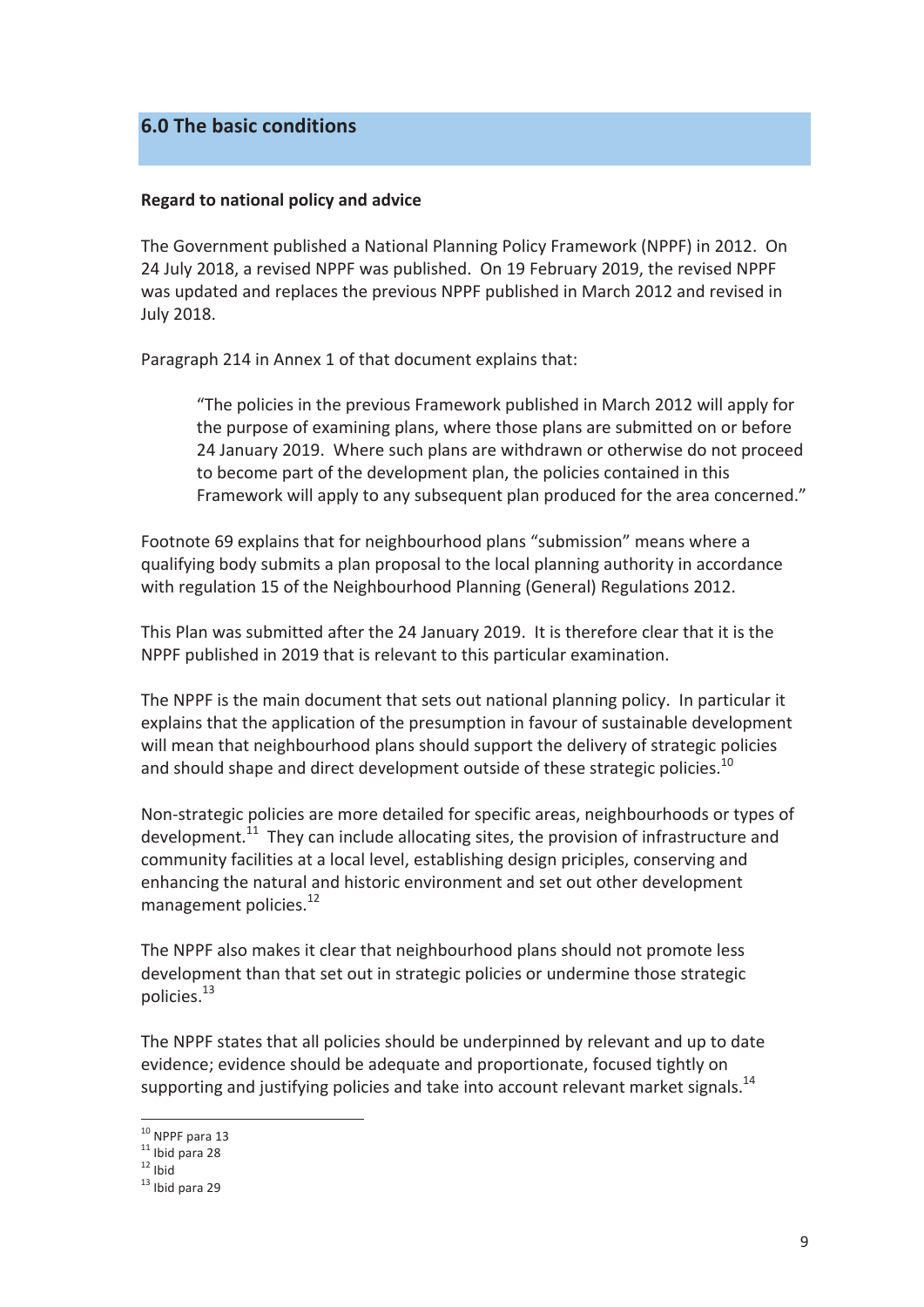## 6.0 The basic conditions

**Regard to national policy and advice**

The Government published a National Planning Policy Framework (NPPF) in 2012. On 24 July 2018, a revised NPPF was published. On 19 February 2019, the revised NPPF was updated and replaces the previous NPPF published in March 2012 and revised in July 2018.

Paragraph 214 in Annex 1 of that document explains that:

> "The policies in the previous Framework published in March 2012 will apply for the purpose of examining plans, where those plans are submitted on or before 24 January 2019. Where such plans are withdrawn or otherwise do not proceed to become part of the development plan, the policies contained in this Framework will apply to any subsequent plan produced for the area concerned."

Footnote 69 explains that for neighbourhood plans "submission" means where a qualifying body submits a plan proposal to the local planning authority in accordance with regulation 15 of the Neighbourhood Planning (General) Regulations 2012.

This Plan was submitted after the 24 January 2019. It is therefore clear that it is the NPPF published in 2019 that is relevant to this particular examination.

The NPPF is the main document that sets out national planning policy. In particular it explains that the application of the presumption in favour of sustainable development will mean that neighbourhood plans should support the delivery of strategic policies and should shape and direct development outside of these strategic policies.[10]

Non-strategic policies are more detailed for specific areas, neighbourhoods or types of development.[11] They can include allocating sites, the provision of infrastructure and community facilities at a local level, establishing design priciples, conserving and enhancing the natural and historic environment and set out other development management policies.[12]

The NPPF also makes it clear that neighbourhood plans should not promote less development than that set out in strategic policies or undermine those strategic policies.[13]

The NPPF states that all policies should be underpinned by relevant and up to date evidence; evidence should be adequate and proportionate, focused tightly on supporting and justifying policies and take into account relevant market signals.[14]

---

[10] NPPF para 13
[11] Ibid para 28
[12] Ibid
[13] Ibid para 29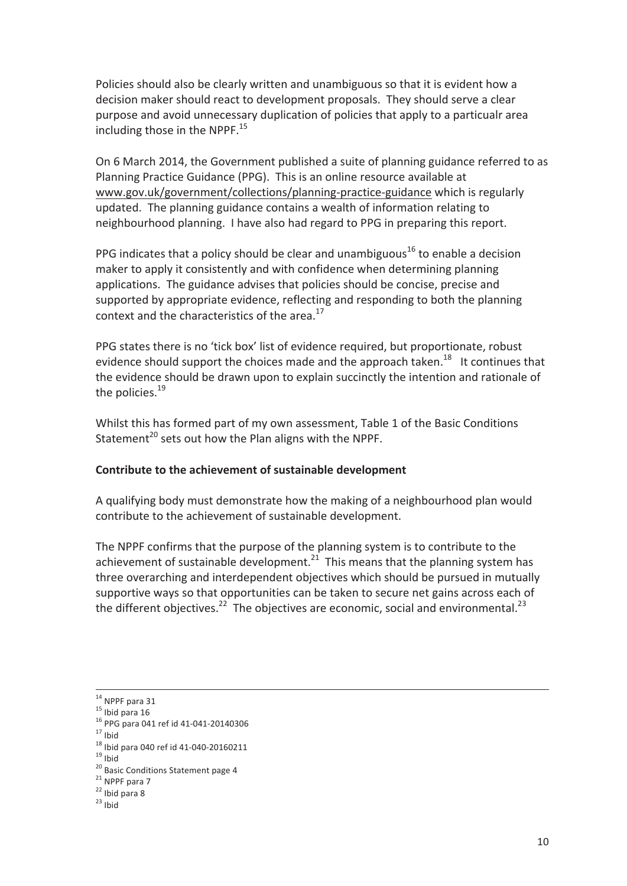Policies should also be clearly written and unambiguous so that it is evident how a decision maker should react to development proposals. They should serve a clear purpose and avoid unnecessary duplication of policies that apply to a particualr area including those in the NPPF.[15]

On 6 March 2014, the Government published a suite of planning guidance referred to as Planning Practice Guidance (PPG). This is an online resource available at www.gov.uk/government/collections/planning-practice-guidance which is regularly updated. The planning guidance contains a wealth of information relating to neighbourhood planning. I have also had regard to PPG in preparing this report.

PPG indicates that a policy should be clear and unambiguous[16] to enable a decision maker to apply it consistently and with confidence when determining planning applications. The guidance advises that policies should be concise, precise and supported by appropriate evidence, reflecting and responding to both the planning context and the characteristics of the area.[17]

PPG states there is no 'tick box' list of evidence required, but proportionate, robust evidence should support the choices made and the approach taken.[18] It continues that the evidence should be drawn upon to explain succinctly the intention and rationale of the policies.[19]

Whilst this has formed part of my own assessment, Table 1 of the Basic Conditions Statement[20] sets out how the Plan aligns with the NPPF.

**Contribute to the achievement of sustainable development**

A qualifying body must demonstrate how the making of a neighbourhood plan would contribute to the achievement of sustainable development.

The NPPF confirms that the purpose of the planning system is to contribute to the achievement of sustainable development.[21] This means that the planning system has three overarching and interdependent objectives which should be pursued in mutually supportive ways so that opportunities can be taken to secure net gains across each of the different objectives.[22] The objectives are economic, social and environmental.[23]

---

[14] NPPF para 31
[15] Ibid para 16
[16] PPG para 041 ref id 41-041-20140306
[17] Ibid
[18] Ibid para 040 ref id 41-040-20160211
[19] Ibid
[20] Basic Conditions Statement page 4
[21] NPPF para 7
[22] Ibid para 8
[23] Ibid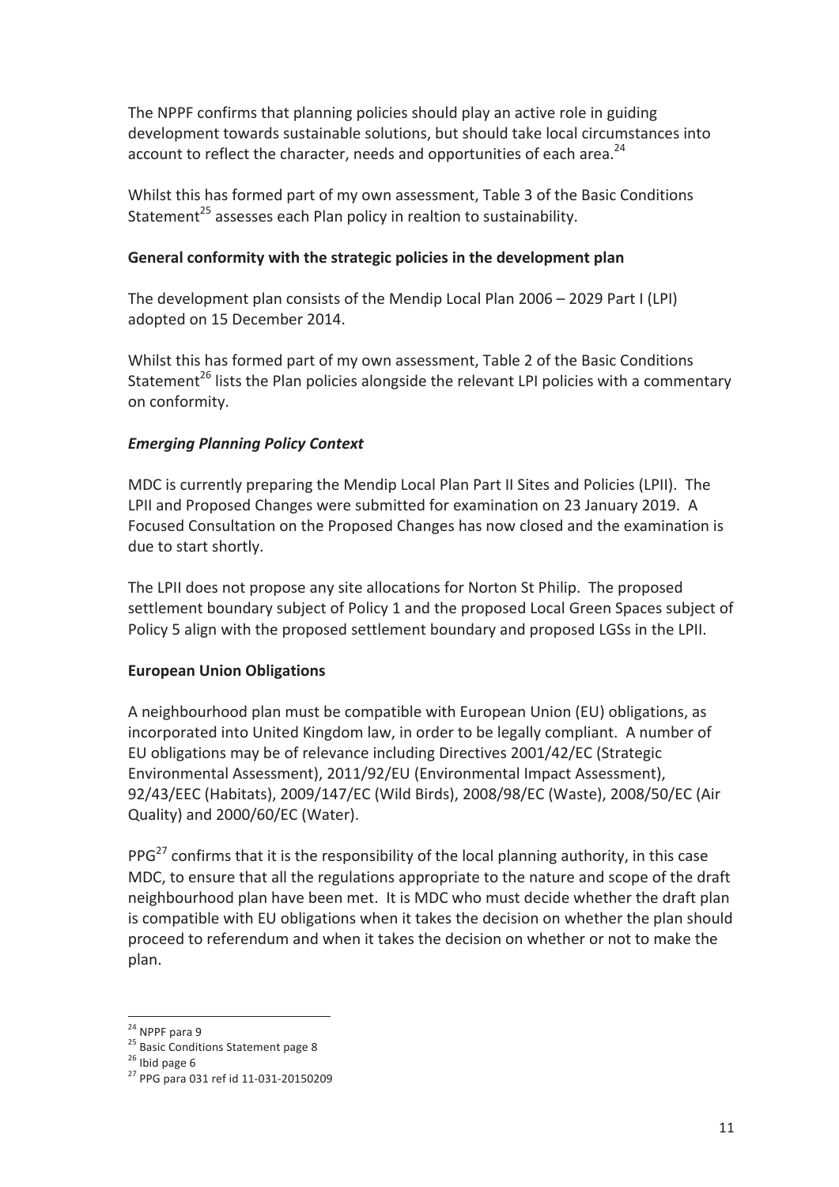The NPPF confirms that planning policies should play an active role in guiding development towards sustainable solutions, but should take local circumstances into account to reflect the character, needs and opportunities of each area.[24]

Whilst this has formed part of my own assessment, Table 3 of the Basic Conditions Statement[25] assesses each Plan policy in realtion to sustainability.

**General conformity with the strategic policies in the development plan**

The development plan consists of the Mendip Local Plan 2006 – 2029 Part I (LPI) adopted on 15 December 2014.

Whilst this has formed part of my own assessment, Table 2 of the Basic Conditions Statement[26] lists the Plan policies alongside the relevant LPI policies with a commentary on conformity.

***Emerging Planning Policy Context***

MDC is currently preparing the Mendip Local Plan Part II Sites and Policies (LPII). The LPII and Proposed Changes were submitted for examination on 23 January 2019. A Focused Consultation on the Proposed Changes has now closed and the examination is due to start shortly.

The LPII does not propose any site allocations for Norton St Philip. The proposed settlement boundary subject of Policy 1 and the proposed Local Green Spaces subject of Policy 5 align with the proposed settlement boundary and proposed LGSs in the LPII.

**European Union Obligations**

A neighbourhood plan must be compatible with European Union (EU) obligations, as incorporated into United Kingdom law, in order to be legally compliant. A number of EU obligations may be of relevance including Directives 2001/42/EC (Strategic Environmental Assessment), 2011/92/EU (Environmental Impact Assessment), 92/43/EEC (Habitats), 2009/147/EC (Wild Birds), 2008/98/EC (Waste), 2008/50/EC (Air Quality) and 2000/60/EC (Water).

PPG[27] confirms that it is the responsibility of the local planning authority, in this case MDC, to ensure that all the regulations appropriate to the nature and scope of the draft neighbourhood plan have been met. It is MDC who must decide whether the draft plan is compatible with EU obligations when it takes the decision on whether the plan should proceed to referendum and when it takes the decision on whether or not to make the plan.

---

[24] NPPF para 9

[25] Basic Conditions Statement page 8

[26] Ibid page 6

[27] PPG para 031 ref id 11-031-20150209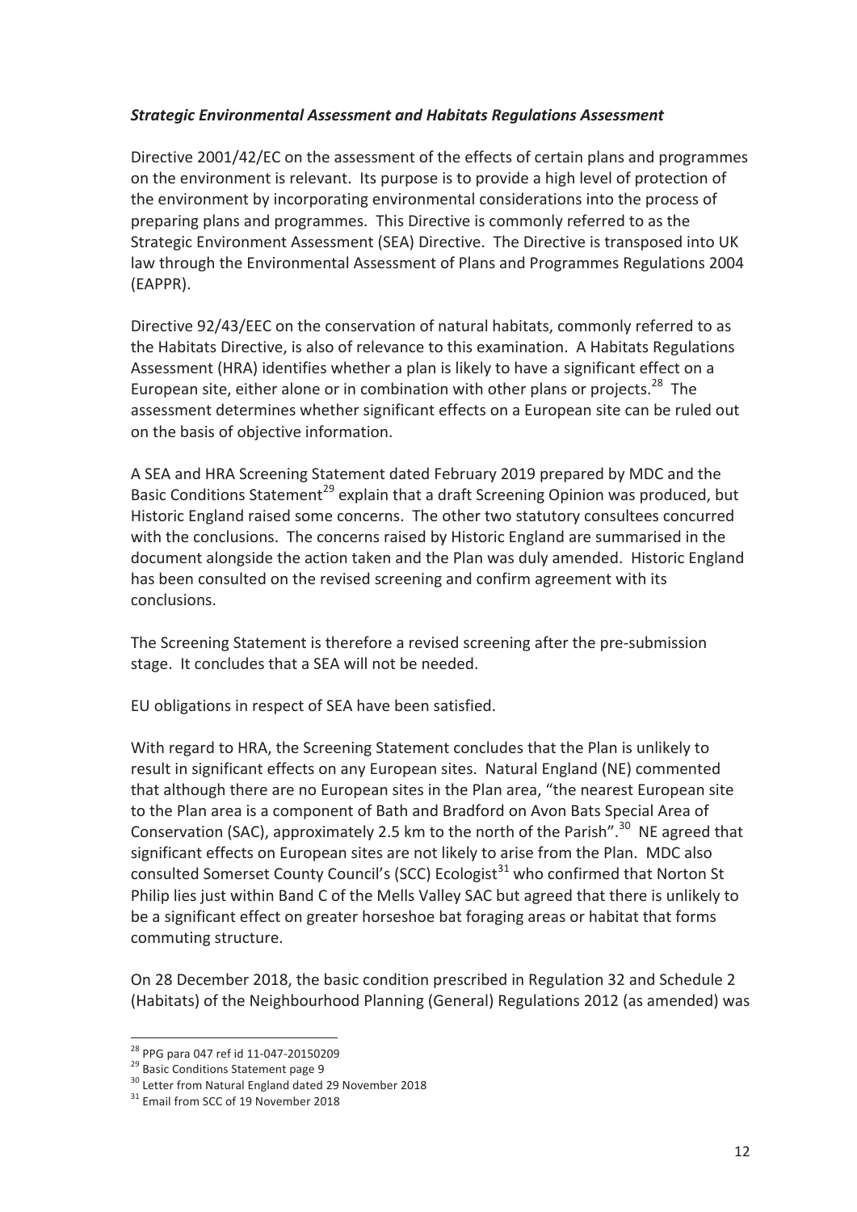***Strategic Environmental Assessment and Habitats Regulations Assessment***

Directive 2001/42/EC on the assessment of the effects of certain plans and programmes on the environment is relevant. Its purpose is to provide a high level of protection of the environment by incorporating environmental considerations into the process of preparing plans and programmes. This Directive is commonly referred to as the Strategic Environment Assessment (SEA) Directive. The Directive is transposed into UK law through the Environmental Assessment of Plans and Programmes Regulations 2004 (EAPPR).

Directive 92/43/EEC on the conservation of natural habitats, commonly referred to as the Habitats Directive, is also of relevance to this examination. A Habitats Regulations Assessment (HRA) identifies whether a plan is likely to have a significant effect on a European site, either alone or in combination with other plans or projects.[28] The assessment determines whether significant effects on a European site can be ruled out on the basis of objective information.

A SEA and HRA Screening Statement dated February 2019 prepared by MDC and the Basic Conditions Statement[29] explain that a draft Screening Opinion was produced, but Historic England raised some concerns. The other two statutory consultees concurred with the conclusions. The concerns raised by Historic England are summarised in the document alongside the action taken and the Plan was duly amended. Historic England has been consulted on the revised screening and confirm agreement with its conclusions.

The Screening Statement is therefore a revised screening after the pre-submission stage. It concludes that a SEA will not be needed.

EU obligations in respect of SEA have been satisfied.

With regard to HRA, the Screening Statement concludes that the Plan is unlikely to result in significant effects on any European sites. Natural England (NE) commented that although there are no European sites in the Plan area, "the nearest European site to the Plan area is a component of Bath and Bradford on Avon Bats Special Area of Conservation (SAC), approximately 2.5 km to the north of the Parish".[30] NE agreed that significant effects on European sites are not likely to arise from the Plan. MDC also consulted Somerset County Council's (SCC) Ecologist[31] who confirmed that Norton St Philip lies just within Band C of the Mells Valley SAC but agreed that there is unlikely to be a significant effect on greater horseshoe bat foraging areas or habitat that forms commuting structure.

On 28 December 2018, the basic condition prescribed in Regulation 32 and Schedule 2 (Habitats) of the Neighbourhood Planning (General) Regulations 2012 (as amended) was

---

[28] PPG para 047 ref id 11-047-20150209

[29] Basic Conditions Statement page 9

[30] Letter from Natural England dated 29 November 2018

[31] Email from SCC of 19 November 2018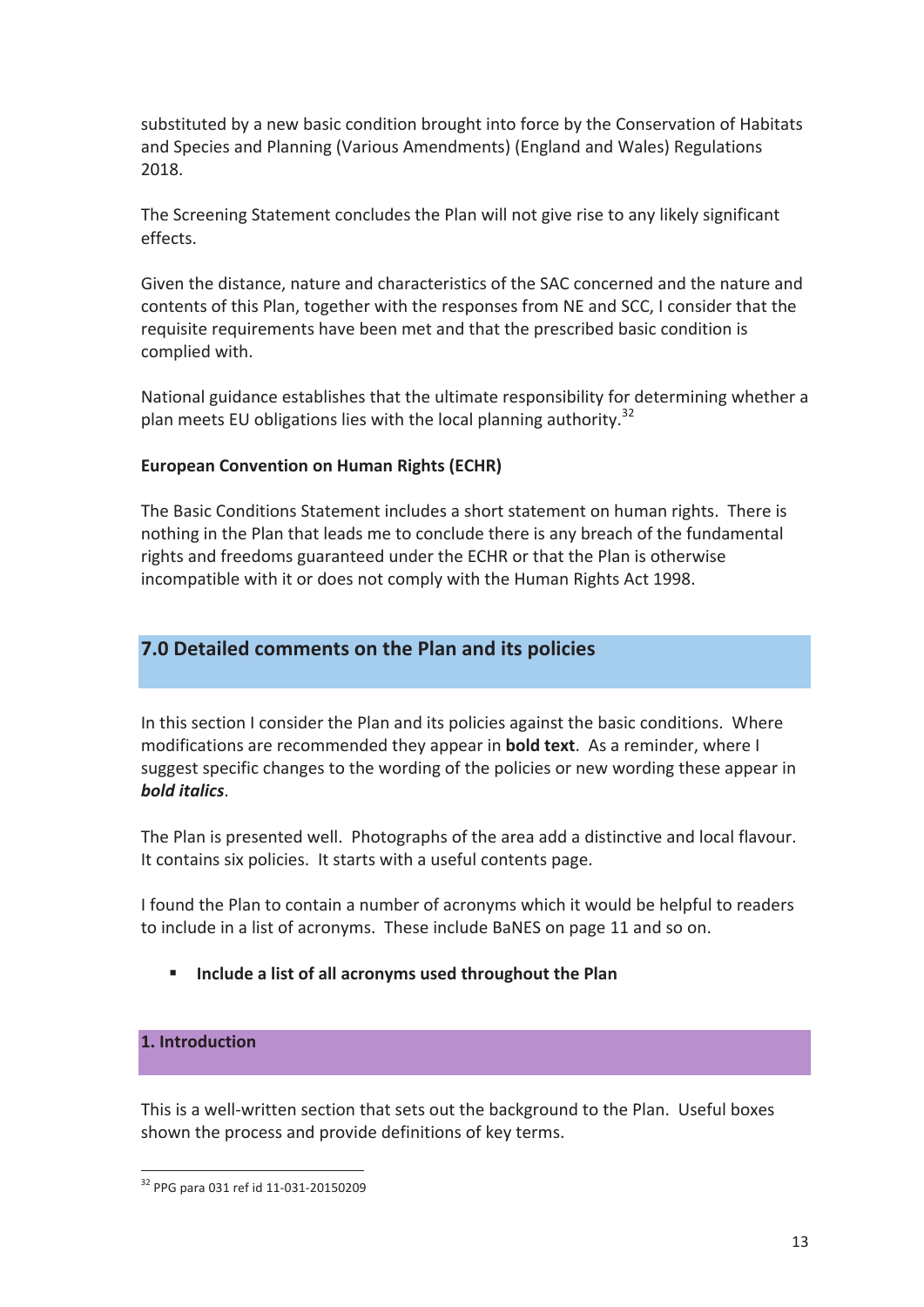substituted by a new basic condition brought into force by the Conservation of Habitats and Species and Planning (Various Amendments) (England and Wales) Regulations 2018.

The Screening Statement concludes the Plan will not give rise to any likely significant effects.

Given the distance, nature and characteristics of the SAC concerned and the nature and contents of this Plan, together with the responses from NE and SCC, I consider that the requisite requirements have been met and that the prescribed basic condition is complied with.

National guidance establishes that the ultimate responsibility for determining whether a plan meets EU obligations lies with the local planning authority.[32]

**European Convention on Human Rights (ECHR)**

The Basic Conditions Statement includes a short statement on human rights. There is nothing in the Plan that leads me to conclude there is any breach of the fundamental rights and freedoms guaranteed under the ECHR or that the Plan is otherwise incompatible with it or does not comply with the Human Rights Act 1998.

## 7.0 Detailed comments on the Plan and its policies

In this section I consider the Plan and its policies against the basic conditions. Where modifications are recommended they appear in **bold text**. As a reminder, where I suggest specific changes to the wording of the policies or new wording these appear in ***bold italics***.

The Plan is presented well. Photographs of the area add a distinctive and local flavour. It contains six policies. It starts with a useful contents page.

I found the Plan to contain a number of acronyms which it would be helpful to readers to include in a list of acronyms. These include BaNES on page 11 and so on.

- **Include a list of all acronyms used throughout the Plan**

### 1. Introduction

This is a well-written section that sets out the background to the Plan. Useful boxes shown the process and provide definitions of key terms.

[32] PPG para 031 ref id 11-031-20150209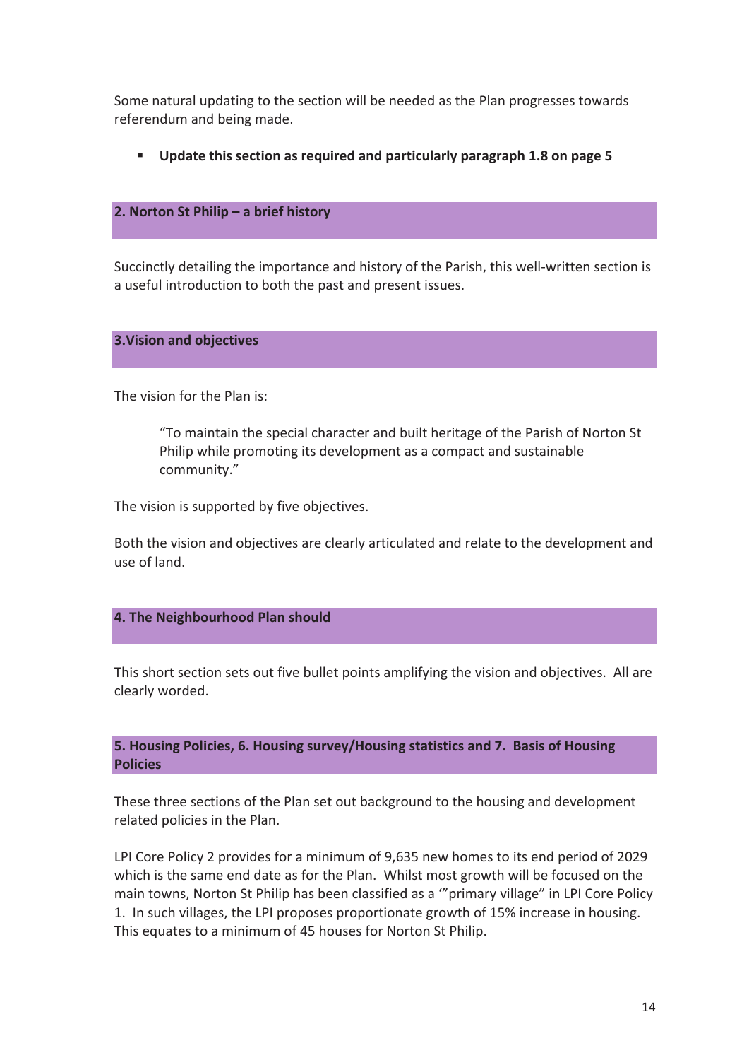Some natural updating to the section will be needed as the Plan progresses towards referendum and being made.

- **Update this section as required and particularly paragraph 1.8 on page 5**

## 2. Norton St Philip – a brief history

Succinctly detailing the importance and history of the Parish, this well-written section is a useful introduction to both the past and present issues.

## 3.Vision and objectives

The vision for the Plan is:

> "To maintain the special character and built heritage of the Parish of Norton St Philip while promoting its development as a compact and sustainable community."

The vision is supported by five objectives.

Both the vision and objectives are clearly articulated and relate to the development and use of land.

## 4. The Neighbourhood Plan should

This short section sets out five bullet points amplifying the vision and objectives. All are clearly worded.

## 5. Housing Policies, 6. Housing survey/Housing statistics and 7. Basis of Housing Policies

These three sections of the Plan set out background to the housing and development related policies in the Plan.

LPI Core Policy 2 provides for a minimum of 9,635 new homes to its end period of 2029 which is the same end date as for the Plan. Whilst most growth will be focused on the main towns, Norton St Philip has been classified as a '"primary village" in LPI Core Policy 1. In such villages, the LPI proposes proportionate growth of 15% increase in housing. This equates to a minimum of 45 houses for Norton St Philip.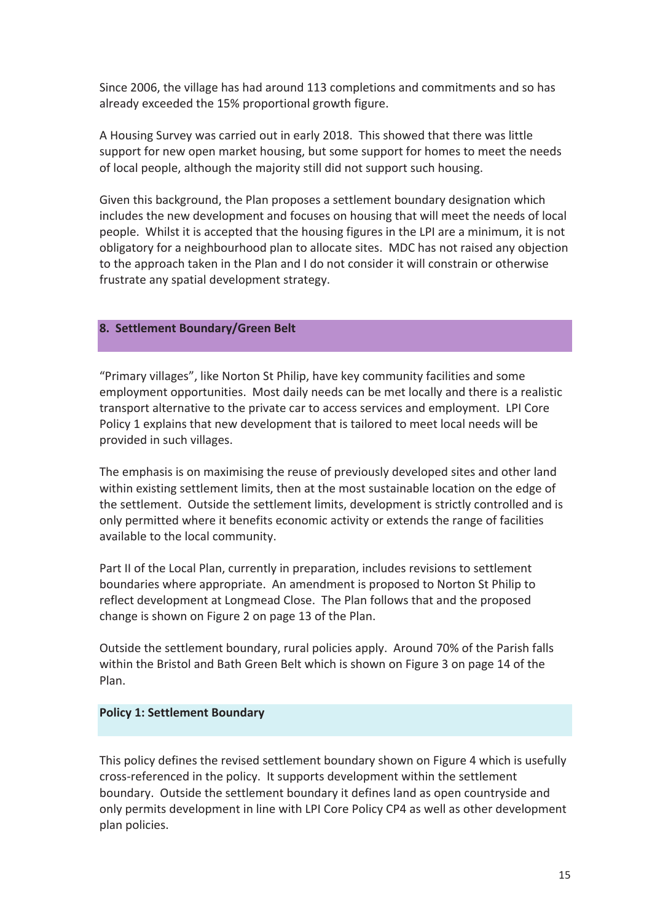Since 2006, the village has had around 113 completions and commitments and so has already exceeded the 15% proportional growth figure.

A Housing Survey was carried out in early 2018. This showed that there was little support for new open market housing, but some support for homes to meet the needs of local people, although the majority still did not support such housing.

Given this background, the Plan proposes a settlement boundary designation which includes the new development and focuses on housing that will meet the needs of local people. Whilst it is accepted that the housing figures in the LPI are a minimum, it is not obligatory for a neighbourhood plan to allocate sites. MDC has not raised any objection to the approach taken in the Plan and I do not consider it will constrain or otherwise frustrate any spatial development strategy.

## 8. Settlement Boundary/Green Belt

"Primary villages", like Norton St Philip, have key community facilities and some employment opportunities. Most daily needs can be met locally and there is a realistic transport alternative to the private car to access services and employment. LPI Core Policy 1 explains that new development that is tailored to meet local needs will be provided in such villages.

The emphasis is on maximising the reuse of previously developed sites and other land within existing settlement limits, then at the most sustainable location on the edge of the settlement. Outside the settlement limits, development is strictly controlled and is only permitted where it benefits economic activity or extends the range of facilities available to the local community.

Part II of the Local Plan, currently in preparation, includes revisions to settlement boundaries where appropriate. An amendment is proposed to Norton St Philip to reflect development at Longmead Close. The Plan follows that and the proposed change is shown on Figure 2 on page 13 of the Plan.

Outside the settlement boundary, rural policies apply. Around 70% of the Parish falls within the Bristol and Bath Green Belt which is shown on Figure 3 on page 14 of the Plan.

### Policy 1: Settlement Boundary

This policy defines the revised settlement boundary shown on Figure 4 which is usefully cross-referenced in the policy. It supports development within the settlement boundary. Outside the settlement boundary it defines land as open countryside and only permits development in line with LPI Core Policy CP4 as well as other development plan policies.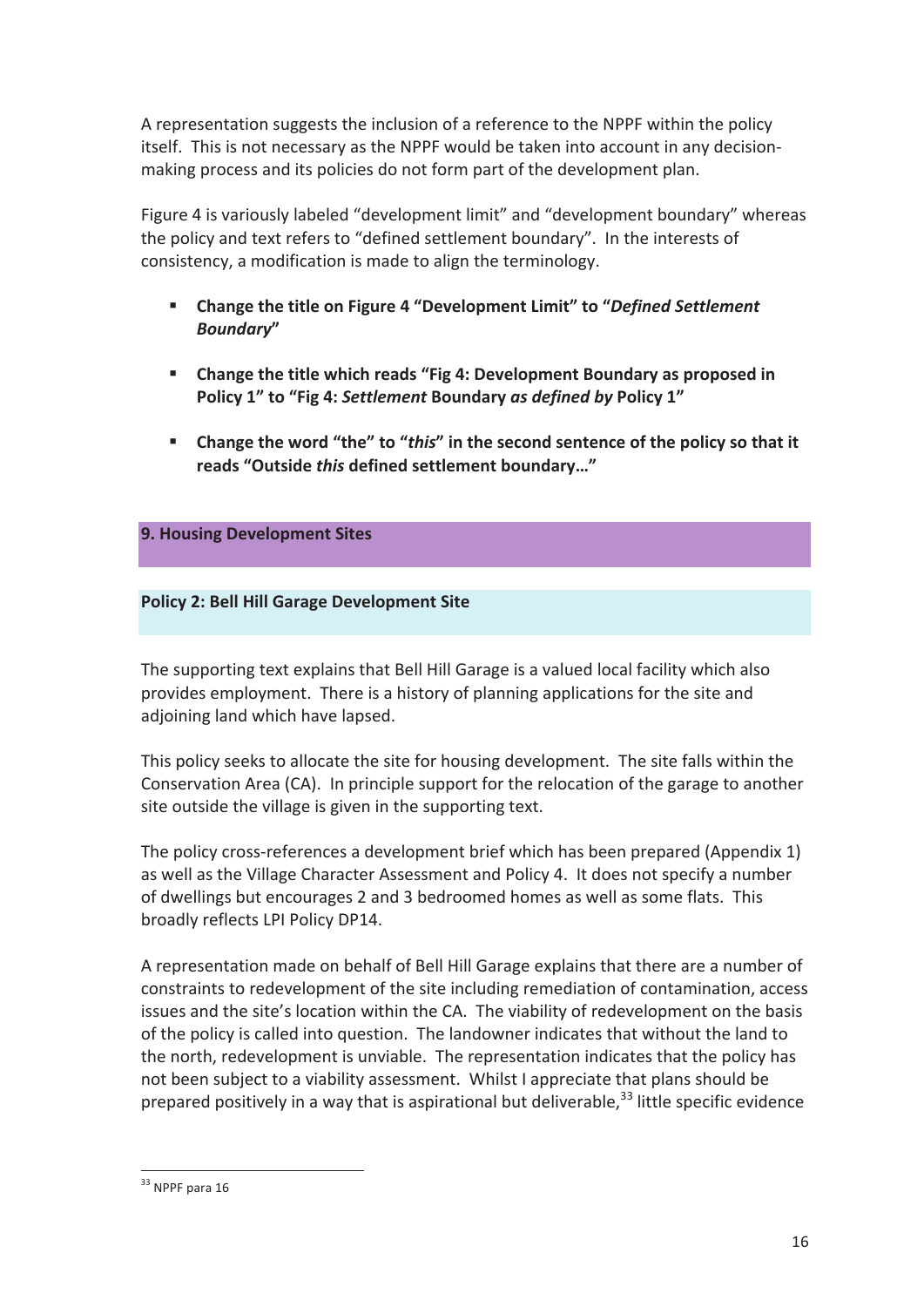A representation suggests the inclusion of a reference to the NPPF within the policy itself. This is not necessary as the NPPF would be taken into account in any decision-making process and its policies do not form part of the development plan.

Figure 4 is variously labeled "development limit" and "development boundary" whereas the policy and text refers to "defined settlement boundary". In the interests of consistency, a modification is made to align the terminology.

- **Change the title on Figure 4 "Development Limit" to "*Defined Settlement Boundary*"**
- **Change the title which reads "Fig 4: Development Boundary as proposed in Policy 1" to "Fig 4: *Settlement* Boundary *as defined by* Policy 1"**
- **Change the word "the" to "*this*" in the second sentence of the policy so that it reads "Outside *this* defined settlement boundary…"**

## 9. Housing Development Sites

### Policy 2: Bell Hill Garage Development Site

The supporting text explains that Bell Hill Garage is a valued local facility which also provides employment. There is a history of planning applications for the site and adjoining land which have lapsed.

This policy seeks to allocate the site for housing development. The site falls within the Conservation Area (CA). In principle support for the relocation of the garage to another site outside the village is given in the supporting text.

The policy cross-references a development brief which has been prepared (Appendix 1) as well as the Village Character Assessment and Policy 4. It does not specify a number of dwellings but encourages 2 and 3 bedroomed homes as well as some flats. This broadly reflects LPI Policy DP14.

A representation made on behalf of Bell Hill Garage explains that there are a number of constraints to redevelopment of the site including remediation of contamination, access issues and the site's location within the CA. The viability of redevelopment on the basis of the policy is called into question. The landowner indicates that without the land to the north, redevelopment is unviable. The representation indicates that the policy has not been subject to a viability assessment. Whilst I appreciate that plans should be prepared positively in a way that is aspirational but deliverable,[33] little specific evidence

[33] NPPF para 16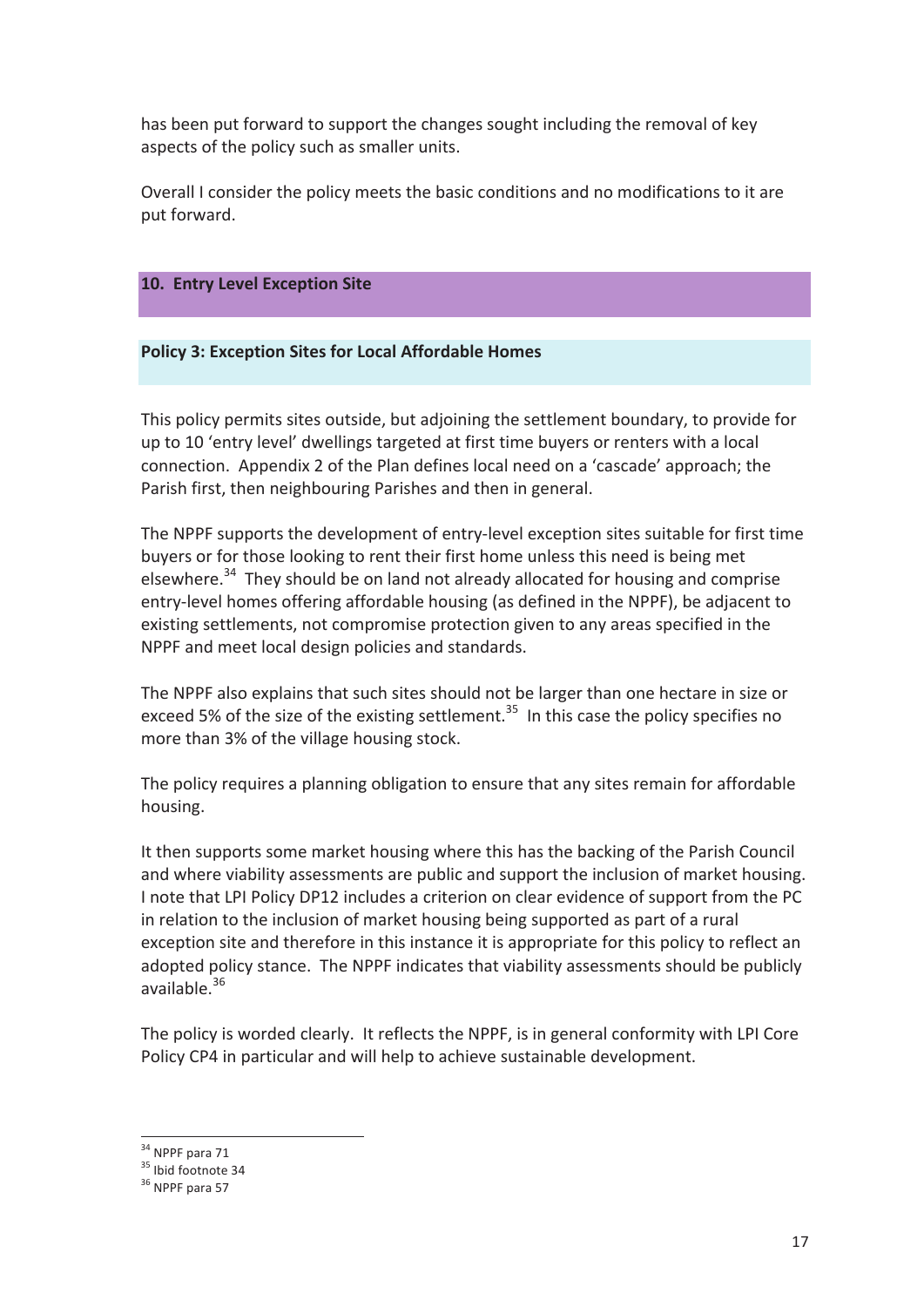has been put forward to support the changes sought including the removal of key aspects of the policy such as smaller units.

Overall I consider the policy meets the basic conditions and no modifications to it are put forward.

## 10. Entry Level Exception Site

### Policy 3: Exception Sites for Local Affordable Homes

This policy permits sites outside, but adjoining the settlement boundary, to provide for up to 10 'entry level' dwellings targeted at first time buyers or renters with a local connection. Appendix 2 of the Plan defines local need on a 'cascade' approach; the Parish first, then neighbouring Parishes and then in general.

The NPPF supports the development of entry-level exception sites suitable for first time buyers or for those looking to rent their first home unless this need is being met elsewhere.[34] They should be on land not already allocated for housing and comprise entry-level homes offering affordable housing (as defined in the NPPF), be adjacent to existing settlements, not compromise protection given to any areas specified in the NPPF and meet local design policies and standards.

The NPPF also explains that such sites should not be larger than one hectare in size or exceed 5% of the size of the existing settlement.[35] In this case the policy specifies no more than 3% of the village housing stock.

The policy requires a planning obligation to ensure that any sites remain for affordable housing.

It then supports some market housing where this has the backing of the Parish Council and where viability assessments are public and support the inclusion of market housing. I note that LPI Policy DP12 includes a criterion on clear evidence of support from the PC in relation to the inclusion of market housing being supported as part of a rural exception site and therefore in this instance it is appropriate for this policy to reflect an adopted policy stance. The NPPF indicates that viability assessments should be publicly available.[36]

The policy is worded clearly. It reflects the NPPF, is in general conformity with LPI Core Policy CP4 in particular and will help to achieve sustainable development.

---

[34] NPPF para 71

[35] Ibid footnote 34

[36] NPPF para 57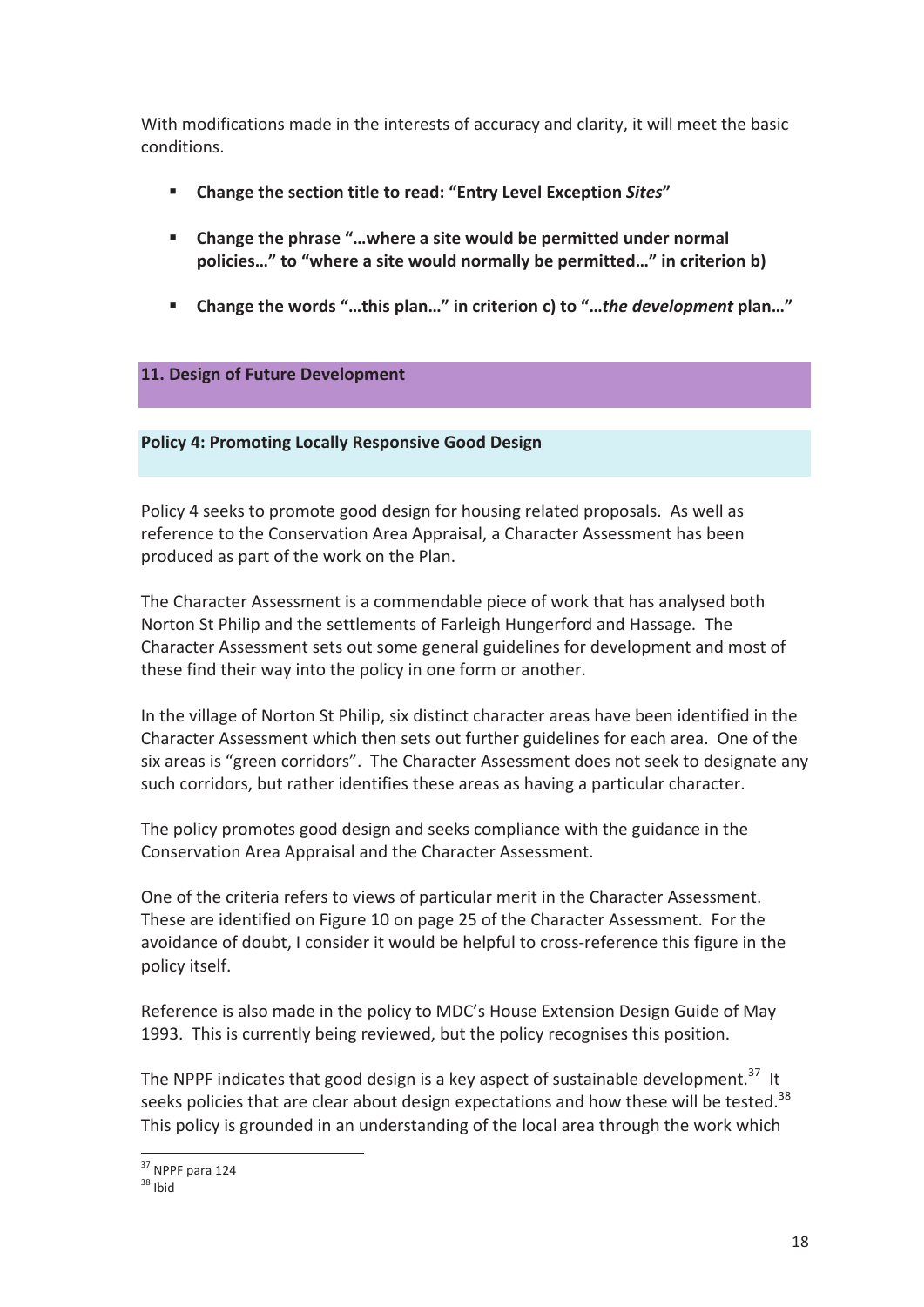With modifications made in the interests of accuracy and clarity, it will meet the basic conditions.

- **Change the section title to read: "Entry Level Exception *Sites*"**
- **Change the phrase "…where a site would be permitted under normal policies…" to "where a site would normally be permitted…" in criterion b)**
- **Change the words "…this plan…" in criterion c) to "…*the development* plan…"**

## 11. Design of Future Development

### Policy 4: Promoting Locally Responsive Good Design

Policy 4 seeks to promote good design for housing related proposals. As well as reference to the Conservation Area Appraisal, a Character Assessment has been produced as part of the work on the Plan.

The Character Assessment is a commendable piece of work that has analysed both Norton St Philip and the settlements of Farleigh Hungerford and Hassage. The Character Assessment sets out some general guidelines for development and most of these find their way into the policy in one form or another.

In the village of Norton St Philip, six distinct character areas have been identified in the Character Assessment which then sets out further guidelines for each area. One of the six areas is "green corridors". The Character Assessment does not seek to designate any such corridors, but rather identifies these areas as having a particular character.

The policy promotes good design and seeks compliance with the guidance in the Conservation Area Appraisal and the Character Assessment.

One of the criteria refers to views of particular merit in the Character Assessment. These are identified on Figure 10 on page 25 of the Character Assessment. For the avoidance of doubt, I consider it would be helpful to cross-reference this figure in the policy itself.

Reference is also made in the policy to MDC's House Extension Design Guide of May 1993. This is currently being reviewed, but the policy recognises this position.

The NPPF indicates that good design is a key aspect of sustainable development.[37] It seeks policies that are clear about design expectations and how these will be tested.[38] This policy is grounded in an understanding of the local area through the work which

[37] NPPF para 124
[38] Ibid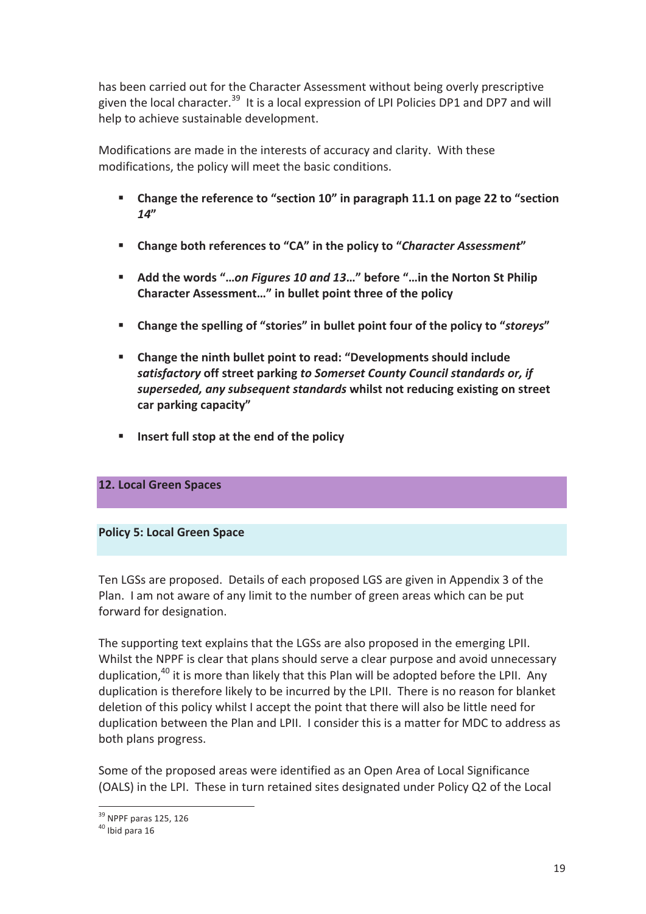has been carried out for the Character Assessment without being overly prescriptive given the local character.[39] It is a local expression of LPI Policies DP1 and DP7 and will help to achieve sustainable development.

Modifications are made in the interests of accuracy and clarity. With these modifications, the policy will meet the basic conditions.

- **Change the reference to "section 10" in paragraph 11.1 on page 22 to "section *14*"**
- **Change both references to "CA" in the policy to "*Character Assessment*"**
- **Add the words "…*on Figures 10 and 13*…" before "…in the Norton St Philip Character Assessment…" in bullet point three of the policy**
- **Change the spelling of "stories" in bullet point four of the policy to "*storeys*"**
- **Change the ninth bullet point to read: "Developments should include *satisfactory* off street parking *to Somerset County Council standards or, if superseded, any subsequent standards* whilst not reducing existing on street car parking capacity"**
- **Insert full stop at the end of the policy**

## 12. Local Green Spaces

### Policy 5: Local Green Space

Ten LGSs are proposed. Details of each proposed LGS are given in Appendix 3 of the Plan. I am not aware of any limit to the number of green areas which can be put forward for designation.

The supporting text explains that the LGSs are also proposed in the emerging LPII. Whilst the NPPF is clear that plans should serve a clear purpose and avoid unnecessary duplication,[40] it is more than likely that this Plan will be adopted before the LPII. Any duplication is therefore likely to be incurred by the LPII. There is no reason for blanket deletion of this policy whilst I accept the point that there will also be little need for duplication between the Plan and LPII. I consider this is a matter for MDC to address as both plans progress.

Some of the proposed areas were identified as an Open Area of Local Significance (OALS) in the LPI. These in turn retained sites designated under Policy Q2 of the Local

[39] NPPF paras 125, 126
[40] Ibid para 16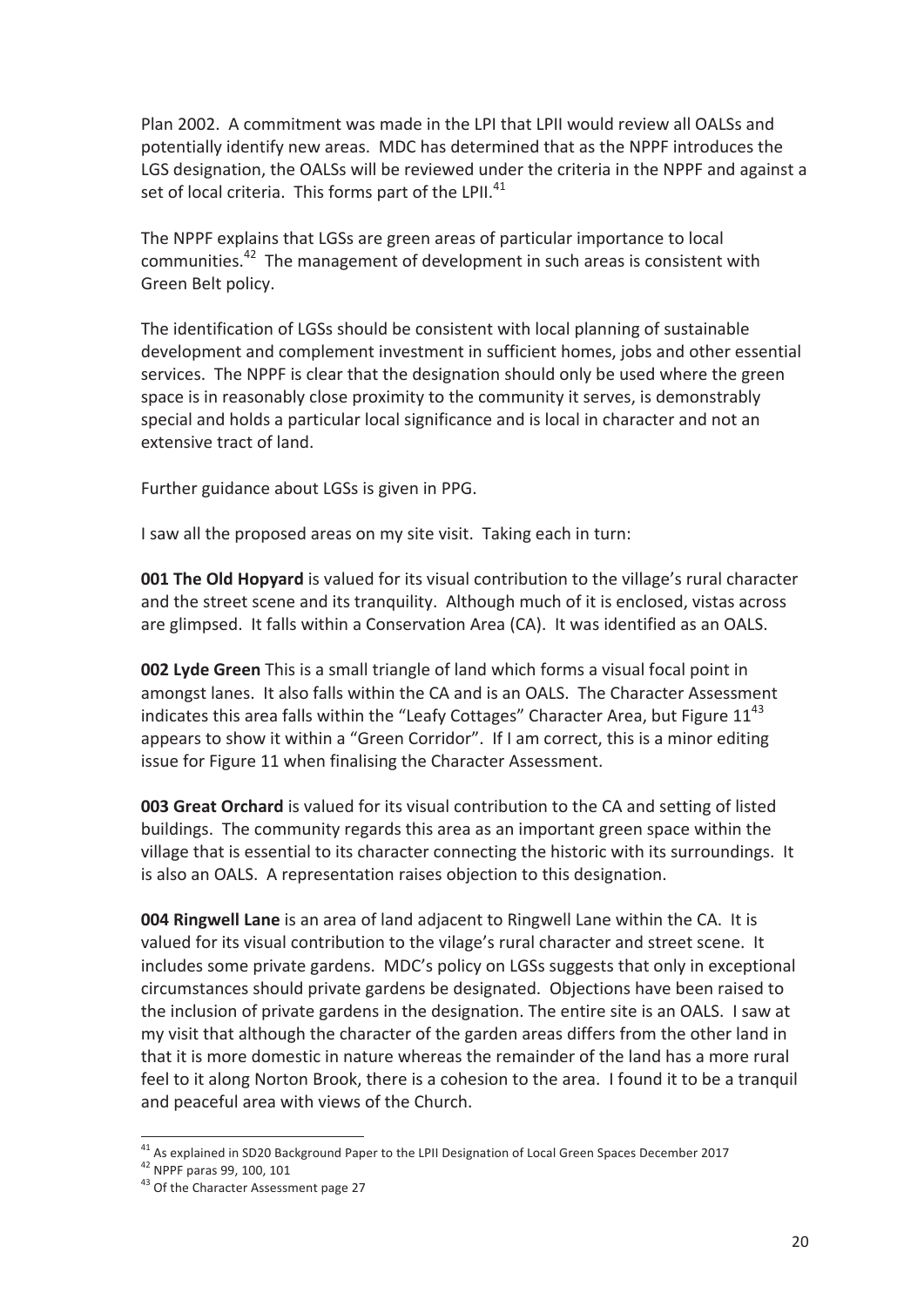Plan 2002. A commitment was made in the LPI that LPII would review all OALSs and potentially identify new areas. MDC has determined that as the NPPF introduces the LGS designation, the OALSs will be reviewed under the criteria in the NPPF and against a set of local criteria. This forms part of the LPII.[41]

The NPPF explains that LGSs are green areas of particular importance to local communities.[42] The management of development in such areas is consistent with Green Belt policy.

The identification of LGSs should be consistent with local planning of sustainable development and complement investment in sufficient homes, jobs and other essential services. The NPPF is clear that the designation should only be used where the green space is in reasonably close proximity to the community it serves, is demonstrably special and holds a particular local significance and is local in character and not an extensive tract of land.

Further guidance about LGSs is given in PPG.

I saw all the proposed areas on my site visit. Taking each in turn:

**001 The Old Hopyard** is valued for its visual contribution to the village's rural character and the street scene and its tranquility. Although much of it is enclosed, vistas across are glimpsed. It falls within a Conservation Area (CA). It was identified as an OALS.

**002 Lyde Green** This is a small triangle of land which forms a visual focal point in amongst lanes. It also falls within the CA and is an OALS. The Character Assessment indicates this area falls within the "Leafy Cottages" Character Area, but Figure 11[43] appears to show it within a "Green Corridor". If I am correct, this is a minor editing issue for Figure 11 when finalising the Character Assessment.

**003 Great Orchard** is valued for its visual contribution to the CA and setting of listed buildings. The community regards this area as an important green space within the village that is essential to its character connecting the historic with its surroundings. It is also an OALS. A representation raises objection to this designation.

**004 Ringwell Lane** is an area of land adjacent to Ringwell Lane within the CA. It is valued for its visual contribution to the vilage's rural character and street scene. It includes some private gardens. MDC's policy on LGSs suggests that only in exceptional circumstances should private gardens be designated. Objections have been raised to the inclusion of private gardens in the designation. The entire site is an OALS. I saw at my visit that although the character of the garden areas differs from the other land in that it is more domestic in nature whereas the remainder of the land has a more rural feel to it along Norton Brook, there is a cohesion to the area. I found it to be a tranquil and peaceful area with views of the Church.

[41] As explained in SD20 Background Paper to the LPII Designation of Local Green Spaces December 2017

[42] NPPF paras 99, 100, 101

[43] Of the Character Assessment page 27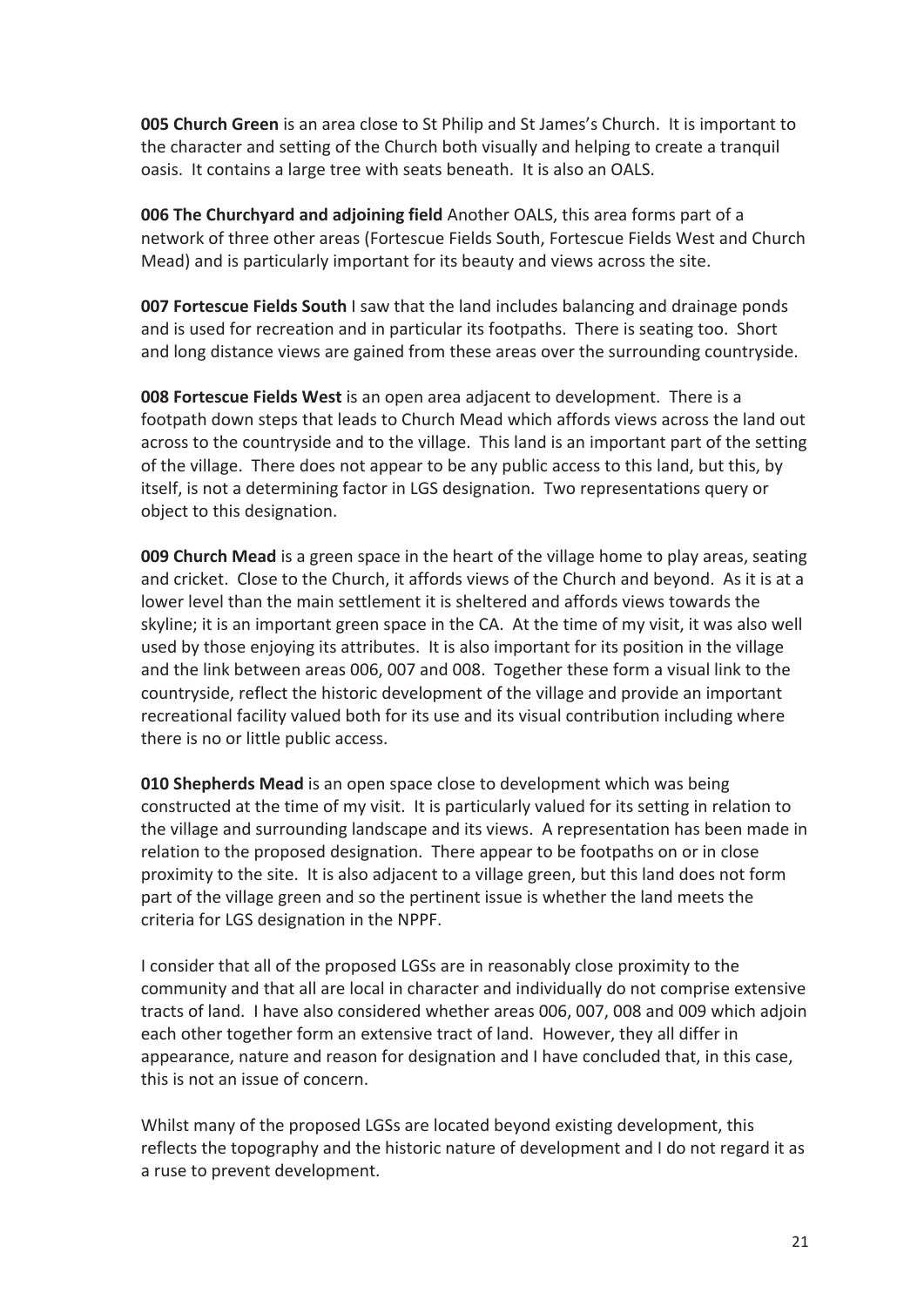**005 Church Green** is an area close to St Philip and St James's Church. It is important to the character and setting of the Church both visually and helping to create a tranquil oasis. It contains a large tree with seats beneath. It is also an OALS.

**006 The Churchyard and adjoining field** Another OALS, this area forms part of a network of three other areas (Fortescue Fields South, Fortescue Fields West and Church Mead) and is particularly important for its beauty and views across the site.

**007 Fortescue Fields South** I saw that the land includes balancing and drainage ponds and is used for recreation and in particular its footpaths. There is seating too. Short and long distance views are gained from these areas over the surrounding countryside.

**008 Fortescue Fields West** is an open area adjacent to development. There is a footpath down steps that leads to Church Mead which affords views across the land out across to the countryside and to the village. This land is an important part of the setting of the village. There does not appear to be any public access to this land, but this, by itself, is not a determining factor in LGS designation. Two representations query or object to this designation.

**009 Church Mead** is a green space in the heart of the village home to play areas, seating and cricket. Close to the Church, it affords views of the Church and beyond. As it is at a lower level than the main settlement it is sheltered and affords views towards the skyline; it is an important green space in the CA. At the time of my visit, it was also well used by those enjoying its attributes. It is also important for its position in the village and the link between areas 006, 007 and 008. Together these form a visual link to the countryside, reflect the historic development of the village and provide an important recreational facility valued both for its use and its visual contribution including where there is no or little public access.

**010 Shepherds Mead** is an open space close to development which was being constructed at the time of my visit. It is particularly valued for its setting in relation to the village and surrounding landscape and its views. A representation has been made in relation to the proposed designation. There appear to be footpaths on or in close proximity to the site. It is also adjacent to a village green, but this land does not form part of the village green and so the pertinent issue is whether the land meets the criteria for LGS designation in the NPPF.

I consider that all of the proposed LGSs are in reasonably close proximity to the community and that all are local in character and individually do not comprise extensive tracts of land. I have also considered whether areas 006, 007, 008 and 009 which adjoin each other together form an extensive tract of land. However, they all differ in appearance, nature and reason for designation and I have concluded that, in this case, this is not an issue of concern.

Whilst many of the proposed LGSs are located beyond existing development, this reflects the topography and the historic nature of development and I do not regard it as a ruse to prevent development.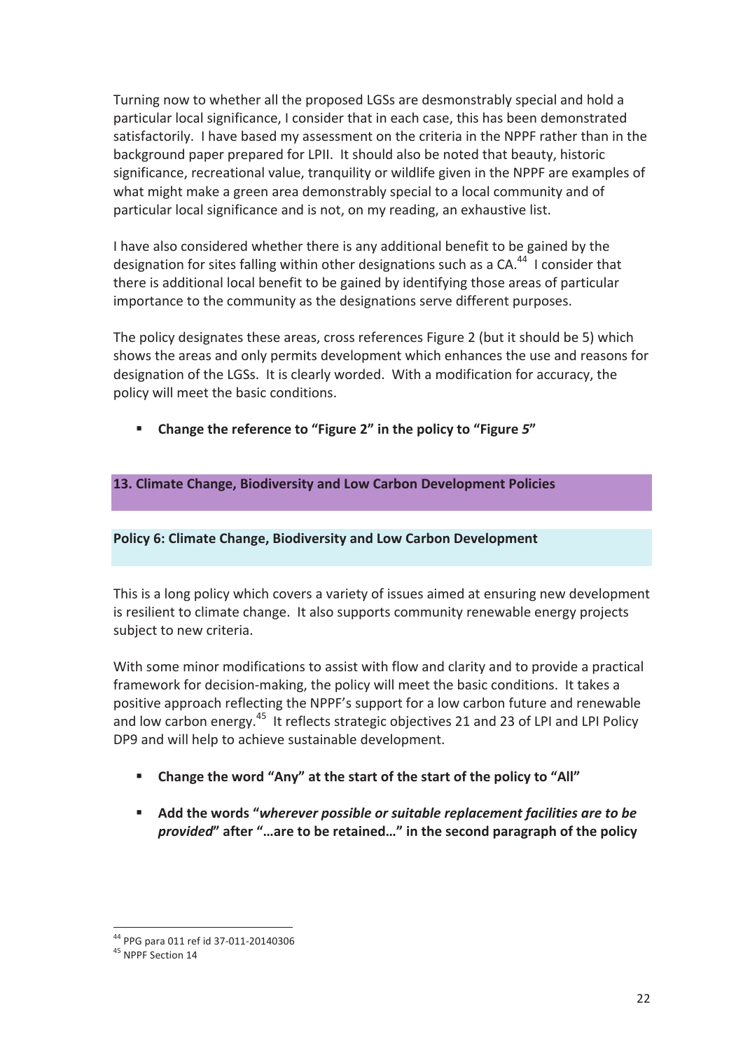Turning now to whether all the proposed LGSs are desmonstrably special and hold a particular local significance, I consider that in each case, this has been demonstrated satisfactorily. I have based my assessment on the criteria in the NPPF rather than in the background paper prepared for LPII. It should also be noted that beauty, historic significance, recreational value, tranquility or wildlife given in the NPPF are examples of what might make a green area demonstrably special to a local community and of particular local significance and is not, on my reading, an exhaustive list.

I have also considered whether there is any additional benefit to be gained by the designation for sites falling within other designations such as a CA.[44] I consider that there is additional local benefit to be gained by identifying those areas of particular importance to the community as the designations serve different purposes.

The policy designates these areas, cross references Figure 2 (but it should be 5) which shows the areas and only permits development which enhances the use and reasons for designation of the LGSs. It is clearly worded. With a modification for accuracy, the policy will meet the basic conditions.

- **Change the reference to "Figure 2" in the policy to "Figure *5*"**

## 13. Climate Change, Biodiversity and Low Carbon Development Policies

### Policy 6: Climate Change, Biodiversity and Low Carbon Development

This is a long policy which covers a variety of issues aimed at ensuring new development is resilient to climate change. It also supports community renewable energy projects subject to new criteria.

With some minor modifications to assist with flow and clarity and to provide a practical framework for decision-making, the policy will meet the basic conditions. It takes a positive approach reflecting the NPPF's support for a low carbon future and renewable and low carbon energy.[45] It reflects strategic objectives 21 and 23 of LPI and LPI Policy DP9 and will help to achieve sustainable development.

- **Change the word "Any" at the start of the start of the policy to "All"**
- **Add the words "*wherever possible or suitable replacement facilities are to be provided*" after "…are to be retained…" in the second paragraph of the policy**

---

[44] PPG para 011 ref id 37-011-20140306

[45] NPPF Section 14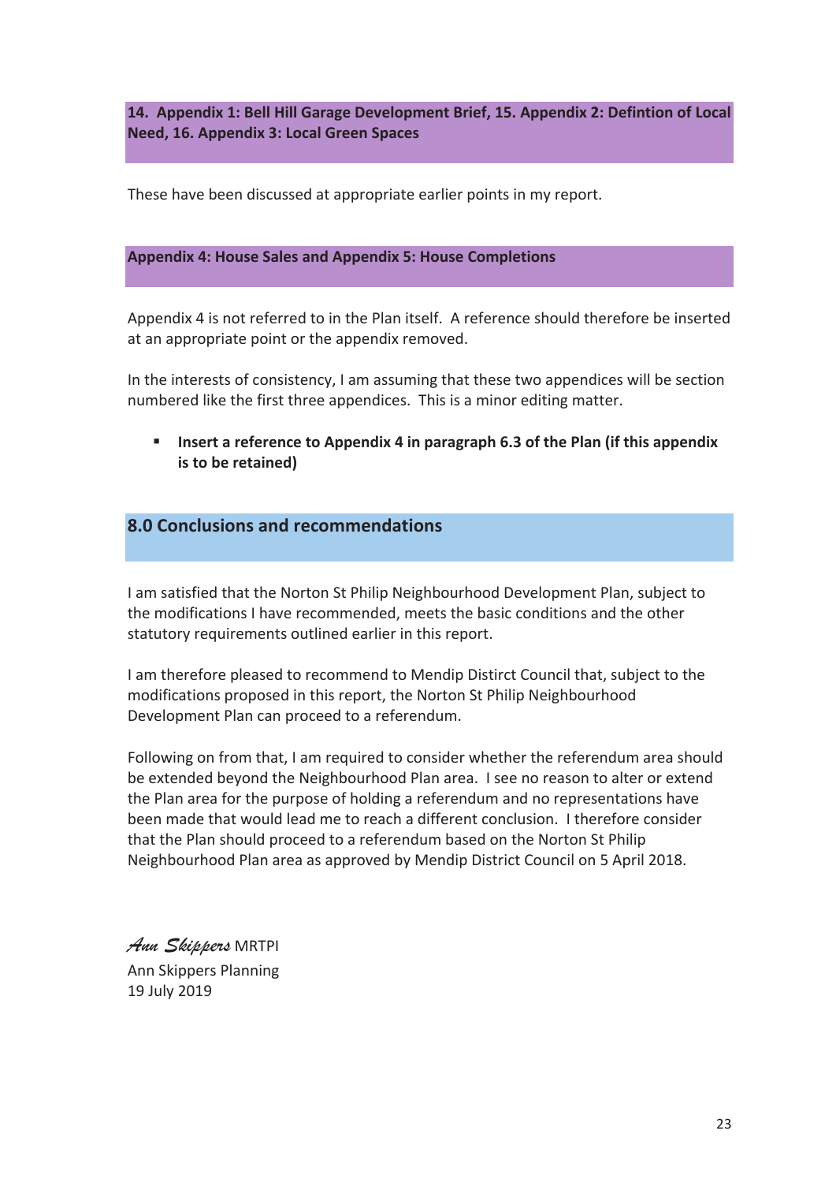### 14. Appendix 1: Bell Hill Garage Development Brief, 15. Appendix 2: Defintion of Local Need, 16. Appendix 3: Local Green Spaces

These have been discussed at appropriate earlier points in my report.

### Appendix 4: House Sales and Appendix 5: House Completions

Appendix 4 is not referred to in the Plan itself. A reference should therefore be inserted at an appropriate point or the appendix removed.

In the interests of consistency, I am assuming that these two appendices will be section numbered like the first three appendices. This is a minor editing matter.

- **Insert a reference to Appendix 4 in paragraph 6.3 of the Plan (if this appendix is to be retained)**

## 8.0 Conclusions and recommendations

I am satisfied that the Norton St Philip Neighbourhood Development Plan, subject to the modifications I have recommended, meets the basic conditions and the other statutory requirements outlined earlier in this report.

I am therefore pleased to recommend to Mendip Disitrct Council that, subject to the modifications proposed in this report, the Norton St Philip Neighbourhood Development Plan can proceed to a referendum.

Following on from that, I am required to consider whether the referendum area should be extended beyond the Neighbourhood Plan area. I see no reason to alter or extend the Plan area for the purpose of holding a referendum and no representations have been made that would lead me to reach a different conclusion. I therefore consider that the Plan should proceed to a referendum based on the Norton St Philip Neighbourhood Plan area as approved by Mendip District Council on 5 April 2018.

*Ann Skippers* MRTPI
Ann Skippers Planning
19 July 2019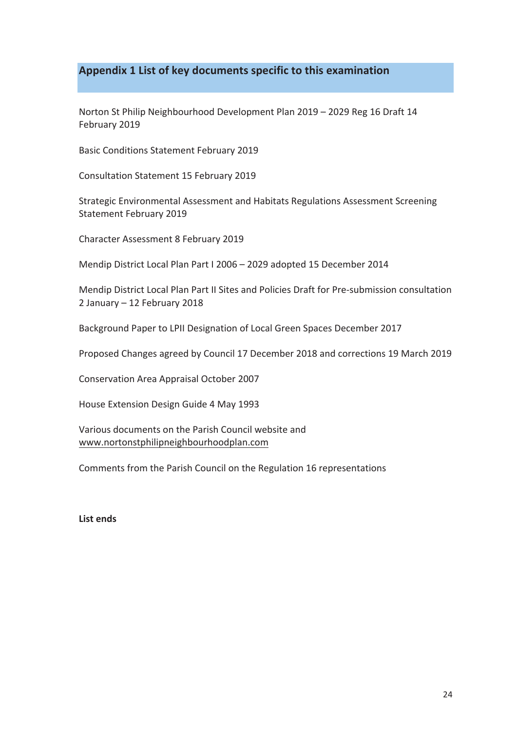## Appendix 1 List of key documents specific to this examination

Norton St Philip Neighbourhood Development Plan 2019 – 2029 Reg 16 Draft 14 February 2019

Basic Conditions Statement February 2019

Consultation Statement 15 February 2019

Strategic Environmental Assessment and Habitats Regulations Assessment Screening Statement February 2019

Character Assessment 8 February 2019

Mendip District Local Plan Part I 2006 – 2029 adopted 15 December 2014

Mendip District Local Plan Part II Sites and Policies Draft for Pre-submission consultation 2 January – 12 February 2018

Background Paper to LPII Designation of Local Green Spaces December 2017

Proposed Changes agreed by Council 17 December 2018 and corrections 19 March 2019

Conservation Area Appraisal October 2007

House Extension Design Guide 4 May 1993

Various documents on the Parish Council website and www.nortonstphilipneighbourhoodplan.com

Comments from the Parish Council on the Regulation 16 representations

**List ends**